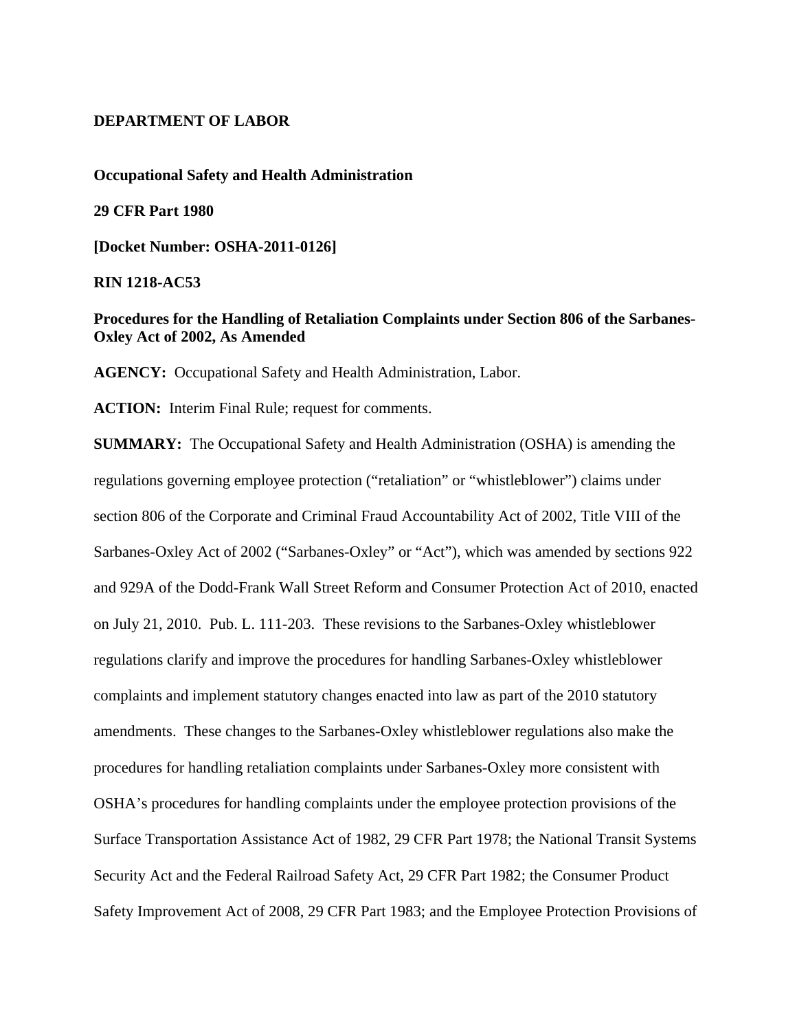**DEPARTMENT OF LABOR**

**Occupational Safety and Health Administration**

**29 CFR Part 1980**

**[Docket Number: OSHA-2011-0126]**

**RIN 1218-AC53**

**Procedures for the Handling of Retaliation Complaints under Section 806 of the Sarbanes-Oxley Act of 2002, As Amended**

**AGENCY:** Occupational Safety and Health Administration, Labor.

**ACTION:** Interim Final Rule; request for comments.

**SUMMARY:** The Occupational Safety and Health Administration (OSHA) is amending the regulations governing employee protection ("retaliation" or "whistleblower") claims under section 806 of the Corporate and Criminal Fraud Accountability Act of 2002, Title VIII of the Sarbanes-Oxley Act of 2002 ("Sarbanes-Oxley" or "Act"), which was amended by sections 922 and 929A of the Dodd-Frank Wall Street Reform and Consumer Protection Act of 2010, enacted on July 21, 2010. Pub. L. 111-203. These revisions to the Sarbanes-Oxley whistleblower regulations clarify and improve the procedures for handling Sarbanes-Oxley whistleblower complaints and implement statutory changes enacted into law as part of the 2010 statutory amendments. These changes to the Sarbanes-Oxley whistleblower regulations also make the procedures for handling retaliation complaints under Sarbanes-Oxley more consistent with OSHA's procedures for handling complaints under the employee protection provisions of the Surface Transportation Assistance Act of 1982, 29 CFR Part 1978; the National Transit Systems Security Act and the Federal Railroad Safety Act, 29 CFR Part 1982; the Consumer Product Safety Improvement Act of 2008, 29 CFR Part 1983; and the Employee Protection Provisions of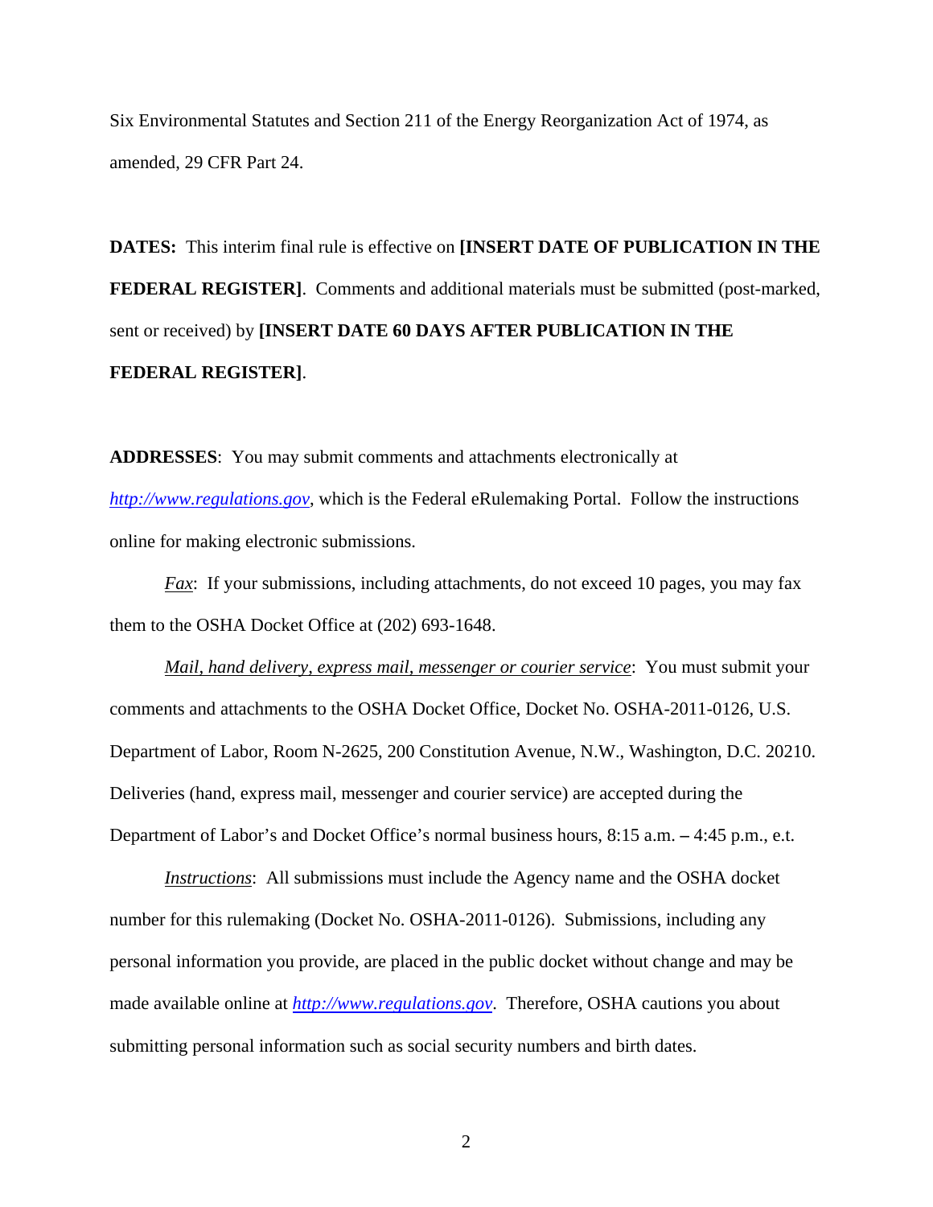Six Environmental Statutes and Section 211 of the Energy Reorganization Act of 1974, as amended, 29 CFR Part 24.

**DATES:** This interim final rule is effective on **[INSERT DATE OF PUBLICATION IN THE FEDERAL REGISTER]**. Comments and additional materials must be submitted (post-marked, sent or received) by **[INSERT DATE 60 DAYS AFTER PUBLICATION IN THE FEDERAL REGISTER]**.

**ADDRESSES**: You may submit comments and attachments electronically at *http://www.regulations.gov*, which is the Federal eRulemaking Portal. Follow the instructions online for making electronic submissions.

*Fax*: If your submissions, including attachments, do not exceed 10 pages, you may fax them to the OSHA Docket Office at (202) 693-1648.

*Mail, hand delivery, express mail, messenger or courier service*: You must submit your comments and attachments to the OSHA Docket Office, Docket No. OSHA-2011-0126, U.S. Department of Labor, Room N-2625, 200 Constitution Avenue, N.W., Washington, D.C. 20210. Deliveries (hand, express mail, messenger and courier service) are accepted during the Department of Labor's and Docket Office's normal business hours, 8:15 a.m. – 4:45 p.m., e.t.

*Instructions*: All submissions must include the Agency name and the OSHA docket number for this rulemaking (Docket No. OSHA-2011-0126). Submissions, including any personal information you provide, are placed in the public docket without change and may be made available online at *http://www.regulations.gov*. Therefore, OSHA cautions you about submitting personal information such as social security numbers and birth dates.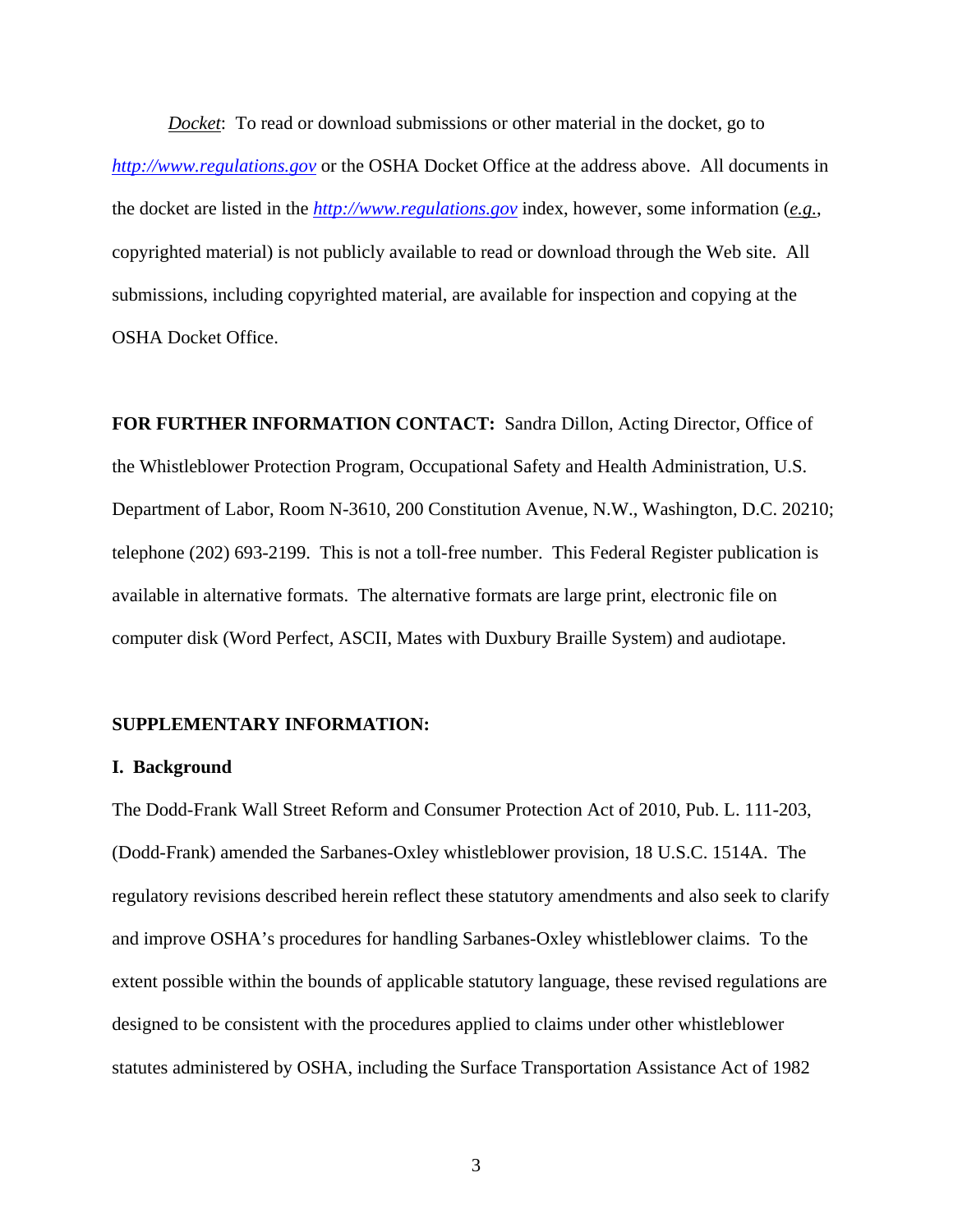*Docket*: To read or download submissions or other material in the docket, go to *http://www.regulations.gov* or the OSHA Docket Office at the address above. All documents in the docket are listed in the *http://www.regulations.gov* index, however, some information (*e.g.*, copyrighted material) is not publicly available to read or download through the Web site. All submissions, including copyrighted material, are available for inspection and copying at the OSHA Docket Office.

**FOR FURTHER INFORMATION CONTACT:** Sandra Dillon, Acting Director, Office of the Whistleblower Protection Program, Occupational Safety and Health Administration, U.S. Department of Labor, Room N-3610, 200 Constitution Avenue, N.W., Washington, D.C. 20210; telephone (202) 693-2199. This is not a toll-free number. This Federal Register publication is available in alternative formats. The alternative formats are large print, electronic file on computer disk (Word Perfect, ASCII, Mates with Duxbury Braille System) and audiotape.

**SUPPLEMENTARY INFORMATION:**

**I. Background**

The Dodd-Frank Wall Street Reform and Consumer Protection Act of 2010, Pub. L. 111-203, (Dodd-Frank) amended the Sarbanes-Oxley whistleblower provision, 18 U.S.C. 1514A. The regulatory revisions described herein reflect these statutory amendments and also seek to clarify and improve OSHA's procedures for handling Sarbanes-Oxley whistleblower claims. To the extent possible within the bounds of applicable statutory language, these revised regulations are designed to be consistent with the procedures applied to claims under other whistleblower statutes administered by OSHA, including the Surface Transportation Assistance Act of 1982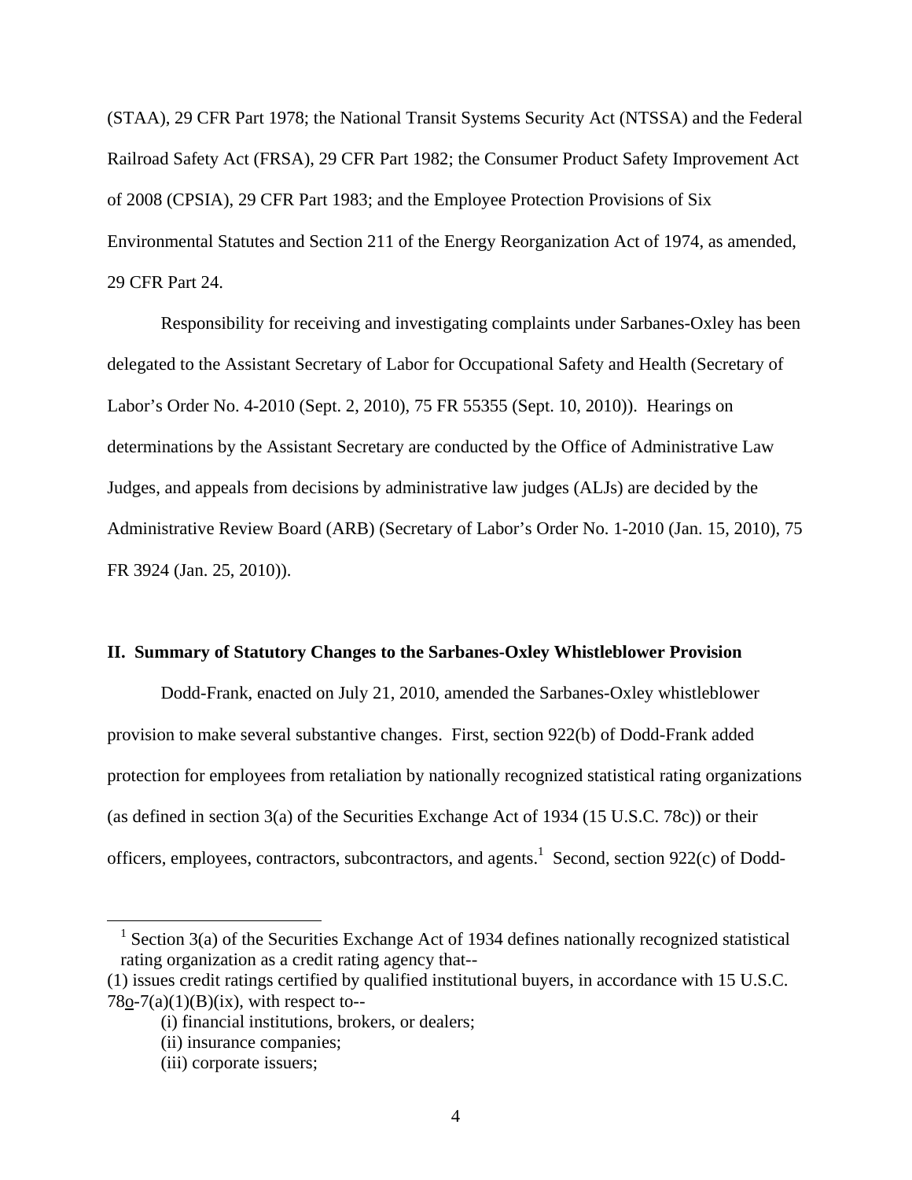(STAA), 29 CFR Part 1978; the National Transit Systems Security Act (NTSSA) and the Federal Railroad Safety Act (FRSA), 29 CFR Part 1982; the Consumer Product Safety Improvement Act of 2008 (CPSIA), 29 CFR Part 1983; and the Employee Protection Provisions of Six Environmental Statutes and Section 211 of the Energy Reorganization Act of 1974, as amended, 29 CFR Part 24.

Responsibility for receiving and investigating complaints under Sarbanes-Oxley has been delegated to the Assistant Secretary of Labor for Occupational Safety and Health (Secretary of Labor's Order No. 4-2010 (Sept. 2, 2010), 75 FR 55355 (Sept. 10, 2010)). Hearings on determinations by the Assistant Secretary are conducted by the Office of Administrative Law Judges, and appeals from decisions by administrative law judges (ALJs) are decided by the Administrative Review Board (ARB) (Secretary of Labor's Order No. 1-2010 (Jan. 15, 2010), 75 FR 3924 (Jan. 25, 2010)).

## II. Summary of Statutory Changes to the Sarbanes-Oxley Whistleblower Provision

Dodd-Frank, enacted on July 21, 2010, amended the Sarbanes-Oxley whistleblower provision to make several substantive changes. First, section 922(b) of Dodd-Frank added protection for employees from retaliation by nationally recognized statistical rating organizations (as defined in section 3(a) of the Securities Exchange Act of 1934 (15 U.S.C. 78c)) or their officers, employees, contractors, subcontractors, and agents.[1] Second, section 922(c) of Dodd-

[1] Section 3(a) of the Securities Exchange Act of 1934 defines nationally recognized statistical rating organization as a credit rating agency that--

(1) issues credit ratings certified by qualified institutional buyers, in accordance with 15 U.S.C. 78o-7(a)(1)(B)(ix), with respect to--

(i) financial institutions, brokers, or dealers;

(ii) insurance companies;

(iii) corporate issuers;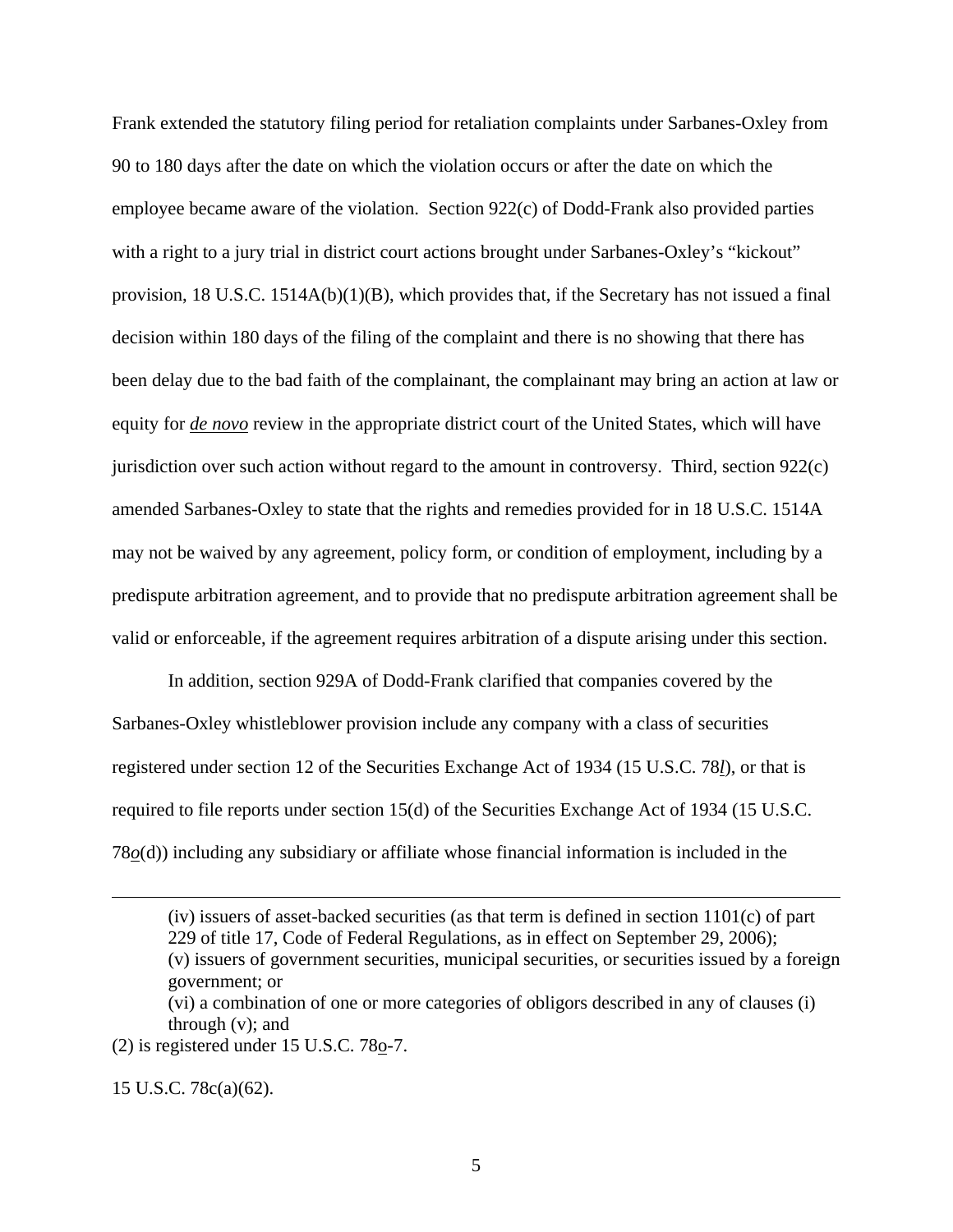Frank extended the statutory filing period for retaliation complaints under Sarbanes-Oxley from 90 to 180 days after the date on which the violation occurs or after the date on which the employee became aware of the violation. Section 922(c) of Dodd-Frank also provided parties with a right to a jury trial in district court actions brought under Sarbanes-Oxley's "kickout" provision, 18 U.S.C. 1514A(b)(1)(B), which provides that, if the Secretary has not issued a final decision within 180 days of the filing of the complaint and there is no showing that there has been delay due to the bad faith of the complainant, the complainant may bring an action at law or equity for ***de novo*** review in the appropriate district court of the United States, which will have jurisdiction over such action without regard to the amount in controversy. Third, section 922(c) amended Sarbanes-Oxley to state that the rights and remedies provided for in 18 U.S.C. 1514A may not be waived by any agreement, policy form, or condition of employment, including by a predispute arbitration agreement, and to provide that no predispute arbitration agreement shall be valid or enforceable, if the agreement requires arbitration of a dispute arising under this section.

In addition, section 929A of Dodd-Frank clarified that companies covered by the Sarbanes-Oxley whistleblower provision include any company with a class of securities registered under section 12 of the Securities Exchange Act of 1934 (15 U.S.C. 78*l*), or that is required to file reports under section 15(d) of the Securities Exchange Act of 1934 (15 U.S.C. 78*o*(d)) including any subsidiary or affiliate whose financial information is included in the

---

> (iv) issuers of asset-backed securities (as that term is defined in section 1101(c) of part 229 of title 17, Code of Federal Regulations, as in effect on September 29, 2006);
> (v) issuers of government securities, municipal securities, or securities issued by a foreign government; or
> (vi) a combination of one or more categories of obligors described in any of clauses (i) through (v); and

(2) is registered under 15 U.S.C. 78o-7.

15 U.S.C. 78c(a)(62).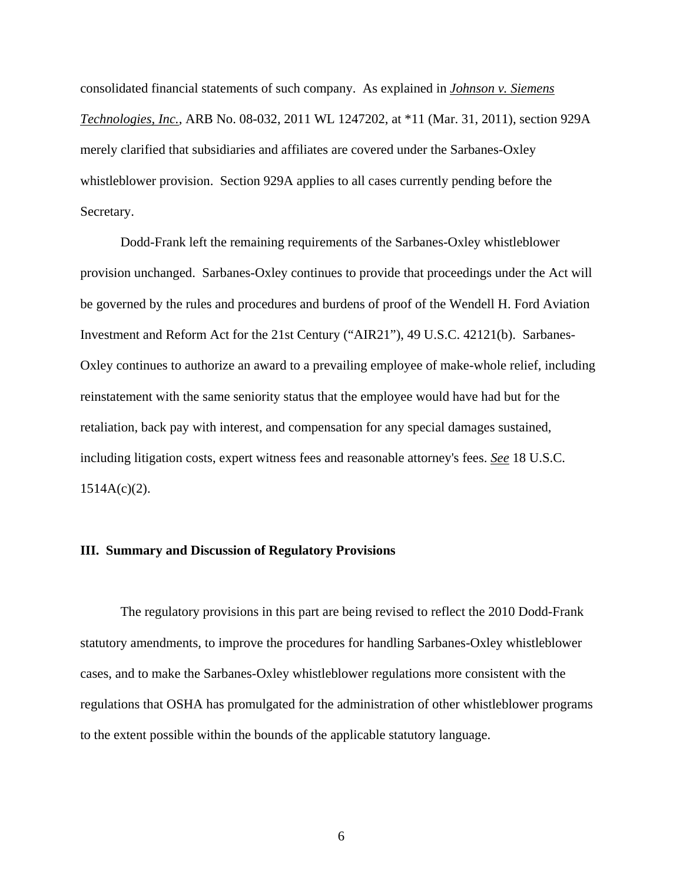consolidated financial statements of such company. As explained in ***Johnson v. Siemens Technologies, Inc.***, ARB No. 08-032, 2011 WL 1247202, at *11 (Mar. 31, 2011), section 929A merely clarified that subsidiaries and affiliates are covered under the Sarbanes-Oxley whistleblower provision. Section 929A applies to all cases currently pending before the Secretary.

Dodd-Frank left the remaining requirements of the Sarbanes-Oxley whistleblower provision unchanged. Sarbanes-Oxley continues to provide that proceedings under the Act will be governed by the rules and procedures and burdens of proof of the Wendell H. Ford Aviation Investment and Reform Act for the 21st Century ("AIR21"), 49 U.S.C. 42121(b). Sarbanes-Oxley continues to authorize an award to a prevailing employee of make-whole relief, including reinstatement with the same seniority status that the employee would have had but for the retaliation, back pay with interest, and compensation for any special damages sustained, including litigation costs, expert witness fees and reasonable attorney's fees. ***See*** 18 U.S.C. 1514A(c)(2).

**III. Summary and Discussion of Regulatory Provisions**

The regulatory provisions in this part are being revised to reflect the 2010 Dodd-Frank statutory amendments, to improve the procedures for handling Sarbanes-Oxley whistleblower cases, and to make the Sarbanes-Oxley whistleblower regulations more consistent with the regulations that OSHA has promulgated for the administration of other whistleblower programs to the extent possible within the bounds of the applicable statutory language.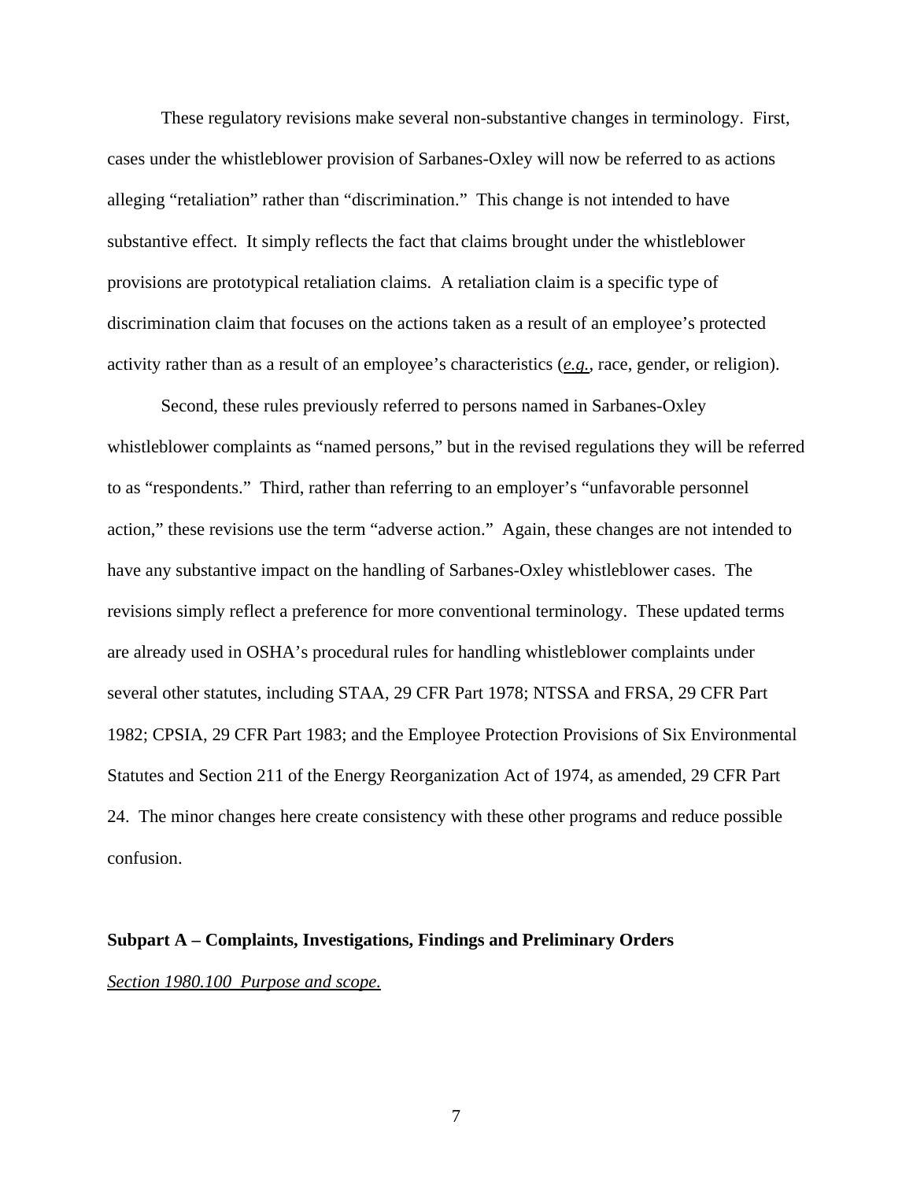These regulatory revisions make several non-substantive changes in terminology. First, cases under the whistleblower provision of Sarbanes-Oxley will now be referred to as actions alleging "retaliation" rather than "discrimination." This change is not intended to have substantive effect. It simply reflects the fact that claims brought under the whistleblower provisions are prototypical retaliation claims. A retaliation claim is a specific type of discrimination claim that focuses on the actions taken as a result of an employee's protected activity rather than as a result of an employee's characteristics (*e.g.*, race, gender, or religion).

Second, these rules previously referred to persons named in Sarbanes-Oxley whistleblower complaints as "named persons," but in the revised regulations they will be referred to as "respondents." Third, rather than referring to an employer's "unfavorable personnel action," these revisions use the term "adverse action." Again, these changes are not intended to have any substantive impact on the handling of Sarbanes-Oxley whistleblower cases. The revisions simply reflect a preference for more conventional terminology. These updated terms are already used in OSHA's procedural rules for handling whistleblower complaints under several other statutes, including STAA, 29 CFR Part 1978; NTSSA and FRSA, 29 CFR Part 1982; CPSIA, 29 CFR Part 1983; and the Employee Protection Provisions of Six Environmental Statutes and Section 211 of the Energy Reorganization Act of 1974, as amended, 29 CFR Part 24. The minor changes here create consistency with these other programs and reduce possible confusion.

**Subpart A – Complaints, Investigations, Findings and Preliminary Orders**

*Section 1980.100 Purpose and scope.*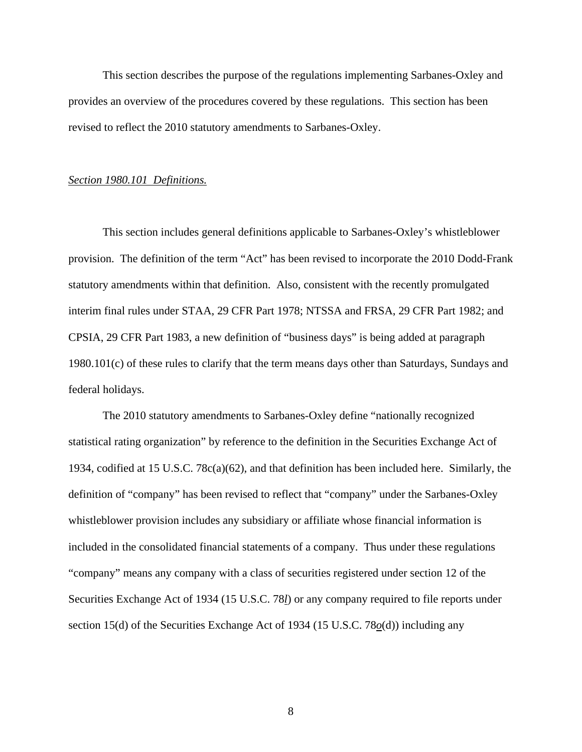This section describes the purpose of the regulations implementing Sarbanes-Oxley and provides an overview of the procedures covered by these regulations. This section has been revised to reflect the 2010 statutory amendments to Sarbanes-Oxley.

*Section 1980.101 Definitions.*

This section includes general definitions applicable to Sarbanes-Oxley's whistleblower provision. The definition of the term "Act" has been revised to incorporate the 2010 Dodd-Frank statutory amendments within that definition. Also, consistent with the recently promulgated interim final rules under STAA, 29 CFR Part 1978; NTSSA and FRSA, 29 CFR Part 1982; and CPSIA, 29 CFR Part 1983, a new definition of "business days" is being added at paragraph 1980.101(c) of these rules to clarify that the term means days other than Saturdays, Sundays and federal holidays.

The 2010 statutory amendments to Sarbanes-Oxley define "nationally recognized statistical rating organization" by reference to the definition in the Securities Exchange Act of 1934, codified at 15 U.S.C. 78c(a)(62), and that definition has been included here. Similarly, the definition of "company" has been revised to reflect that "company" under the Sarbanes-Oxley whistleblower provision includes any subsidiary or affiliate whose financial information is included in the consolidated financial statements of a company. Thus under these regulations "company" means any company with a class of securities registered under section 12 of the Securities Exchange Act of 1934 (15 U.S.C. 78*l*) or any company required to file reports under section 15(d) of the Securities Exchange Act of 1934 (15 U.S.C. 78*o*(d)) including any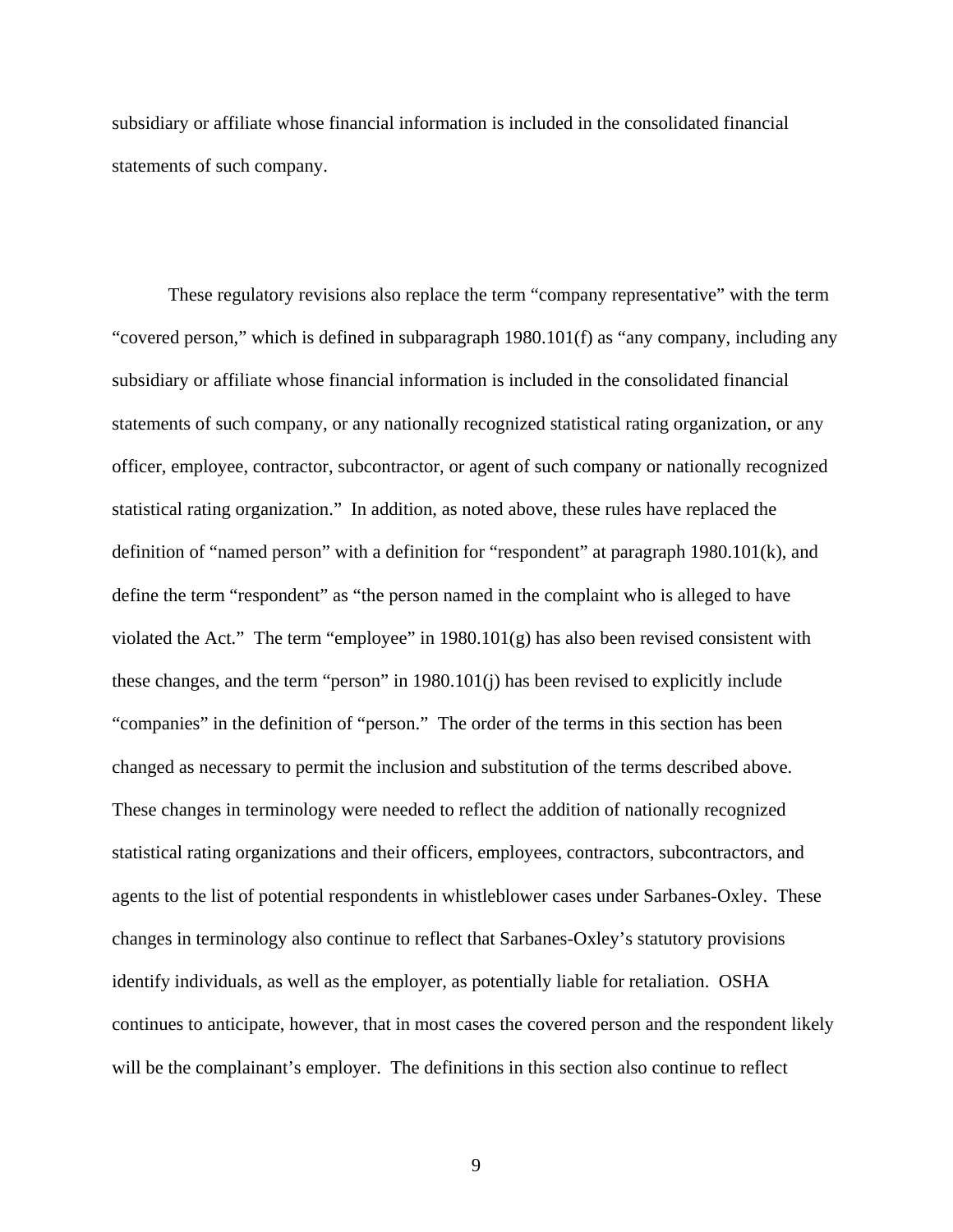subsidiary or affiliate whose financial information is included in the consolidated financial statements of such company.

These regulatory revisions also replace the term "company representative" with the term "covered person," which is defined in subparagraph 1980.101(f) as "any company, including any subsidiary or affiliate whose financial information is included in the consolidated financial statements of such company, or any nationally recognized statistical rating organization, or any officer, employee, contractor, subcontractor, or agent of such company or nationally recognized statistical rating organization." In addition, as noted above, these rules have replaced the definition of "named person" with a definition for "respondent" at paragraph 1980.101(k), and define the term "respondent" as "the person named in the complaint who is alleged to have violated the Act." The term "employee" in 1980.101(g) has also been revised consistent with these changes, and the term "person" in 1980.101(j) has been revised to explicitly include "companies" in the definition of "person." The order of the terms in this section has been changed as necessary to permit the inclusion and substitution of the terms described above. These changes in terminology were needed to reflect the addition of nationally recognized statistical rating organizations and their officers, employees, contractors, subcontractors, and agents to the list of potential respondents in whistleblower cases under Sarbanes-Oxley. These changes in terminology also continue to reflect that Sarbanes-Oxley's statutory provisions identify individuals, as well as the employer, as potentially liable for retaliation. OSHA continues to anticipate, however, that in most cases the covered person and the respondent likely will be the complainant's employer. The definitions in this section also continue to reflect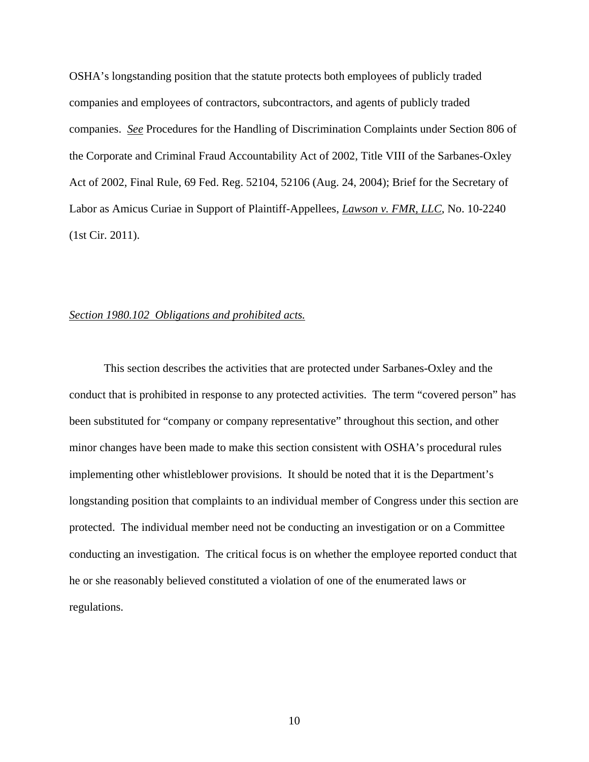OSHA's longstanding position that the statute protects both employees of publicly traded companies and employees of contractors, subcontractors, and agents of publicly traded companies. _See_ Procedures for the Handling of Discrimination Complaints under Section 806 of the Corporate and Criminal Fraud Accountability Act of 2002, Title VIII of the Sarbanes-Oxley Act of 2002, Final Rule, 69 Fed. Reg. 52104, 52106 (Aug. 24, 2004); Brief for the Secretary of Labor as Amicus Curiae in Support of Plaintiff-Appellees, _Lawson v. FMR, LLC_, No. 10-2240 (1st Cir. 2011).

_Section 1980.102 Obligations and prohibited acts._

This section describes the activities that are protected under Sarbanes-Oxley and the conduct that is prohibited in response to any protected activities. The term "covered person" has been substituted for "company or company representative" throughout this section, and other minor changes have been made to make this section consistent with OSHA's procedural rules implementing other whistleblower provisions. It should be noted that it is the Department's longstanding position that complaints to an individual member of Congress under this section are protected. The individual member need not be conducting an investigation or on a Committee conducting an investigation. The critical focus is on whether the employee reported conduct that he or she reasonably believed constituted a violation of one of the enumerated laws or regulations.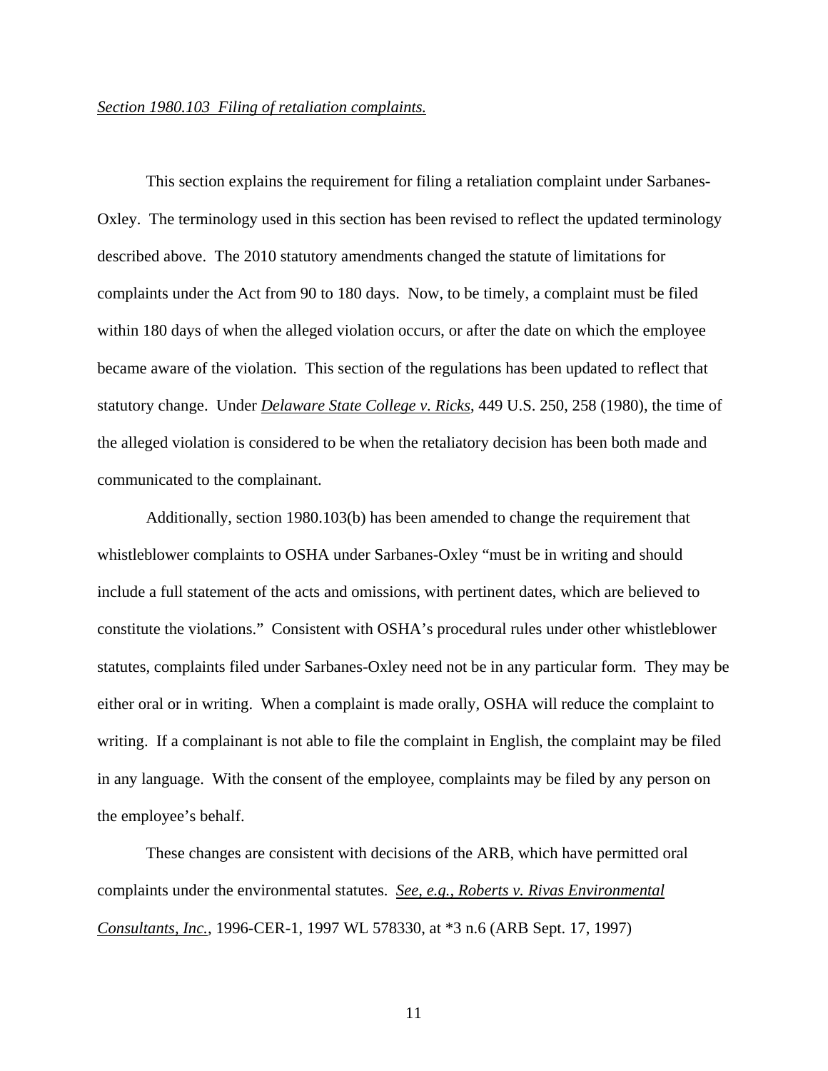*Section 1980.103 Filing of retaliation complaints.*

This section explains the requirement for filing a retaliation complaint under Sarbanes-Oxley. The terminology used in this section has been revised to reflect the updated terminology described above. The 2010 statutory amendments changed the statute of limitations for complaints under the Act from 90 to 180 days. Now, to be timely, a complaint must be filed within 180 days of when the alleged violation occurs, or after the date on which the employee became aware of the violation. This section of the regulations has been updated to reflect that statutory change. Under *Delaware State College v. Ricks*, 449 U.S. 250, 258 (1980), the time of the alleged violation is considered to be when the retaliatory decision has been both made and communicated to the complainant.

Additionally, section 1980.103(b) has been amended to change the requirement that whistleblower complaints to OSHA under Sarbanes-Oxley "must be in writing and should include a full statement of the acts and omissions, with pertinent dates, which are believed to constitute the violations." Consistent with OSHA's procedural rules under other whistleblower statutes, complaints filed under Sarbanes-Oxley need not be in any particular form. They may be either oral or in writing. When a complaint is made orally, OSHA will reduce the complaint to writing. If a complainant is not able to file the complaint in English, the complaint may be filed in any language. With the consent of the employee, complaints may be filed by any person on the employee's behalf.

These changes are consistent with decisions of the ARB, which have permitted oral complaints under the environmental statutes. *See, e.g., Roberts v. Rivas Environmental Consultants, Inc.*, 1996-CER-1, 1997 WL 578330, at *3 n.6 (ARB Sept. 17, 1997)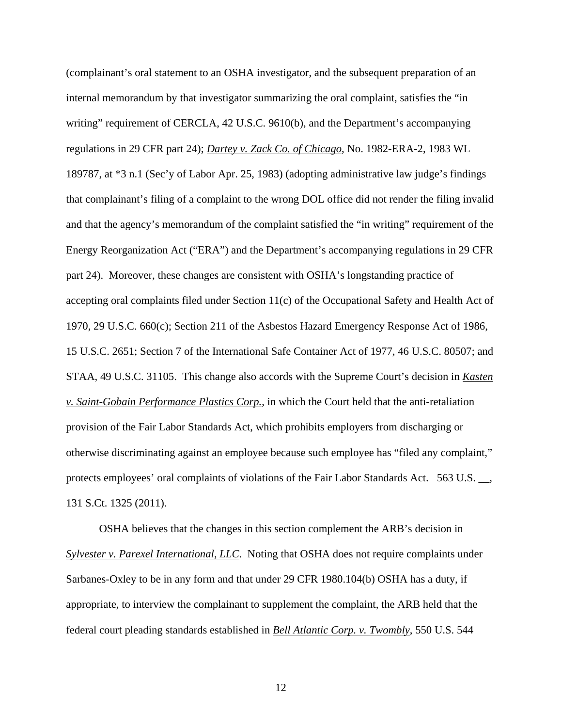(complainant's oral statement to an OSHA investigator, and the subsequent preparation of an internal memorandum by that investigator summarizing the oral complaint, satisfies the "in writing" requirement of CERCLA, 42 U.S.C. 9610(b), and the Department's accompanying regulations in 29 CFR part 24); *Dartey v. Zack Co. of Chicago*, No. 1982-ERA-2, 1983 WL 189787, at *3 n.1 (Sec'y of Labor Apr. 25, 1983) (adopting administrative law judge's findings that complainant's filing of a complaint to the wrong DOL office did not render the filing invalid and that the agency's memorandum of the complaint satisfied the "in writing" requirement of the Energy Reorganization Act ("ERA") and the Department's accompanying regulations in 29 CFR part 24). Moreover, these changes are consistent with OSHA's longstanding practice of accepting oral complaints filed under Section 11(c) of the Occupational Safety and Health Act of 1970, 29 U.S.C. 660(c); Section 211 of the Asbestos Hazard Emergency Response Act of 1986, 15 U.S.C. 2651; Section 7 of the International Safe Container Act of 1977, 46 U.S.C. 80507; and STAA, 49 U.S.C. 31105. This change also accords with the Supreme Court's decision in *Kasten v. Saint-Gobain Performance Plastics Corp.*, in which the Court held that the anti-retaliation provision of the Fair Labor Standards Act, which prohibits employers from discharging or otherwise discriminating against an employee because such employee has "filed any complaint," protects employees' oral complaints of violations of the Fair Labor Standards Act. 563 U.S. __, 131 S.Ct. 1325 (2011).

OSHA believes that the changes in this section complement the ARB's decision in *Sylvester v. Parexel International, LLC*. Noting that OSHA does not require complaints under Sarbanes-Oxley to be in any form and that under 29 CFR 1980.104(b) OSHA has a duty, if appropriate, to interview the complainant to supplement the complaint, the ARB held that the federal court pleading standards established in *Bell Atlantic Corp. v. Twombly*, 550 U.S. 544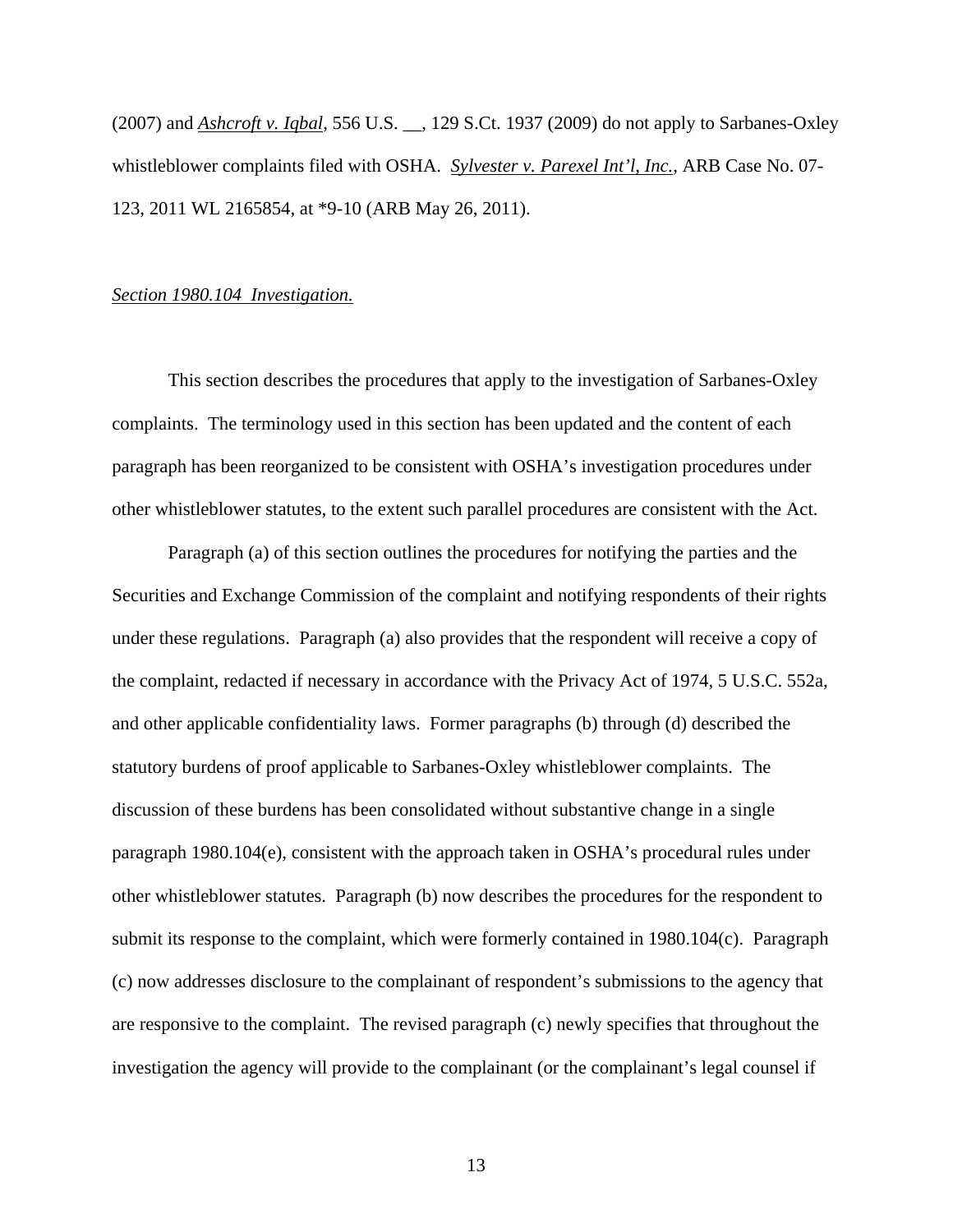(2007) and *Ashcroft v. Iqbal*, 556 U.S. __, 129 S.Ct. 1937 (2009) do not apply to Sarbanes-Oxley whistleblower complaints filed with OSHA. *Sylvester v. Parexel Int'l, Inc.*, ARB Case No. 07-123, 2011 WL 2165854, at *9-10 (ARB May 26, 2011).

*Section 1980.104 Investigation.*

This section describes the procedures that apply to the investigation of Sarbanes-Oxley complaints. The terminology used in this section has been updated and the content of each paragraph has been reorganized to be consistent with OSHA's investigation procedures under other whistleblower statutes, to the extent such parallel procedures are consistent with the Act.

Paragraph (a) of this section outlines the procedures for notifying the parties and the Securities and Exchange Commission of the complaint and notifying respondents of their rights under these regulations. Paragraph (a) also provides that the respondent will receive a copy of the complaint, redacted if necessary in accordance with the Privacy Act of 1974, 5 U.S.C. 552a, and other applicable confidentiality laws. Former paragraphs (b) through (d) described the statutory burdens of proof applicable to Sarbanes-Oxley whistleblower complaints. The discussion of these burdens has been consolidated without substantive change in a single paragraph 1980.104(e), consistent with the approach taken in OSHA's procedural rules under other whistleblower statutes. Paragraph (b) now describes the procedures for the respondent to submit its response to the complaint, which were formerly contained in 1980.104(c). Paragraph (c) now addresses disclosure to the complainant of respondent's submissions to the agency that are responsive to the complaint. The revised paragraph (c) newly specifies that throughout the investigation the agency will provide to the complainant (or the complainant's legal counsel if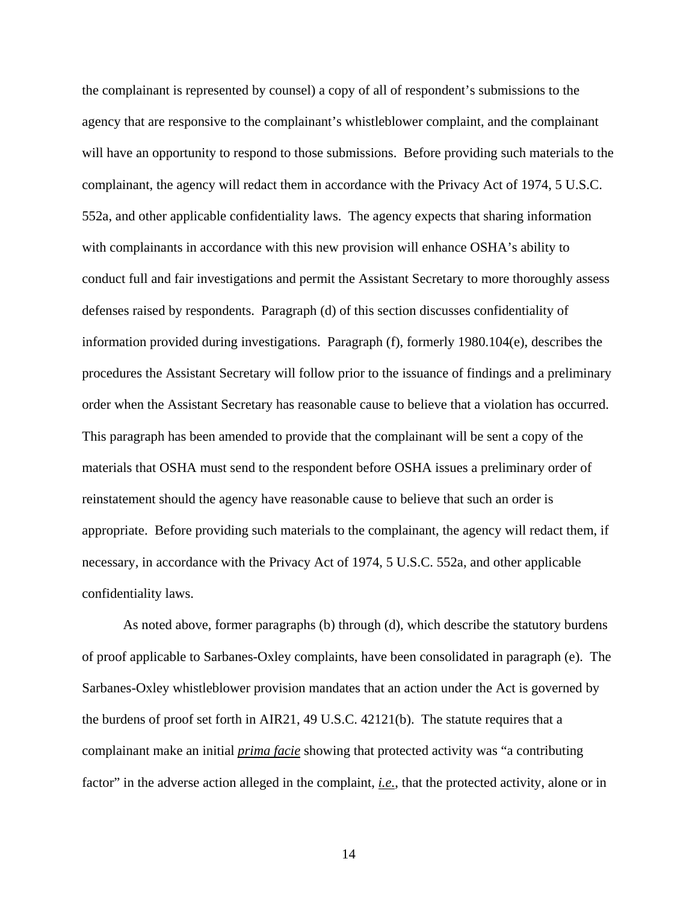the complainant is represented by counsel) a copy of all of respondent's submissions to the agency that are responsive to the complainant's whistleblower complaint, and the complainant will have an opportunity to respond to those submissions. Before providing such materials to the complainant, the agency will redact them in accordance with the Privacy Act of 1974, 5 U.S.C. 552a, and other applicable confidentiality laws. The agency expects that sharing information with complainants in accordance with this new provision will enhance OSHA's ability to conduct full and fair investigations and permit the Assistant Secretary to more thoroughly assess defenses raised by respondents. Paragraph (d) of this section discusses confidentiality of information provided during investigations. Paragraph (f), formerly 1980.104(e), describes the procedures the Assistant Secretary will follow prior to the issuance of findings and a preliminary order when the Assistant Secretary has reasonable cause to believe that a violation has occurred. This paragraph has been amended to provide that the complainant will be sent a copy of the materials that OSHA must send to the respondent before OSHA issues a preliminary order of reinstatement should the agency have reasonable cause to believe that such an order is appropriate. Before providing such materials to the complainant, the agency will redact them, if necessary, in accordance with the Privacy Act of 1974, 5 U.S.C. 552a, and other applicable confidentiality laws.

As noted above, former paragraphs (b) through (d), which describe the statutory burdens of proof applicable to Sarbanes-Oxley complaints, have been consolidated in paragraph (e). The Sarbanes-Oxley whistleblower provision mandates that an action under the Act is governed by the burdens of proof set forth in AIR21, 49 U.S.C. 42121(b). The statute requires that a complainant make an initial *prima facie* showing that protected activity was "a contributing factor" in the adverse action alleged in the complaint, *i.e.*, that the protected activity, alone or in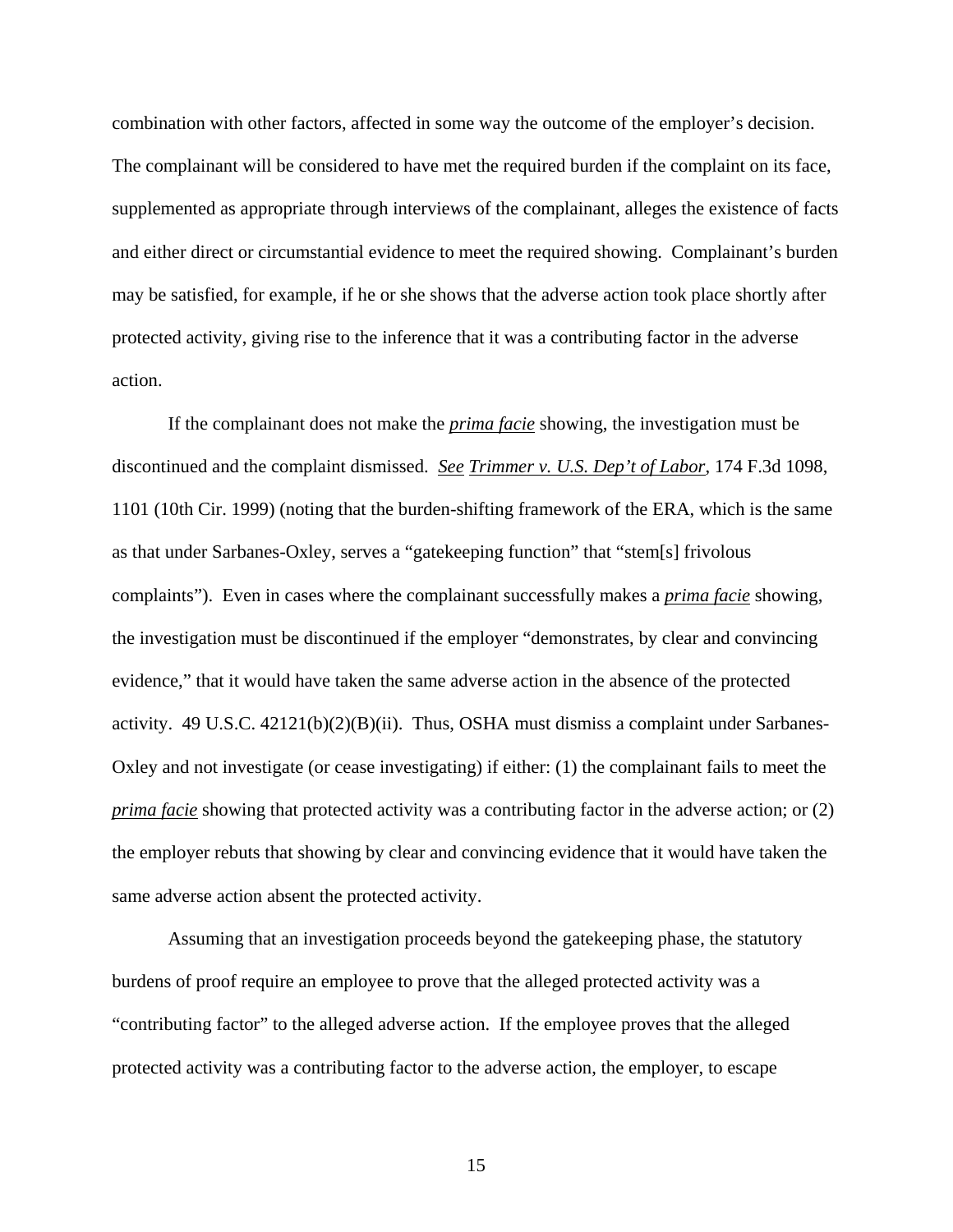combination with other factors, affected in some way the outcome of the employer's decision. The complainant will be considered to have met the required burden if the complaint on its face, supplemented as appropriate through interviews of the complainant, alleges the existence of facts and either direct or circumstantial evidence to meet the required showing. Complainant's burden may be satisfied, for example, if he or she shows that the adverse action took place shortly after protected activity, giving rise to the inference that it was a contributing factor in the adverse action.

If the complainant does not make the ***prima facie*** showing, the investigation must be discontinued and the complaint dismissed. *See* *Trimmer v. U.S. Dep't of Labor*, 174 F.3d 1098, 1101 (10th Cir. 1999) (noting that the burden-shifting framework of the ERA, which is the same as that under Sarbanes-Oxley, serves a "gatekeeping function" that "stem[s] frivolous complaints"). Even in cases where the complainant successfully makes a ***prima facie*** showing, the investigation must be discontinued if the employer "demonstrates, by clear and convincing evidence," that it would have taken the same adverse action in the absence of the protected activity. 49 U.S.C. 42121(b)(2)(B)(ii). Thus, OSHA must dismiss a complaint under Sarbanes-Oxley and not investigate (or cease investigating) if either: (1) the complainant fails to meet the ***prima facie*** showing that protected activity was a contributing factor in the adverse action; or (2) the employer rebuts that showing by clear and convincing evidence that it would have taken the same adverse action absent the protected activity.

Assuming that an investigation proceeds beyond the gatekeeping phase, the statutory burdens of proof require an employee to prove that the alleged protected activity was a "contributing factor" to the alleged adverse action. If the employee proves that the alleged protected activity was a contributing factor to the adverse action, the employer, to escape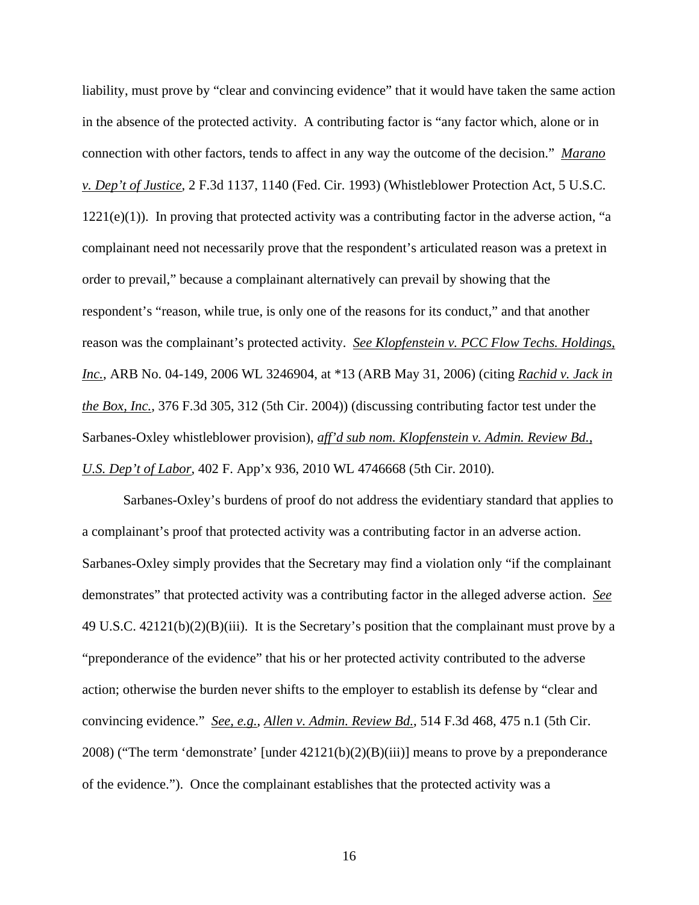liability, must prove by "clear and convincing evidence" that it would have taken the same action in the absence of the protected activity. A contributing factor is "any factor which, alone or in connection with other factors, tends to affect in any way the outcome of the decision." *Marano v. Dep't of Justice*, 2 F.3d 1137, 1140 (Fed. Cir. 1993) (Whistleblower Protection Act, 5 U.S.C. 1221(e)(1)). In proving that protected activity was a contributing factor in the adverse action, "a complainant need not necessarily prove that the respondent's articulated reason was a pretext in order to prevail," because a complainant alternatively can prevail by showing that the respondent's "reason, while true, is only one of the reasons for its conduct," and that another reason was the complainant's protected activity. *See Klopfenstein v. PCC Flow Techs. Holdings, Inc.*, ARB No. 04-149, 2006 WL 3246904, at *13 (ARB May 31, 2006) (citing *Rachid v. Jack in the Box, Inc.*, 376 F.3d 305, 312 (5th Cir. 2004)) (discussing contributing factor test under the Sarbanes-Oxley whistleblower provision), *aff'd sub nom. Klopfenstein v. Admin. Review Bd., U.S. Dep't of Labor*, 402 F. App'x 936, 2010 WL 4746668 (5th Cir. 2010).

Sarbanes-Oxley's burdens of proof do not address the evidentiary standard that applies to a complainant's proof that protected activity was a contributing factor in an adverse action. Sarbanes-Oxley simply provides that the Secretary may find a violation only "if the complainant demonstrates" that protected activity was a contributing factor in the alleged adverse action. *See* 49 U.S.C. 42121(b)(2)(B)(iii). It is the Secretary's position that the complainant must prove by a "preponderance of the evidence" that his or her protected activity contributed to the adverse action; otherwise the burden never shifts to the employer to establish its defense by "clear and convincing evidence." *See, e.g.*, *Allen v. Admin. Review Bd.*, 514 F.3d 468, 475 n.1 (5th Cir. 2008) ("The term 'demonstrate' [under 42121(b)(2)(B)(iii)] means to prove by a preponderance of the evidence."). Once the complainant establishes that the protected activity was a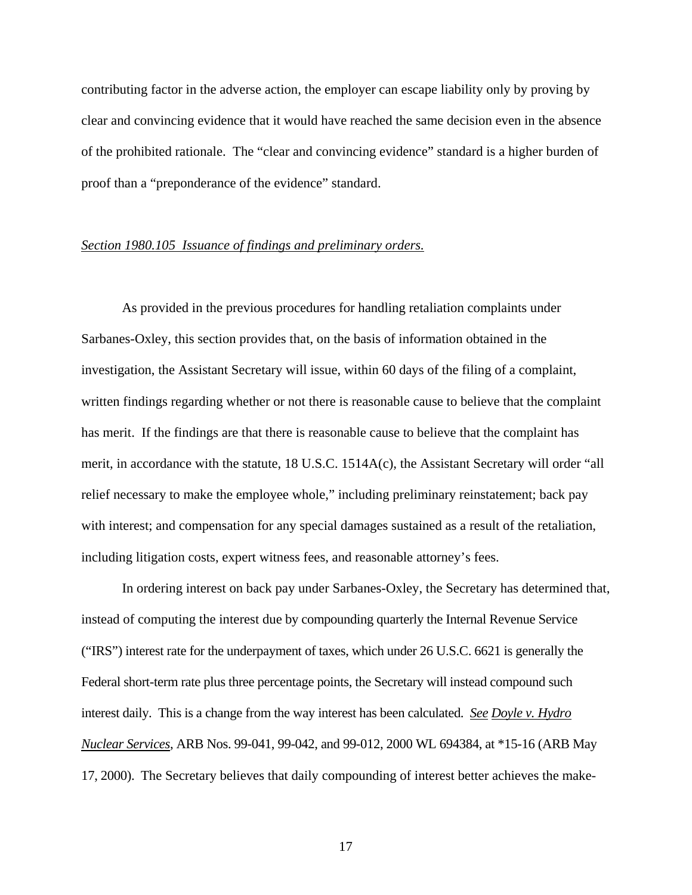contributing factor in the adverse action, the employer can escape liability only by proving by clear and convincing evidence that it would have reached the same decision even in the absence of the prohibited rationale. The "clear and convincing evidence" standard is a higher burden of proof than a "preponderance of the evidence" standard.

*Section 1980.105 Issuance of findings and preliminary orders.*

As provided in the previous procedures for handling retaliation complaints under Sarbanes-Oxley, this section provides that, on the basis of information obtained in the investigation, the Assistant Secretary will issue, within 60 days of the filing of a complaint, written findings regarding whether or not there is reasonable cause to believe that the complaint has merit. If the findings are that there is reasonable cause to believe that the complaint has merit, in accordance with the statute, 18 U.S.C. 1514A(c), the Assistant Secretary will order "all relief necessary to make the employee whole," including preliminary reinstatement; back pay with interest; and compensation for any special damages sustained as a result of the retaliation, including litigation costs, expert witness fees, and reasonable attorney's fees.

In ordering interest on back pay under Sarbanes-Oxley, the Secretary has determined that, instead of computing the interest due by compounding quarterly the Internal Revenue Service ("IRS") interest rate for the underpayment of taxes, which under 26 U.S.C. 6621 is generally the Federal short-term rate plus three percentage points, the Secretary will instead compound such interest daily. This is a change from the way interest has been calculated. *See Doyle v. Hydro Nuclear Services*, ARB Nos. 99-041, 99-042, and 99-012, 2000 WL 694384, at *15-16 (ARB May 17, 2000). The Secretary believes that daily compounding of interest better achieves the make-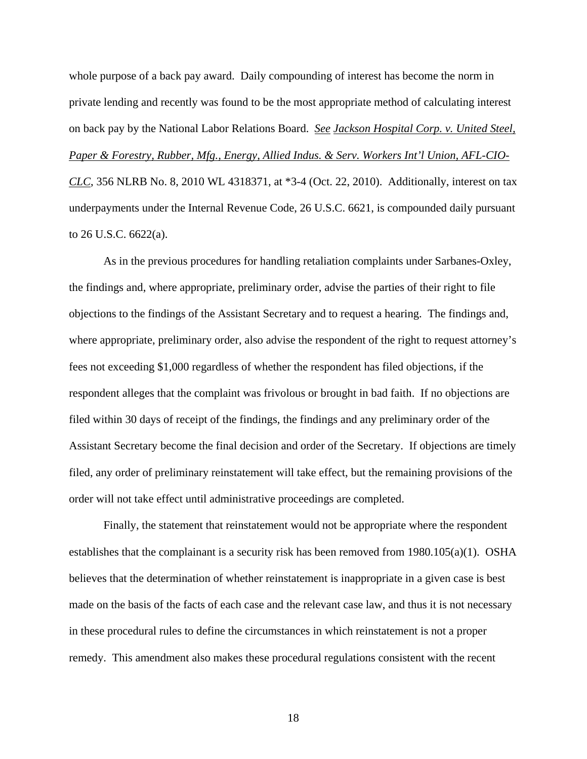whole purpose of a back pay award. Daily compounding of interest has become the norm in private lending and recently was found to be the most appropriate method of calculating interest on back pay by the National Labor Relations Board. *See* *Jackson Hospital Corp. v. United Steel, Paper & Forestry, Rubber, Mfg., Energy, Allied Indus. & Serv. Workers Int'l Union, AFL-CIO-CLC*, 356 NLRB No. 8, 2010 WL 4318371, at *3-4 (Oct. 22, 2010). Additionally, interest on tax underpayments under the Internal Revenue Code, 26 U.S.C. 6621, is compounded daily pursuant to 26 U.S.C. 6622(a).

As in the previous procedures for handling retaliation complaints under Sarbanes-Oxley, the findings and, where appropriate, preliminary order, advise the parties of their right to file objections to the findings of the Assistant Secretary and to request a hearing. The findings and, where appropriate, preliminary order, also advise the respondent of the right to request attorney's fees not exceeding $1,000 regardless of whether the respondent has filed objections, if the respondent alleges that the complaint was frivolous or brought in bad faith. If no objections are filed within 30 days of receipt of the findings, the findings and any preliminary order of the Assistant Secretary become the final decision and order of the Secretary. If objections are timely filed, any order of preliminary reinstatement will take effect, but the remaining provisions of the order will not take effect until administrative proceedings are completed.

Finally, the statement that reinstatement would not be appropriate where the respondent establishes that the complainant is a security risk has been removed from 1980.105(a)(1). OSHA believes that the determination of whether reinstatement is inappropriate in a given case is best made on the basis of the facts of each case and the relevant case law, and thus it is not necessary in these procedural rules to define the circumstances in which reinstatement is not a proper remedy. This amendment also makes these procedural regulations consistent with the recent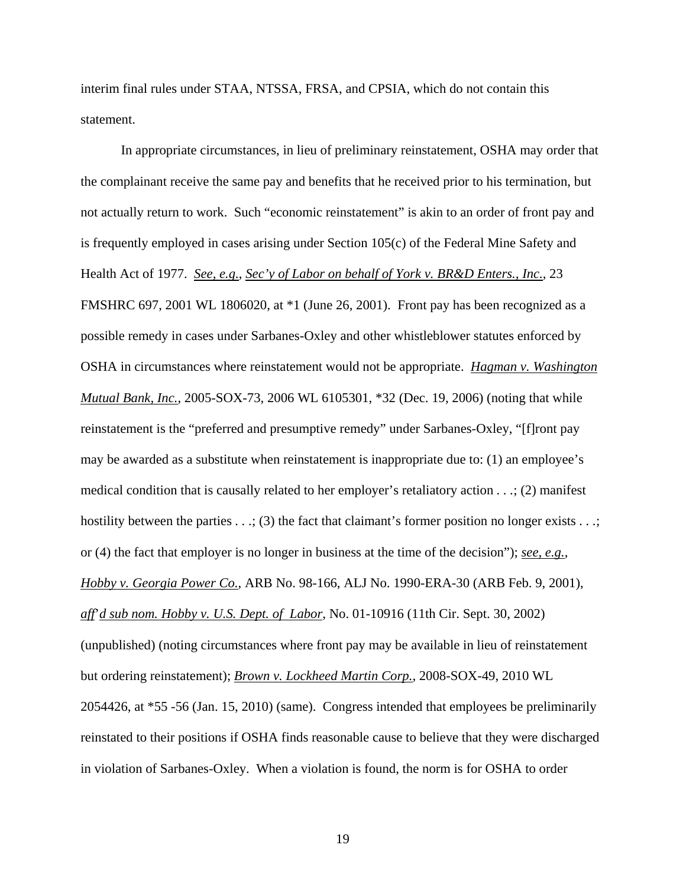interim final rules under STAA, NTSSA, FRSA, and CPSIA, which do not contain this statement.

In appropriate circumstances, in lieu of preliminary reinstatement, OSHA may order that the complainant receive the same pay and benefits that he received prior to his termination, but not actually return to work. Such "economic reinstatement" is akin to an order of front pay and is frequently employed in cases arising under Section 105(c) of the Federal Mine Safety and Health Act of 1977. See, e.g., Sec'y of Labor on behalf of York v. BR&D Enters., Inc., 23 FMSHRC 697, 2001 WL 1806020, at *1 (June 26, 2001). Front pay has been recognized as a possible remedy in cases under Sarbanes-Oxley and other whistleblower statutes enforced by OSHA in circumstances where reinstatement would not be appropriate. Hagman v. Washington Mutual Bank, Inc., 2005-SOX-73, 2006 WL 6105301, *32 (Dec. 19, 2006) (noting that while reinstatement is the "preferred and presumptive remedy" under Sarbanes-Oxley, "[f]ront pay may be awarded as a substitute when reinstatement is inappropriate due to: (1) an employee's medical condition that is causally related to her employer's retaliatory action . . .; (2) manifest hostility between the parties . . .; (3) the fact that claimant's former position no longer exists . . .; or (4) the fact that employer is no longer in business at the time of the decision"); see, e.g., Hobby v. Georgia Power Co., ARB No. 98-166, ALJ No. 1990-ERA-30 (ARB Feb. 9, 2001), aff'd sub nom. Hobby v. U.S. Dept. of Labor, No. 01-10916 (11th Cir. Sept. 30, 2002) (unpublished) (noting circumstances where front pay may be available in lieu of reinstatement but ordering reinstatement); Brown v. Lockheed Martin Corp., 2008-SOX-49, 2010 WL 2054426, at *55 -56 (Jan. 15, 2010) (same). Congress intended that employees be preliminarily reinstated to their positions if OSHA finds reasonable cause to believe that they were discharged in violation of Sarbanes-Oxley. When a violation is found, the norm is for OSHA to order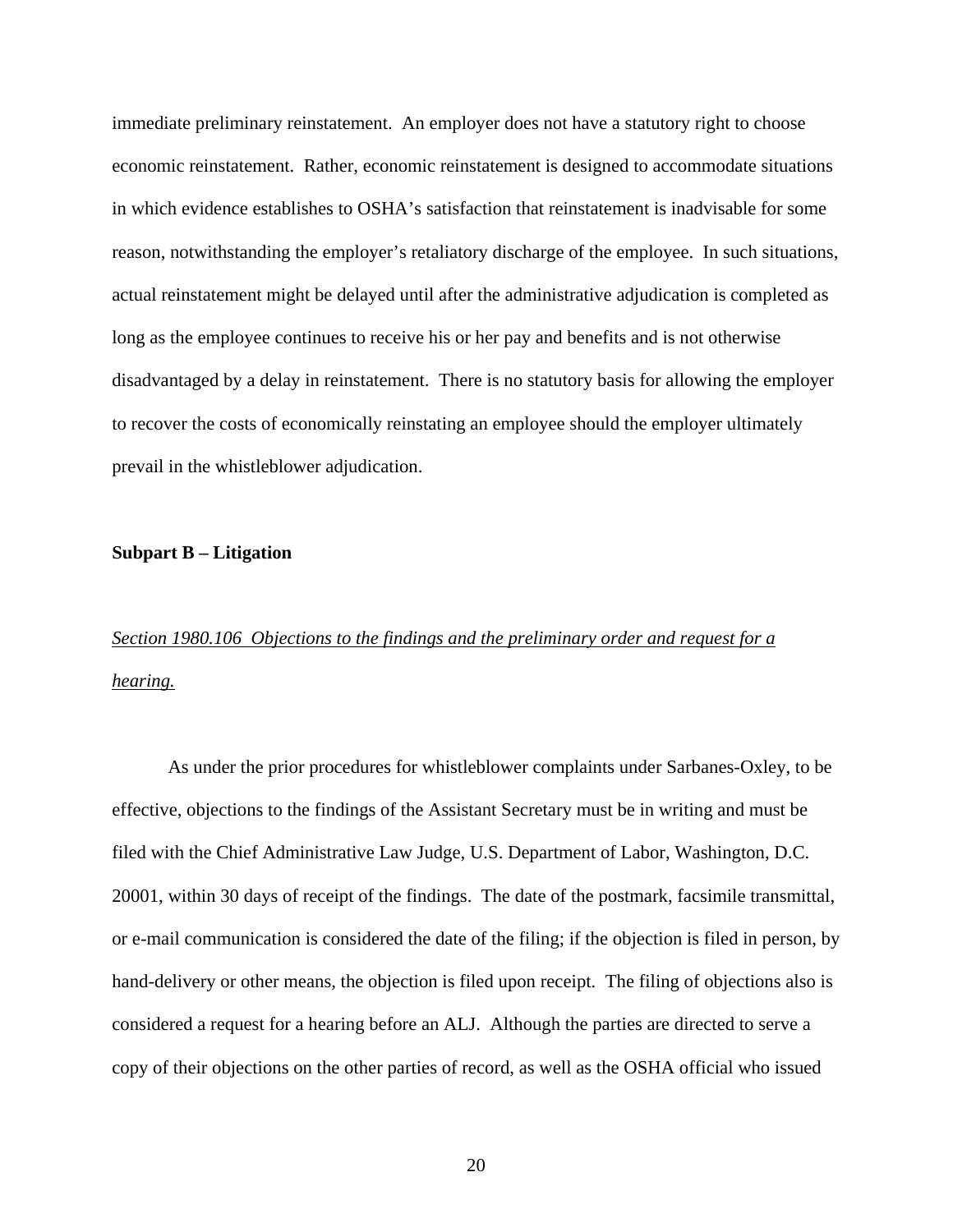immediate preliminary reinstatement. An employer does not have a statutory right to choose economic reinstatement. Rather, economic reinstatement is designed to accommodate situations in which evidence establishes to OSHA's satisfaction that reinstatement is inadvisable for some reason, notwithstanding the employer's retaliatory discharge of the employee. In such situations, actual reinstatement might be delayed until after the administrative adjudication is completed as long as the employee continues to receive his or her pay and benefits and is not otherwise disadvantaged by a delay in reinstatement. There is no statutory basis for allowing the employer to recover the costs of economically reinstating an employee should the employer ultimately prevail in the whistleblower adjudication.

**Subpart B – Litigation**

*Section 1980.106 Objections to the findings and the preliminary order and request for a hearing.*

As under the prior procedures for whistleblower complaints under Sarbanes-Oxley, to be effective, objections to the findings of the Assistant Secretary must be in writing and must be filed with the Chief Administrative Law Judge, U.S. Department of Labor, Washington, D.C. 20001, within 30 days of receipt of the findings. The date of the postmark, facsimile transmittal, or e-mail communication is considered the date of the filing; if the objection is filed in person, by hand-delivery or other means, the objection is filed upon receipt. The filing of objections also is considered a request for a hearing before an ALJ. Although the parties are directed to serve a copy of their objections on the other parties of record, as well as the OSHA official who issued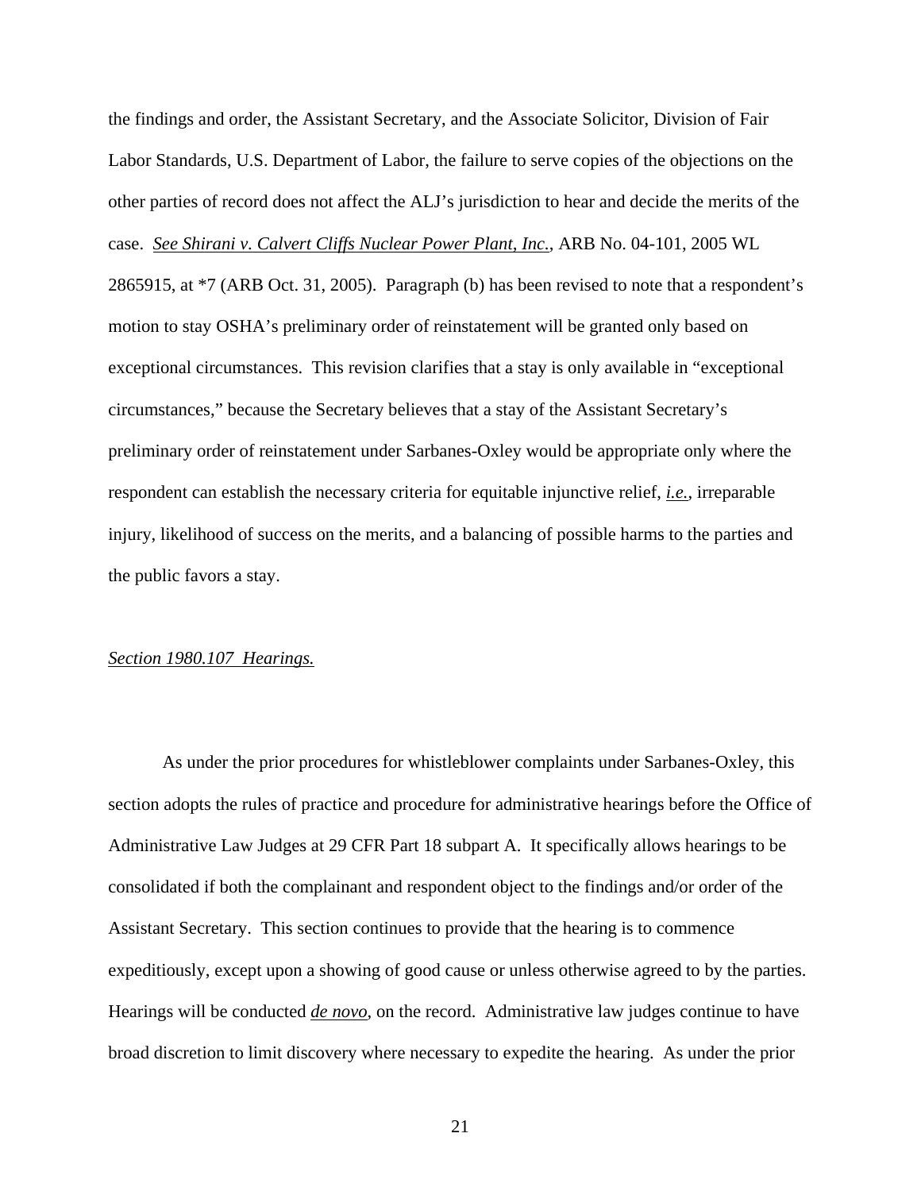the findings and order, the Assistant Secretary, and the Associate Solicitor, Division of Fair Labor Standards, U.S. Department of Labor, the failure to serve copies of the objections on the other parties of record does not affect the ALJ's jurisdiction to hear and decide the merits of the case. *See Shirani v. Calvert Cliffs Nuclear Power Plant, Inc.*, ARB No. 04-101, 2005 WL 2865915, at *7 (ARB Oct. 31, 2005). Paragraph (b) has been revised to note that a respondent's motion to stay OSHA's preliminary order of reinstatement will be granted only based on exceptional circumstances. This revision clarifies that a stay is only available in "exceptional circumstances," because the Secretary believes that a stay of the Assistant Secretary's preliminary order of reinstatement under Sarbanes-Oxley would be appropriate only where the respondent can establish the necessary criteria for equitable injunctive relief, *i.e.*, irreparable injury, likelihood of success on the merits, and a balancing of possible harms to the parties and the public favors a stay.

*Section 1980.107 Hearings.*

As under the prior procedures for whistleblower complaints under Sarbanes-Oxley, this section adopts the rules of practice and procedure for administrative hearings before the Office of Administrative Law Judges at 29 CFR Part 18 subpart A. It specifically allows hearings to be consolidated if both the complainant and respondent object to the findings and/or order of the Assistant Secretary. This section continues to provide that the hearing is to commence expeditiously, except upon a showing of good cause or unless otherwise agreed to by the parties. Hearings will be conducted *de novo*, on the record. Administrative law judges continue to have broad discretion to limit discovery where necessary to expedite the hearing. As under the prior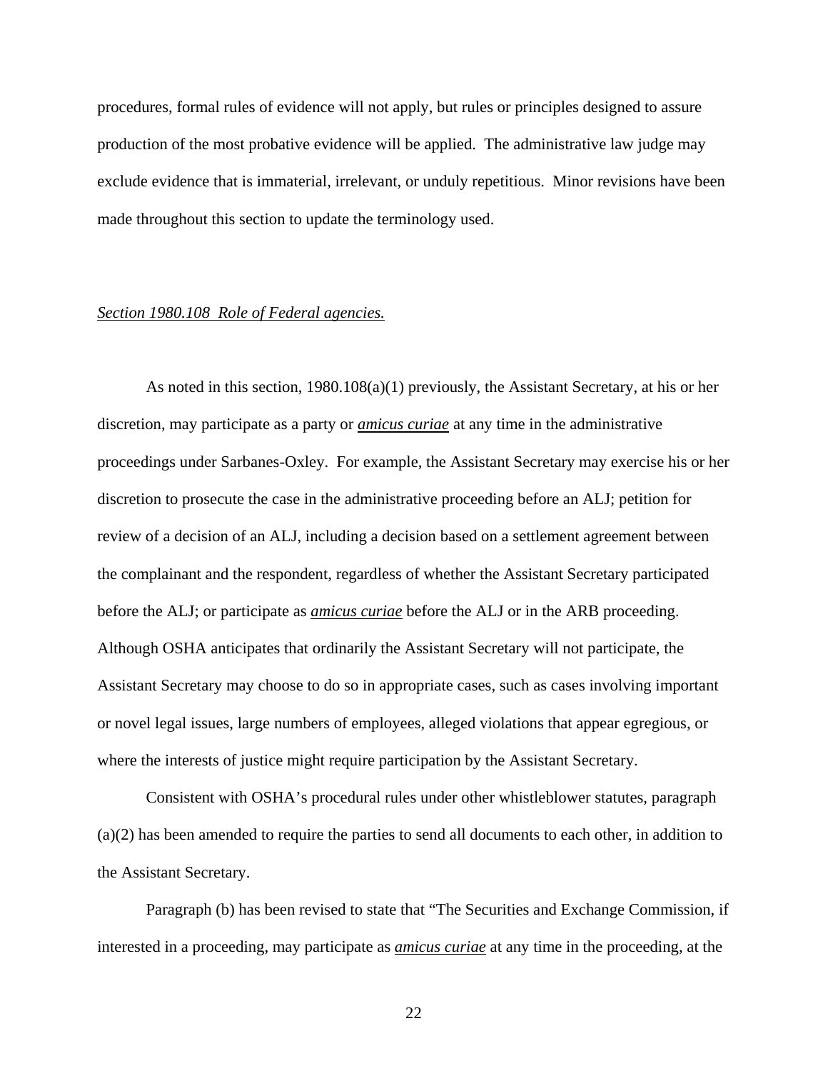procedures, formal rules of evidence will not apply, but rules or principles designed to assure production of the most probative evidence will be applied. The administrative law judge may exclude evidence that is immaterial, irrelevant, or unduly repetitious. Minor revisions have been made throughout this section to update the terminology used.

*Section 1980.108 Role of Federal agencies.*

As noted in this section, 1980.108(a)(1) previously, the Assistant Secretary, at his or her discretion, may participate as a party or ***amicus curiae*** at any time in the administrative proceedings under Sarbanes-Oxley. For example, the Assistant Secretary may exercise his or her discretion to prosecute the case in the administrative proceeding before an ALJ; petition for review of a decision of an ALJ, including a decision based on a settlement agreement between the complainant and the respondent, regardless of whether the Assistant Secretary participated before the ALJ; or participate as *amicus curiae* before the ALJ or in the ARB proceeding. Although OSHA anticipates that ordinarily the Assistant Secretary will not participate, the Assistant Secretary may choose to do so in appropriate cases, such as cases involving important or novel legal issues, large numbers of employees, alleged violations that appear egregious, or where the interests of justice might require participation by the Assistant Secretary.

Consistent with OSHA's procedural rules under other whistleblower statutes, paragraph (a)(2) has been amended to require the parties to send all documents to each other, in addition to the Assistant Secretary.

Paragraph (b) has been revised to state that "The Securities and Exchange Commission, if interested in a proceeding, may participate as *amicus curiae* at any time in the proceeding, at the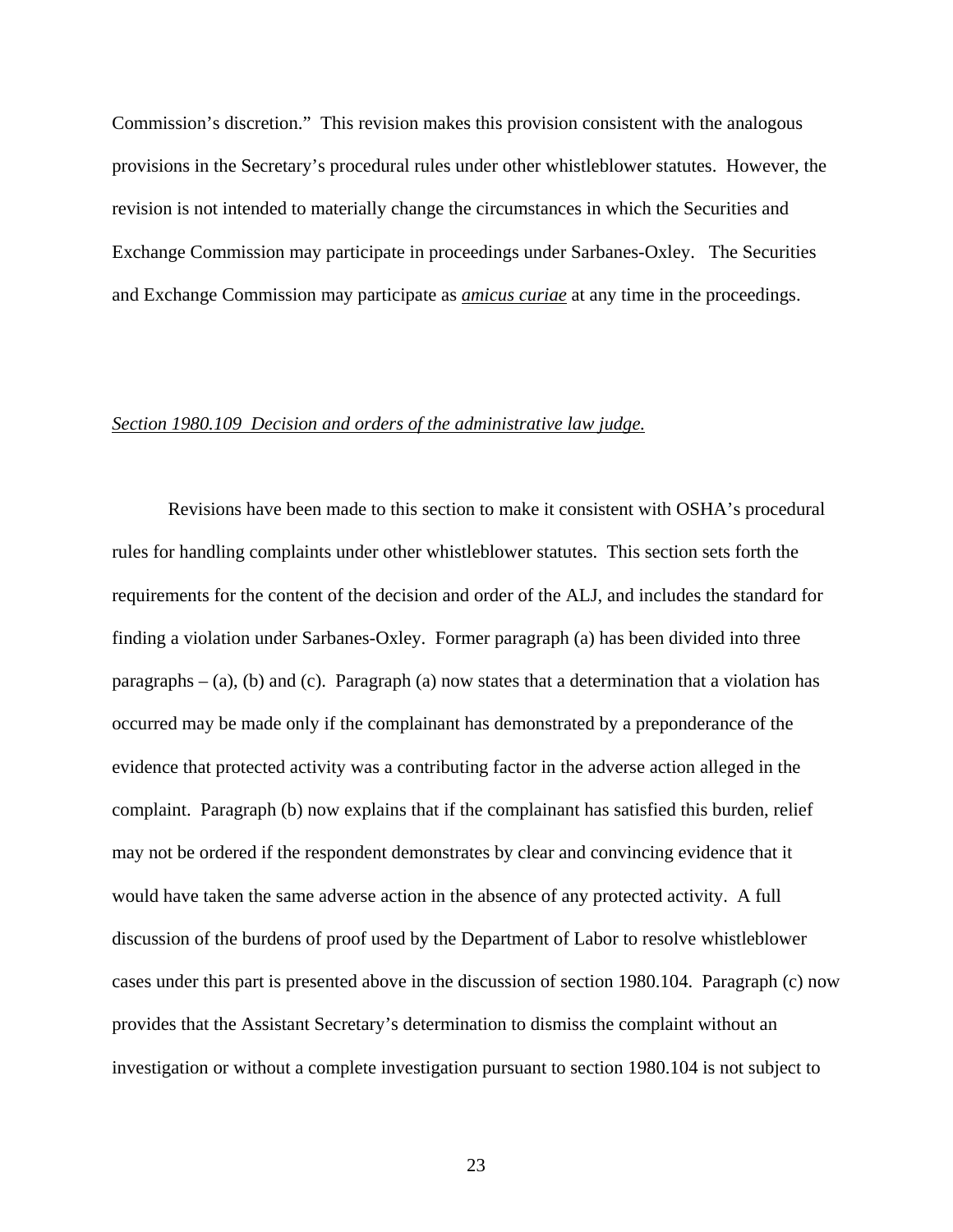Commission's discretion." This revision makes this provision consistent with the analogous provisions in the Secretary's procedural rules under other whistleblower statutes. However, the revision is not intended to materially change the circumstances in which the Securities and Exchange Commission may participate in proceedings under Sarbanes-Oxley. The Securities and Exchange Commission may participate as *amicus curiae* at any time in the proceedings.

*Section 1980.109 Decision and orders of the administrative law judge.*

Revisions have been made to this section to make it consistent with OSHA's procedural rules for handling complaints under other whistleblower statutes. This section sets forth the requirements for the content of the decision and order of the ALJ, and includes the standard for finding a violation under Sarbanes-Oxley. Former paragraph (a) has been divided into three paragraphs – (a), (b) and (c). Paragraph (a) now states that a determination that a violation has occurred may be made only if the complainant has demonstrated by a preponderance of the evidence that protected activity was a contributing factor in the adverse action alleged in the complaint. Paragraph (b) now explains that if the complainant has satisfied this burden, relief may not be ordered if the respondent demonstrates by clear and convincing evidence that it would have taken the same adverse action in the absence of any protected activity. A full discussion of the burdens of proof used by the Department of Labor to resolve whistleblower cases under this part is presented above in the discussion of section 1980.104. Paragraph (c) now provides that the Assistant Secretary's determination to dismiss the complaint without an investigation or without a complete investigation pursuant to section 1980.104 is not subject to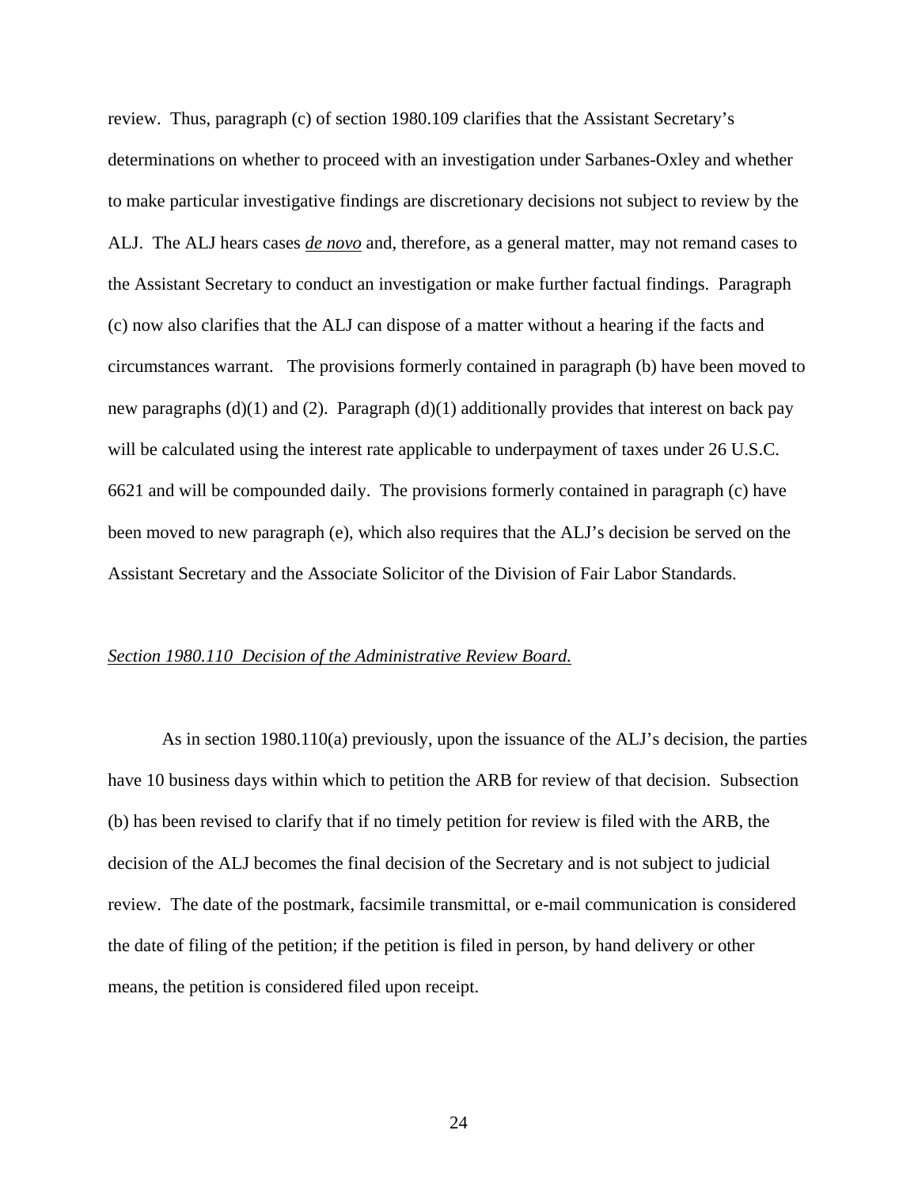review. Thus, paragraph (c) of section 1980.109 clarifies that the Assistant Secretary's determinations on whether to proceed with an investigation under Sarbanes-Oxley and whether to make particular investigative findings are discretionary decisions not subject to review by the ALJ. The ALJ hears cases *de novo* and, therefore, as a general matter, may not remand cases to the Assistant Secretary to conduct an investigation or make further factual findings. Paragraph (c) now also clarifies that the ALJ can dispose of a matter without a hearing if the facts and circumstances warrant. The provisions formerly contained in paragraph (b) have been moved to new paragraphs (d)(1) and (2). Paragraph (d)(1) additionally provides that interest on back pay will be calculated using the interest rate applicable to underpayment of taxes under 26 U.S.C. 6621 and will be compounded daily. The provisions formerly contained in paragraph (c) have been moved to new paragraph (e), which also requires that the ALJ's decision be served on the Assistant Secretary and the Associate Solicitor of the Division of Fair Labor Standards.

*Section 1980.110 Decision of the Administrative Review Board.*

As in section 1980.110(a) previously, upon the issuance of the ALJ's decision, the parties have 10 business days within which to petition the ARB for review of that decision. Subsection (b) has been revised to clarify that if no timely petition for review is filed with the ARB, the decision of the ALJ becomes the final decision of the Secretary and is not subject to judicial review. The date of the postmark, facsimile transmittal, or e-mail communication is considered the date of filing of the petition; if the petition is filed in person, by hand delivery or other means, the petition is considered filed upon receipt.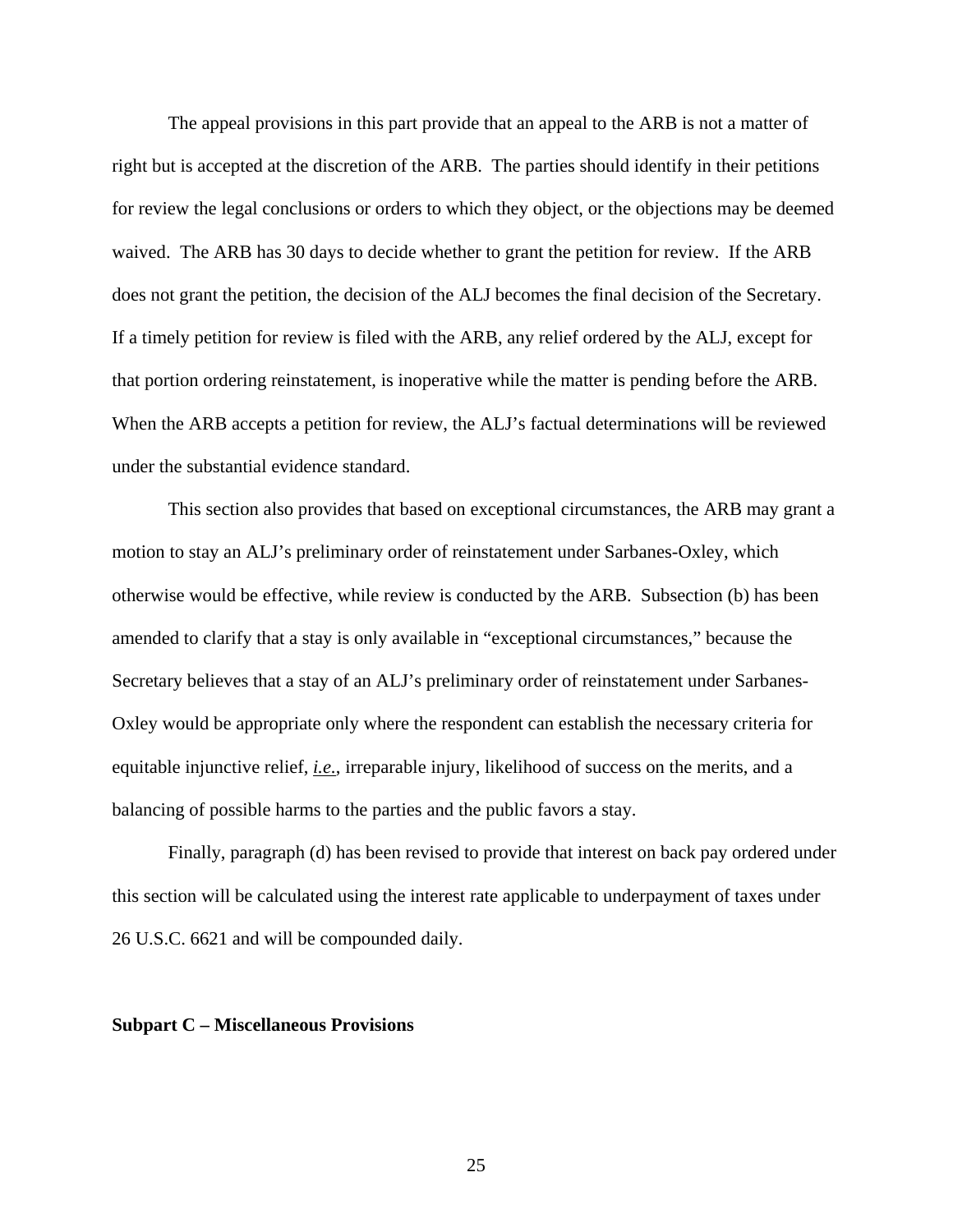The appeal provisions in this part provide that an appeal to the ARB is not a matter of right but is accepted at the discretion of the ARB. The parties should identify in their petitions for review the legal conclusions or orders to which they object, or the objections may be deemed waived. The ARB has 30 days to decide whether to grant the petition for review. If the ARB does not grant the petition, the decision of the ALJ becomes the final decision of the Secretary. If a timely petition for review is filed with the ARB, any relief ordered by the ALJ, except for that portion ordering reinstatement, is inoperative while the matter is pending before the ARB. When the ARB accepts a petition for review, the ALJ's factual determinations will be reviewed under the substantial evidence standard.

This section also provides that based on exceptional circumstances, the ARB may grant a motion to stay an ALJ's preliminary order of reinstatement under Sarbanes-Oxley, which otherwise would be effective, while review is conducted by the ARB. Subsection (b) has been amended to clarify that a stay is only available in "exceptional circumstances," because the Secretary believes that a stay of an ALJ's preliminary order of reinstatement under Sarbanes-Oxley would be appropriate only where the respondent can establish the necessary criteria for equitable injunctive relief, *i.e.*, irreparable injury, likelihood of success on the merits, and a balancing of possible harms to the parties and the public favors a stay.

Finally, paragraph (d) has been revised to provide that interest on back pay ordered under this section will be calculated using the interest rate applicable to underpayment of taxes under 26 U.S.C. 6621 and will be compounded daily.

**Subpart C – Miscellaneous Provisions**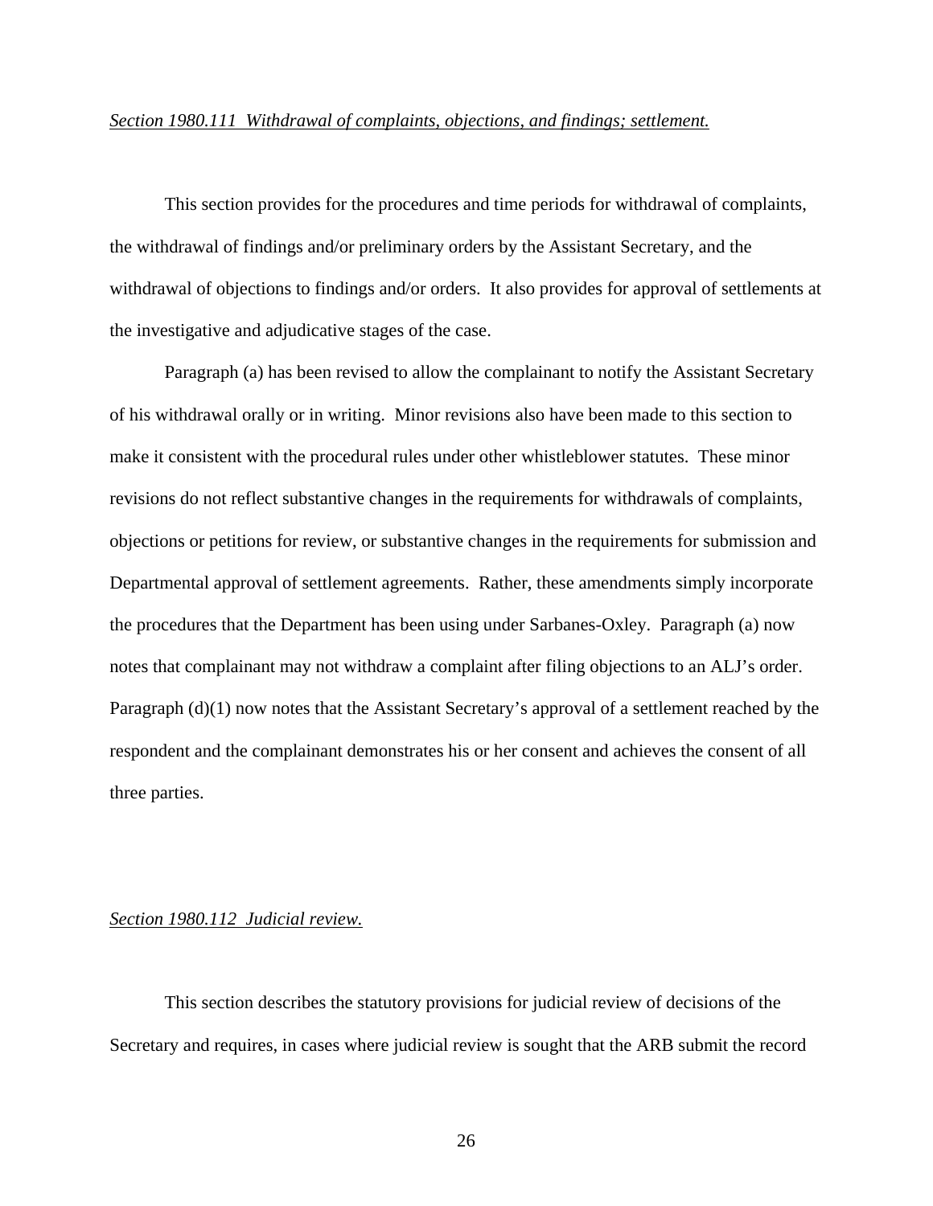*Section 1980.111 Withdrawal of complaints, objections, and findings; settlement.*

This section provides for the procedures and time periods for withdrawal of complaints, the withdrawal of findings and/or preliminary orders by the Assistant Secretary, and the withdrawal of objections to findings and/or orders. It also provides for approval of settlements at the investigative and adjudicative stages of the case.

Paragraph (a) has been revised to allow the complainant to notify the Assistant Secretary of his withdrawal orally or in writing. Minor revisions also have been made to this section to make it consistent with the procedural rules under other whistleblower statutes. These minor revisions do not reflect substantive changes in the requirements for withdrawals of complaints, objections or petitions for review, or substantive changes in the requirements for submission and Departmental approval of settlement agreements. Rather, these amendments simply incorporate the procedures that the Department has been using under Sarbanes-Oxley. Paragraph (a) now notes that complainant may not withdraw a complaint after filing objections to an ALJ's order. Paragraph (d)(1) now notes that the Assistant Secretary's approval of a settlement reached by the respondent and the complainant demonstrates his or her consent and achieves the consent of all three parties.

*Section 1980.112 Judicial review.*

This section describes the statutory provisions for judicial review of decisions of the Secretary and requires, in cases where judicial review is sought that the ARB submit the record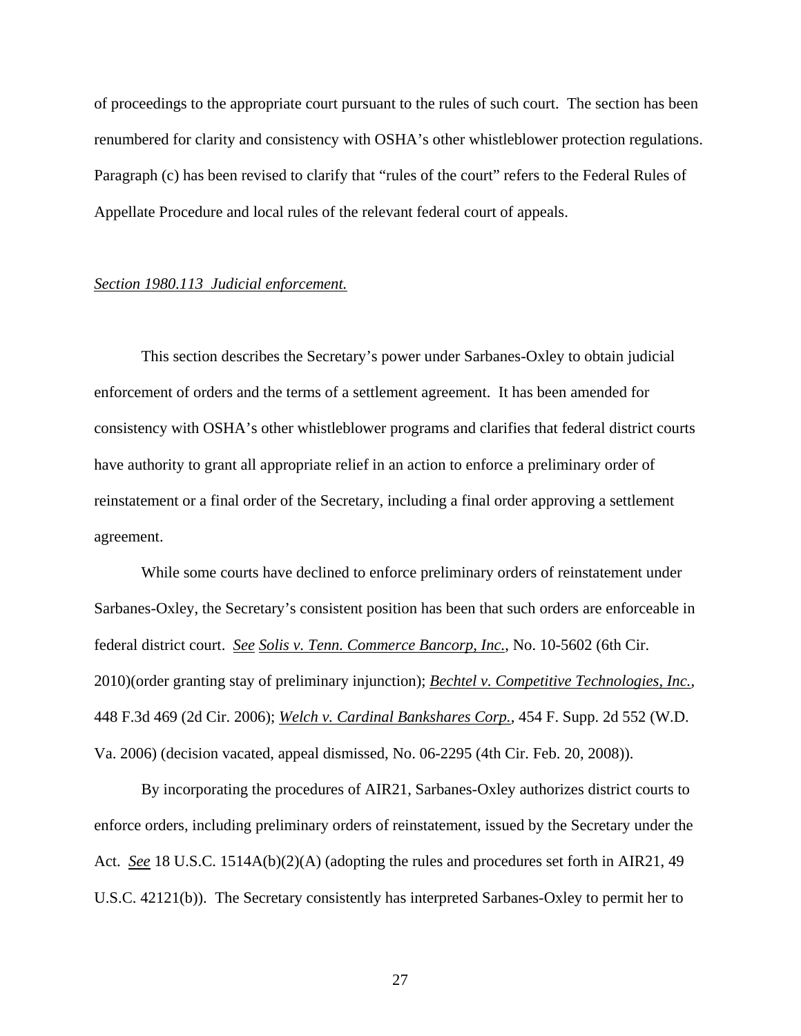of proceedings to the appropriate court pursuant to the rules of such court. The section has been renumbered for clarity and consistency with OSHA's other whistleblower protection regulations. Paragraph (c) has been revised to clarify that "rules of the court" refers to the Federal Rules of Appellate Procedure and local rules of the relevant federal court of appeals.

*Section 1980.113 Judicial enforcement.*

This section describes the Secretary's power under Sarbanes-Oxley to obtain judicial enforcement of orders and the terms of a settlement agreement. It has been amended for consistency with OSHA's other whistleblower programs and clarifies that federal district courts have authority to grant all appropriate relief in an action to enforce a preliminary order of reinstatement or a final order of the Secretary, including a final order approving a settlement agreement.

While some courts have declined to enforce preliminary orders of reinstatement under Sarbanes-Oxley, the Secretary's consistent position has been that such orders are enforceable in federal district court. *See Solis v. Tenn. Commerce Bancorp, Inc.*, No. 10-5602 (6th Cir. 2010)(order granting stay of preliminary injunction); *Bechtel v. Competitive Technologies, Inc.*, 448 F.3d 469 (2d Cir. 2006); *Welch v. Cardinal Bankshares Corp.*, 454 F. Supp. 2d 552 (W.D. Va. 2006) (decision vacated, appeal dismissed, No. 06-2295 (4th Cir. Feb. 20, 2008)).

By incorporating the procedures of AIR21, Sarbanes-Oxley authorizes district courts to enforce orders, including preliminary orders of reinstatement, issued by the Secretary under the Act. *See* 18 U.S.C. 1514A(b)(2)(A) (adopting the rules and procedures set forth in AIR21, 49 U.S.C. 42121(b)). The Secretary consistently has interpreted Sarbanes-Oxley to permit her to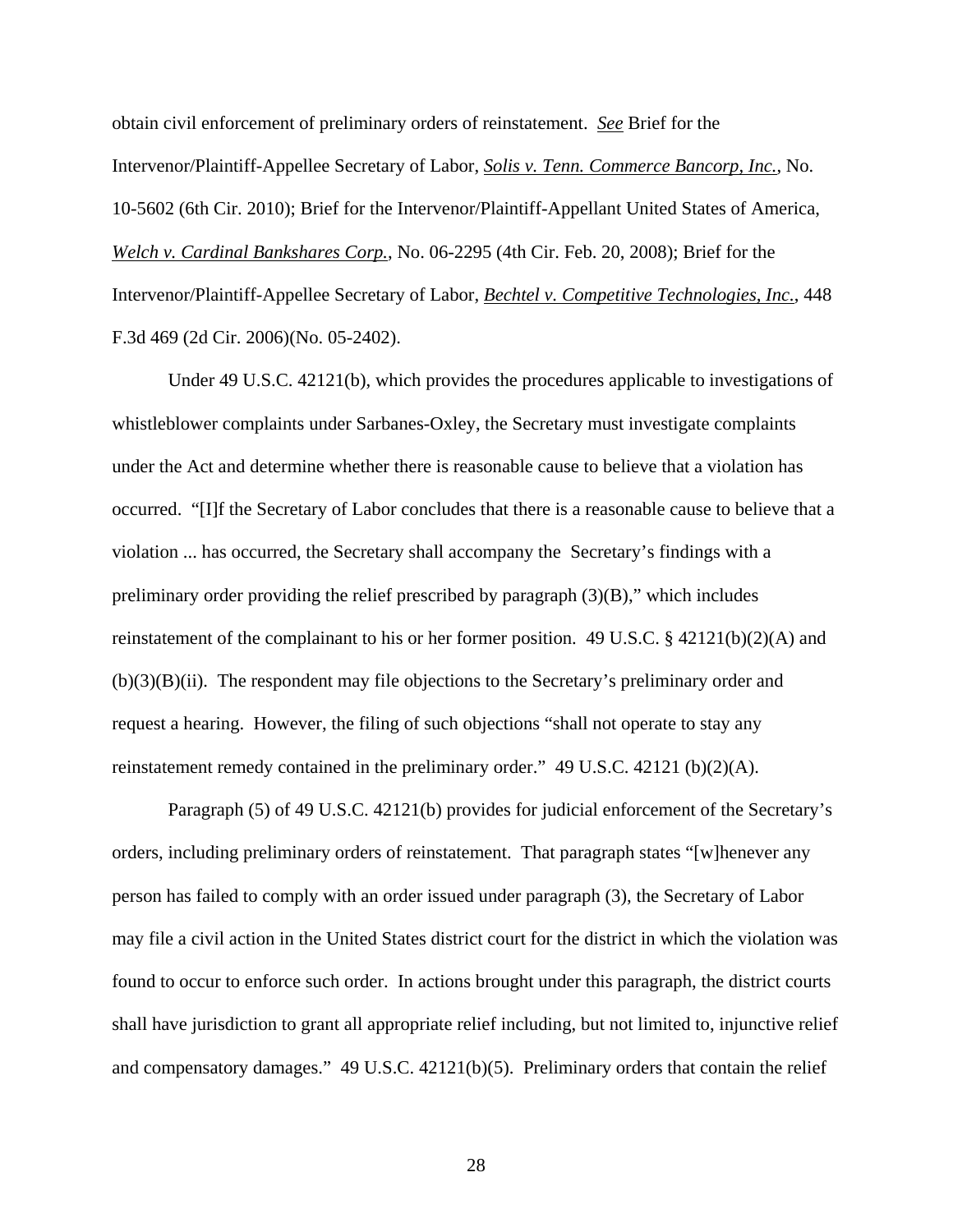obtain civil enforcement of preliminary orders of reinstatement. *See* Brief for the Intervenor/Plaintiff-Appellee Secretary of Labor, *Solis v. Tenn. Commerce Bancorp, Inc.*, No. 10-5602 (6th Cir. 2010); Brief for the Intervenor/Plaintiff-Appellant United States of America, *Welch v. Cardinal Bankshares Corp.*, No. 06-2295 (4th Cir. Feb. 20, 2008); Brief for the Intervenor/Plaintiff-Appellee Secretary of Labor, *Bechtel v. Competitive Technologies, Inc.*, 448 F.3d 469 (2d Cir. 2006)(No. 05-2402).

Under 49 U.S.C. 42121(b), which provides the procedures applicable to investigations of whistleblower complaints under Sarbanes-Oxley, the Secretary must investigate complaints under the Act and determine whether there is reasonable cause to believe that a violation has occurred. "[I]f the Secretary of Labor concludes that there is a reasonable cause to believe that a violation ... has occurred, the Secretary shall accompany the Secretary's findings with a preliminary order providing the relief prescribed by paragraph (3)(B)," which includes reinstatement of the complainant to his or her former position. 49 U.S.C. § 42121(b)(2)(A) and (b)(3)(B)(ii). The respondent may file objections to the Secretary's preliminary order and request a hearing. However, the filing of such objections "shall not operate to stay any reinstatement remedy contained in the preliminary order." 49 U.S.C. 42121 (b)(2)(A).

Paragraph (5) of 49 U.S.C. 42121(b) provides for judicial enforcement of the Secretary's orders, including preliminary orders of reinstatement. That paragraph states "[w]henever any person has failed to comply with an order issued under paragraph (3), the Secretary of Labor may file a civil action in the United States district court for the district in which the violation was found to occur to enforce such order. In actions brought under this paragraph, the district courts shall have jurisdiction to grant all appropriate relief including, but not limited to, injunctive relief and compensatory damages." 49 U.S.C. 42121(b)(5). Preliminary orders that contain the relief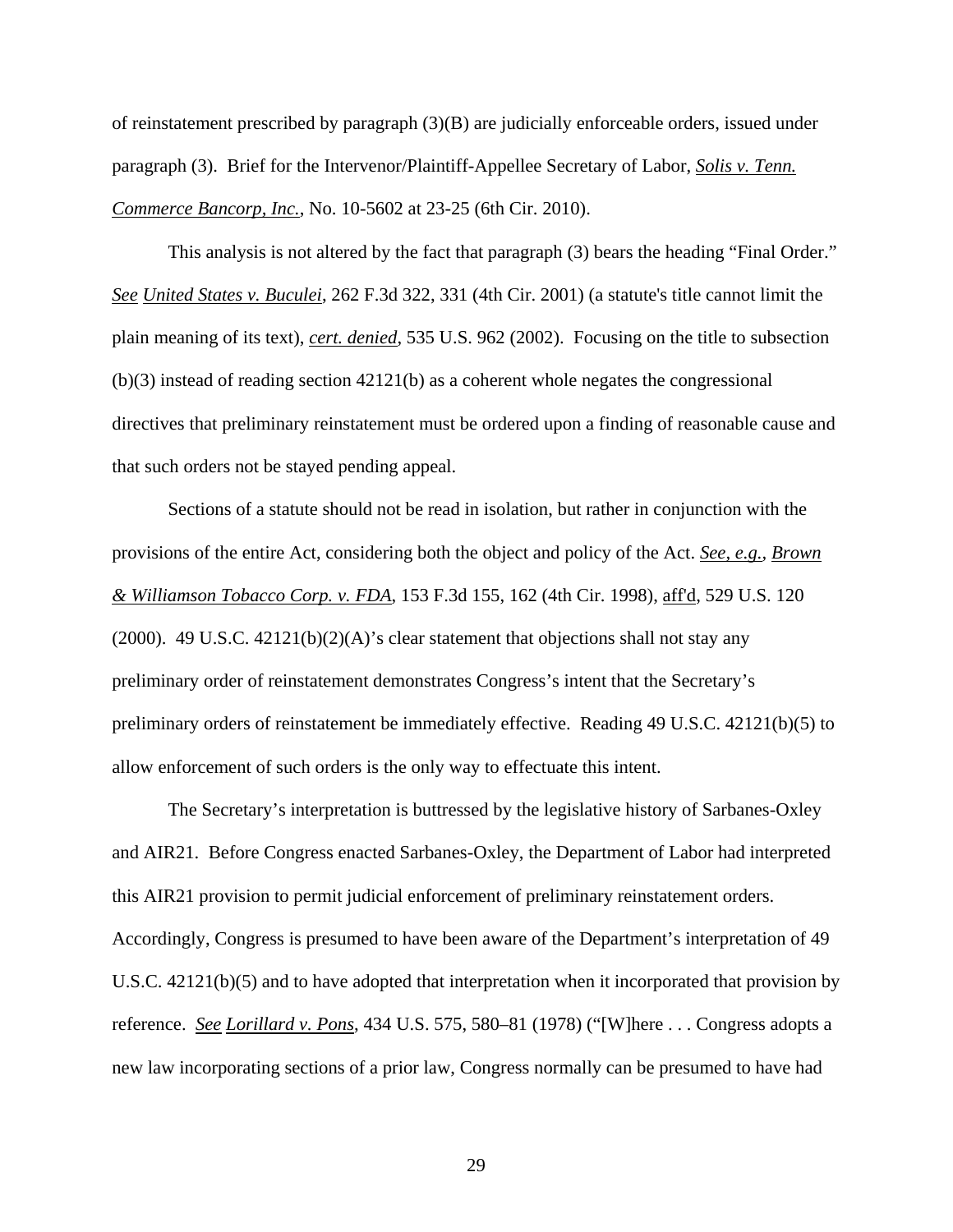of reinstatement prescribed by paragraph (3)(B) are judicially enforceable orders, issued under paragraph (3). Brief for the Intervenor/Plaintiff-Appellee Secretary of Labor, *Solis v. Tenn. Commerce Bancorp, Inc.*, No. 10-5602 at 23-25 (6th Cir. 2010).

This analysis is not altered by the fact that paragraph (3) bears the heading "Final Order." *See United States v. Buculei*, 262 F.3d 322, 331 (4th Cir. 2001) (a statute's title cannot limit the plain meaning of its text), *cert. denied*, 535 U.S. 962 (2002). Focusing on the title to subsection (b)(3) instead of reading section 42121(b) as a coherent whole negates the congressional directives that preliminary reinstatement must be ordered upon a finding of reasonable cause and that such orders not be stayed pending appeal.

Sections of a statute should not be read in isolation, but rather in conjunction with the provisions of the entire Act, considering both the object and policy of the Act. *See, e.g.*, *Brown & Williamson Tobacco Corp. v. FDA*, 153 F.3d 155, 162 (4th Cir. 1998), aff'd, 529 U.S. 120 (2000). 49 U.S.C. 42121(b)(2)(A)'s clear statement that objections shall not stay any preliminary order of reinstatement demonstrates Congress's intent that the Secretary's preliminary orders of reinstatement be immediately effective. Reading 49 U.S.C. 42121(b)(5) to allow enforcement of such orders is the only way to effectuate this intent.

The Secretary's interpretation is buttressed by the legislative history of Sarbanes-Oxley and AIR21. Before Congress enacted Sarbanes-Oxley, the Department of Labor had interpreted this AIR21 provision to permit judicial enforcement of preliminary reinstatement orders. Accordingly, Congress is presumed to have been aware of the Department's interpretation of 49 U.S.C. 42121(b)(5) and to have adopted that interpretation when it incorporated that provision by reference. *See Lorillard v. Pons*, 434 U.S. 575, 580–81 (1978) ("[W]here . . . Congress adopts a new law incorporating sections of a prior law, Congress normally can be presumed to have had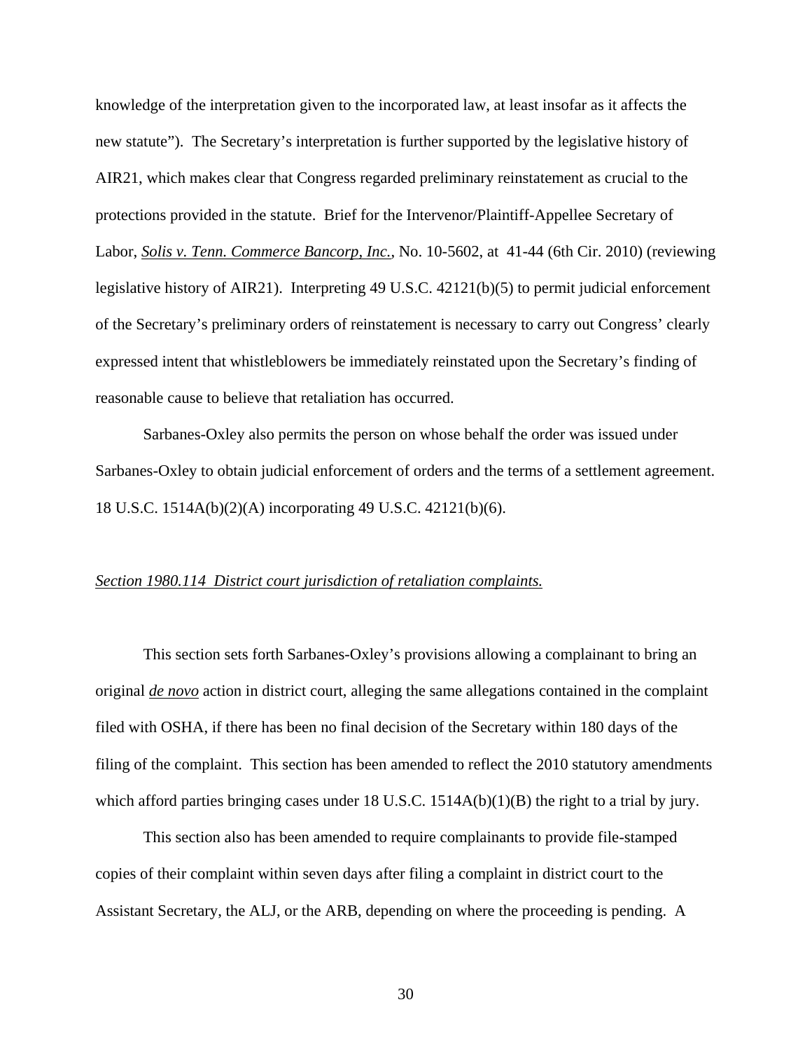knowledge of the interpretation given to the incorporated law, at least insofar as it affects the new statute"). The Secretary's interpretation is further supported by the legislative history of AIR21, which makes clear that Congress regarded preliminary reinstatement as crucial to the protections provided in the statute. Brief for the Intervenor/Plaintiff-Appellee Secretary of Labor, *Solis v. Tenn. Commerce Bancorp, Inc.*, No. 10-5602, at 41-44 (6th Cir. 2010) (reviewing legislative history of AIR21). Interpreting 49 U.S.C. 42121(b)(5) to permit judicial enforcement of the Secretary's preliminary orders of reinstatement is necessary to carry out Congress' clearly expressed intent that whistleblowers be immediately reinstated upon the Secretary's finding of reasonable cause to believe that retaliation has occurred.

Sarbanes-Oxley also permits the person on whose behalf the order was issued under Sarbanes-Oxley to obtain judicial enforcement of orders and the terms of a settlement agreement. 18 U.S.C. 1514A(b)(2)(A) incorporating 49 U.S.C. 42121(b)(6).

*Section 1980.114 District court jurisdiction of retaliation complaints.*

This section sets forth Sarbanes-Oxley's provisions allowing a complainant to bring an original *de novo* action in district court, alleging the same allegations contained in the complaint filed with OSHA, if there has been no final decision of the Secretary within 180 days of the filing of the complaint. This section has been amended to reflect the 2010 statutory amendments which afford parties bringing cases under 18 U.S.C. 1514A(b)(1)(B) the right to a trial by jury.

This section also has been amended to require complainants to provide file-stamped copies of their complaint within seven days after filing a complaint in district court to the Assistant Secretary, the ALJ, or the ARB, depending on where the proceeding is pending. A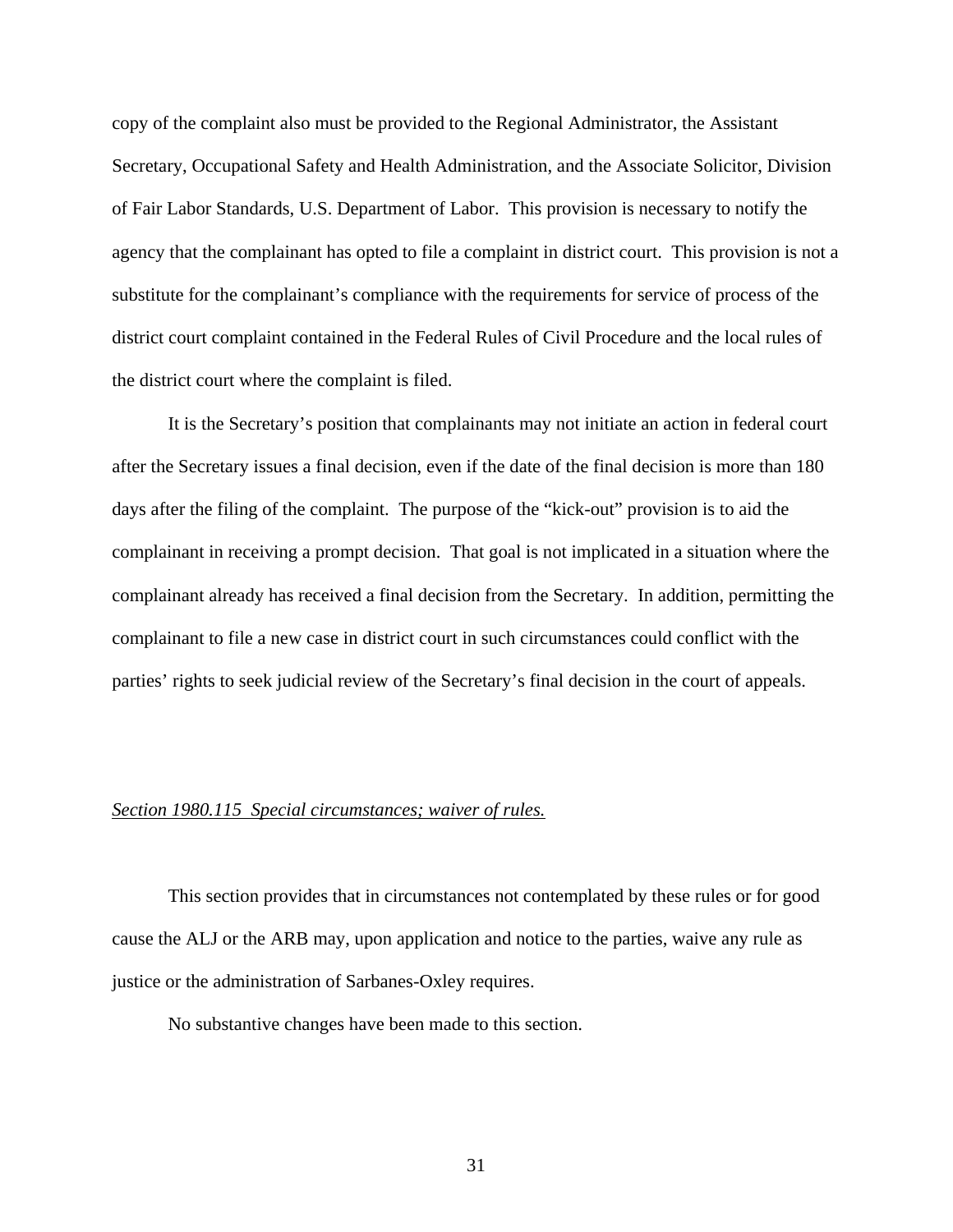copy of the complaint also must be provided to the Regional Administrator, the Assistant Secretary, Occupational Safety and Health Administration, and the Associate Solicitor, Division of Fair Labor Standards, U.S. Department of Labor. This provision is necessary to notify the agency that the complainant has opted to file a complaint in district court. This provision is not a substitute for the complainant's compliance with the requirements for service of process of the district court complaint contained in the Federal Rules of Civil Procedure and the local rules of the district court where the complaint is filed.

It is the Secretary's position that complainants may not initiate an action in federal court after the Secretary issues a final decision, even if the date of the final decision is more than 180 days after the filing of the complaint. The purpose of the "kick-out" provision is to aid the complainant in receiving a prompt decision. That goal is not implicated in a situation where the complainant already has received a final decision from the Secretary. In addition, permitting the complainant to file a new case in district court in such circumstances could conflict with the parties' rights to seek judicial review of the Secretary's final decision in the court of appeals.

*Section 1980.115 Special circumstances; waiver of rules.*

This section provides that in circumstances not contemplated by these rules or for good cause the ALJ or the ARB may, upon application and notice to the parties, waive any rule as justice or the administration of Sarbanes-Oxley requires.

No substantive changes have been made to this section.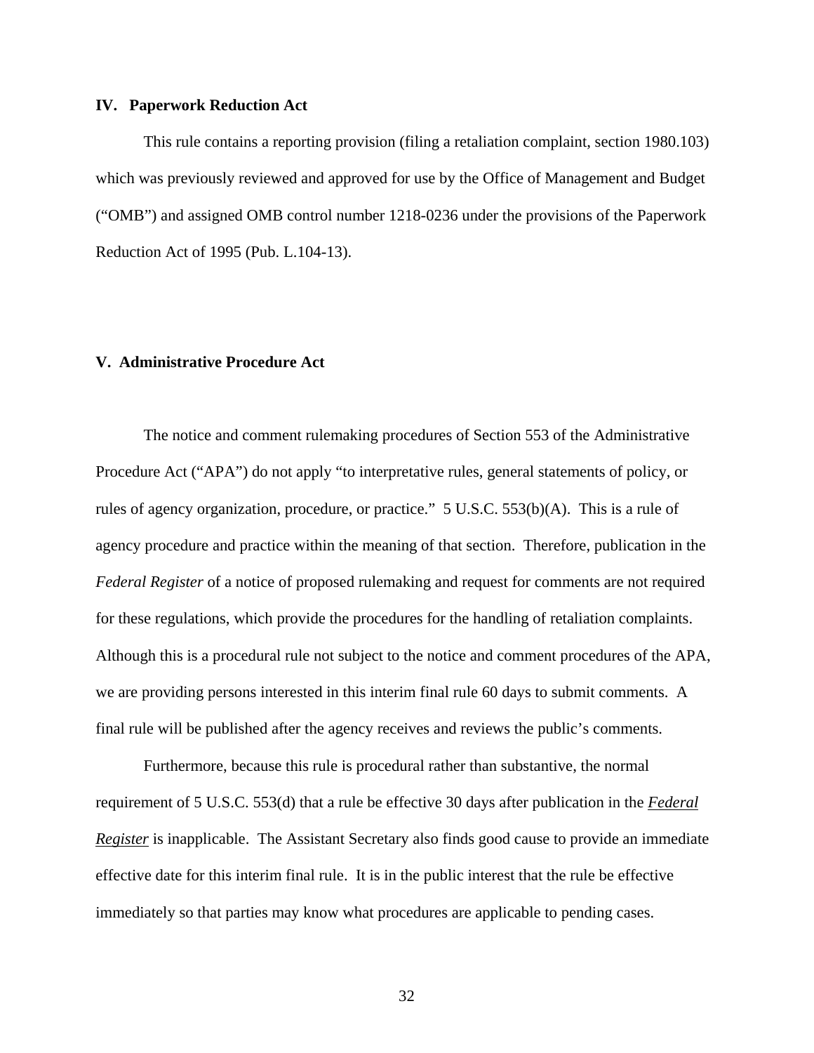## IV. Paperwork Reduction Act

This rule contains a reporting provision (filing a retaliation complaint, section 1980.103) which was previously reviewed and approved for use by the Office of Management and Budget ("OMB") and assigned OMB control number 1218-0236 under the provisions of the Paperwork Reduction Act of 1995 (Pub. L.104-13).

## V. Administrative Procedure Act

The notice and comment rulemaking procedures of Section 553 of the Administrative Procedure Act ("APA") do not apply "to interpretative rules, general statements of policy, or rules of agency organization, procedure, or practice." 5 U.S.C. 553(b)(A). This is a rule of agency procedure and practice within the meaning of that section. Therefore, publication in the *Federal Register* of a notice of proposed rulemaking and request for comments are not required for these regulations, which provide the procedures for the handling of retaliation complaints. Although this is a procedural rule not subject to the notice and comment procedures of the APA, we are providing persons interested in this interim final rule 60 days to submit comments. A final rule will be published after the agency receives and reviews the public's comments.

Furthermore, because this rule is procedural rather than substantive, the normal requirement of 5 U.S.C. 553(d) that a rule be effective 30 days after publication in the *Federal Register* is inapplicable. The Assistant Secretary also finds good cause to provide an immediate effective date for this interim final rule. It is in the public interest that the rule be effective immediately so that parties may know what procedures are applicable to pending cases.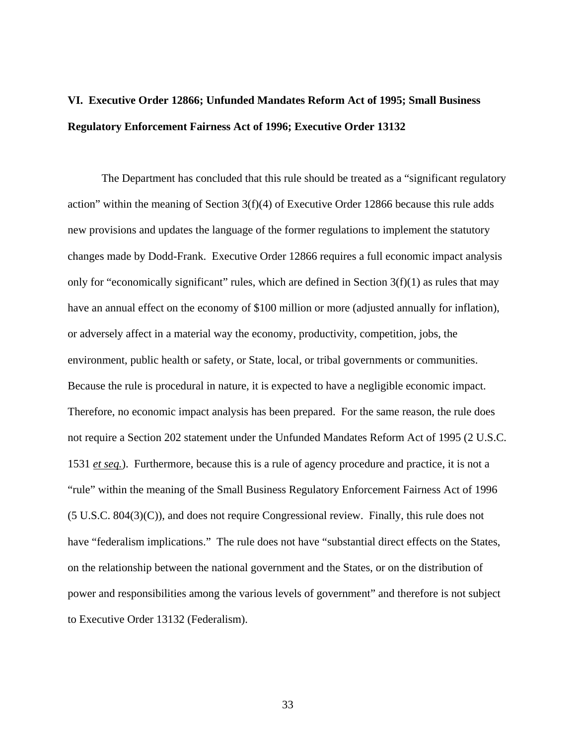## VI. Executive Order 12866; Unfunded Mandates Reform Act of 1995; Small Business Regulatory Enforcement Fairness Act of 1996; Executive Order 13132

The Department has concluded that this rule should be treated as a "significant regulatory action" within the meaning of Section 3(f)(4) of Executive Order 12866 because this rule adds new provisions and updates the language of the former regulations to implement the statutory changes made by Dodd-Frank. Executive Order 12866 requires a full economic impact analysis only for "economically significant" rules, which are defined in Section 3(f)(1) as rules that may have an annual effect on the economy of $100 million or more (adjusted annually for inflation), or adversely affect in a material way the economy, productivity, competition, jobs, the environment, public health or safety, or State, local, or tribal governments or communities. Because the rule is procedural in nature, it is expected to have a negligible economic impact. Therefore, no economic impact analysis has been prepared. For the same reason, the rule does not require a Section 202 statement under the Unfunded Mandates Reform Act of 1995 (2 U.S.C. 1531 *et seq.*). Furthermore, because this is a rule of agency procedure and practice, it is not a "rule" within the meaning of the Small Business Regulatory Enforcement Fairness Act of 1996 (5 U.S.C. 804(3)(C)), and does not require Congressional review. Finally, this rule does not have "federalism implications." The rule does not have "substantial direct effects on the States, on the relationship between the national government and the States, or on the distribution of power and responsibilities among the various levels of government" and therefore is not subject to Executive Order 13132 (Federalism).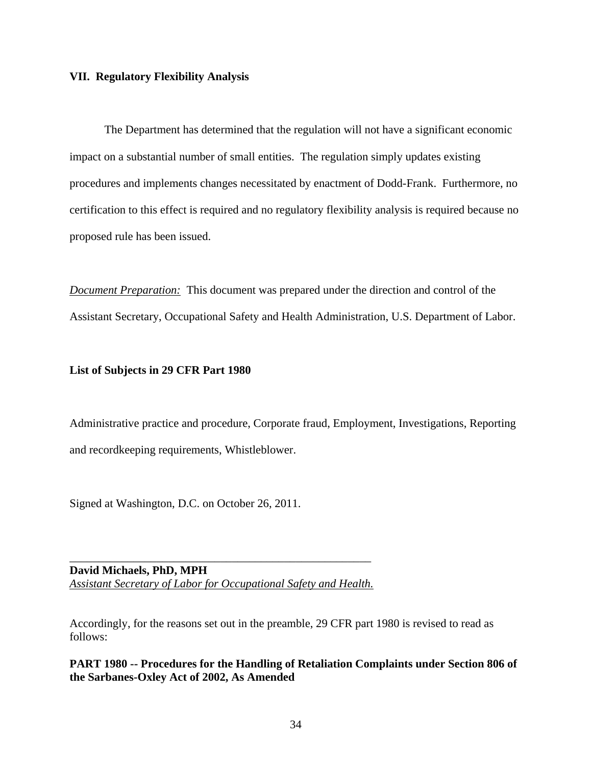## VII. Regulatory Flexibility Analysis

The Department has determined that the regulation will not have a significant economic impact on a substantial number of small entities. The regulation simply updates existing procedures and implements changes necessitated by enactment of Dodd-Frank. Furthermore, no certification to this effect is required and no regulatory flexibility analysis is required because no proposed rule has been issued.

*Document Preparation:* This document was prepared under the direction and control of the Assistant Secretary, Occupational Safety and Health Administration, U.S. Department of Labor.

**List of Subjects in 29 CFR Part 1980**

Administrative practice and procedure, Corporate fraud, Employment, Investigations, Reporting and recordkeeping requirements, Whistleblower.

Signed at Washington, D.C. on October 26, 2011.

\_\_\_\_\_\_\_\_\_\_\_\_\_\_\_\_\_\_\_\_\_\_\_\_\_\_\_\_\_\_\_\_\_\_\_\_\_\_\_\_\_\_\_\_\_\_\_\_\_\_\_\_

**David Michaels, PhD, MPH**
*Assistant Secretary of Labor for Occupational Safety and Health.*

Accordingly, for the reasons set out in the preamble, 29 CFR part 1980 is revised to read as follows:

**PART 1980 -- Procedures for the Handling of Retaliation Complaints under Section 806 of the Sarbanes-Oxley Act of 2002, As Amended**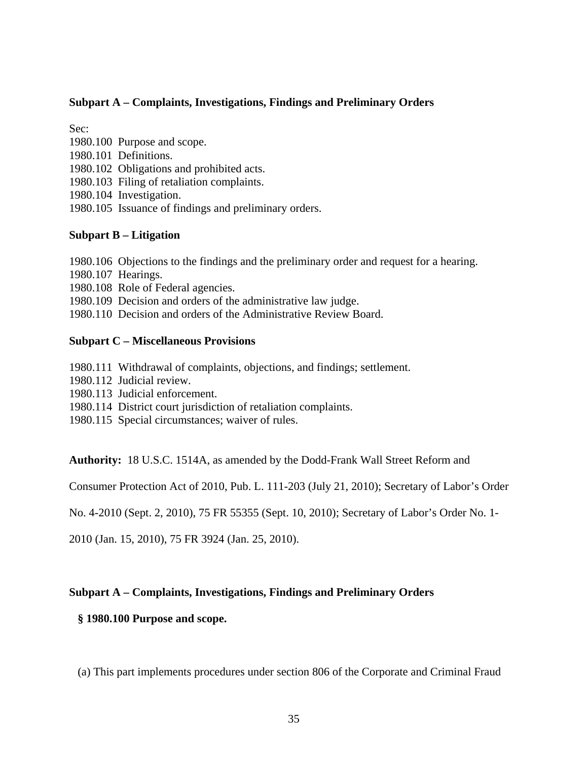**Subpart A – Complaints, Investigations, Findings and Preliminary Orders**

Sec:
1980.100 Purpose and scope.
1980.101 Definitions.
1980.102 Obligations and prohibited acts.
1980.103 Filing of retaliation complaints.
1980.104 Investigation.
1980.105 Issuance of findings and preliminary orders.

**Subpart B – Litigation**

1980.106 Objections to the findings and the preliminary order and request for a hearing.
1980.107 Hearings.
1980.108 Role of Federal agencies.
1980.109 Decision and orders of the administrative law judge.
1980.110 Decision and orders of the Administrative Review Board.

**Subpart C – Miscellaneous Provisions**

1980.111 Withdrawal of complaints, objections, and findings; settlement.
1980.112 Judicial review.
1980.113 Judicial enforcement.
1980.114 District court jurisdiction of retaliation complaints.
1980.115 Special circumstances; waiver of rules.

**Authority:** 18 U.S.C. 1514A, as amended by the Dodd-Frank Wall Street Reform and Consumer Protection Act of 2010, Pub. L. 111-203 (July 21, 2010); Secretary of Labor's Order No. 4-2010 (Sept. 2, 2010), 75 FR 55355 (Sept. 10, 2010); Secretary of Labor's Order No. 1-2010 (Jan. 15, 2010), 75 FR 3924 (Jan. 25, 2010).

**Subpart A – Complaints, Investigations, Findings and Preliminary Orders**

**§ 1980.100 Purpose and scope.**

(a) This part implements procedures under section 806 of the Corporate and Criminal Fraud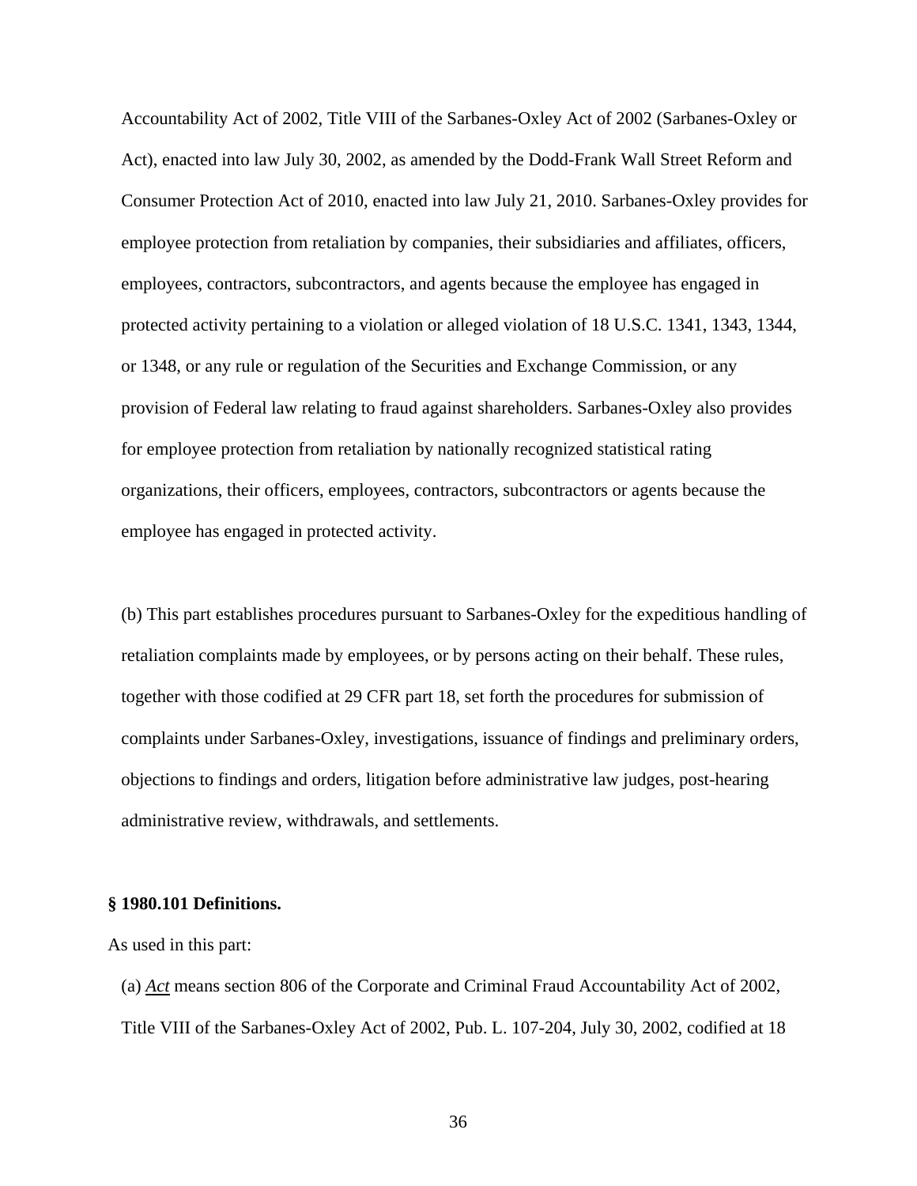Accountability Act of 2002, Title VIII of the Sarbanes-Oxley Act of 2002 (Sarbanes-Oxley or Act), enacted into law July 30, 2002, as amended by the Dodd-Frank Wall Street Reform and Consumer Protection Act of 2010, enacted into law July 21, 2010. Sarbanes-Oxley provides for employee protection from retaliation by companies, their subsidiaries and affiliates, officers, employees, contractors, subcontractors, and agents because the employee has engaged in protected activity pertaining to a violation or alleged violation of 18 U.S.C. 1341, 1343, 1344, or 1348, or any rule or regulation of the Securities and Exchange Commission, or any provision of Federal law relating to fraud against shareholders. Sarbanes-Oxley also provides for employee protection from retaliation by nationally recognized statistical rating organizations, their officers, employees, contractors, subcontractors or agents because the employee has engaged in protected activity.

(b) This part establishes procedures pursuant to Sarbanes-Oxley for the expeditious handling of retaliation complaints made by employees, or by persons acting on their behalf. These rules, together with those codified at 29 CFR part 18, set forth the procedures for submission of complaints under Sarbanes-Oxley, investigations, issuance of findings and preliminary orders, objections to findings and orders, litigation before administrative law judges, post-hearing administrative review, withdrawals, and settlements.

**§ 1980.101 Definitions.**

As used in this part:

(a) ***Act*** means section 806 of the Corporate and Criminal Fraud Accountability Act of 2002, Title VIII of the Sarbanes-Oxley Act of 2002, Pub. L. 107-204, July 30, 2002, codified at 18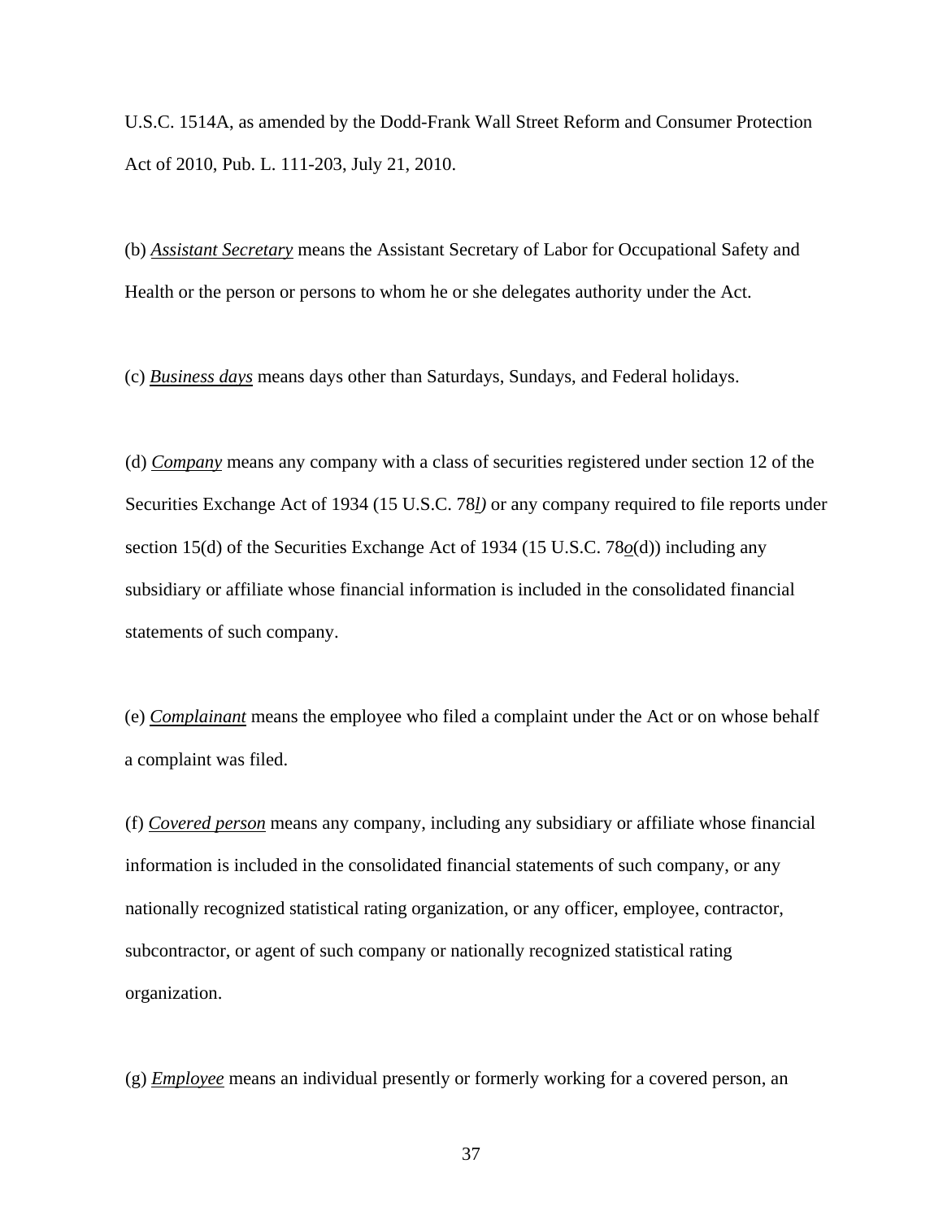U.S.C. 1514A, as amended by the Dodd-Frank Wall Street Reform and Consumer Protection Act of 2010, Pub. L. 111-203, July 21, 2010.

(b) *Assistant Secretary* means the Assistant Secretary of Labor for Occupational Safety and Health or the person or persons to whom he or she delegates authority under the Act.

(c) *Business days* means days other than Saturdays, Sundays, and Federal holidays.

(d) *Company* means any company with a class of securities registered under section 12 of the Securities Exchange Act of 1934 (15 U.S.C. 78*l)* or any company required to file reports under section 15(d) of the Securities Exchange Act of 1934 (15 U.S.C. 78*o*(d)) including any subsidiary or affiliate whose financial information is included in the consolidated financial statements of such company.

(e) *Complainant* means the employee who filed a complaint under the Act or on whose behalf a complaint was filed.

(f) *Covered person* means any company, including any subsidiary or affiliate whose financial information is included in the consolidated financial statements of such company, or any nationally recognized statistical rating organization, or any officer, employee, contractor, subcontractor, or agent of such company or nationally recognized statistical rating organization.

(g) *Employee* means an individual presently or formerly working for a covered person, an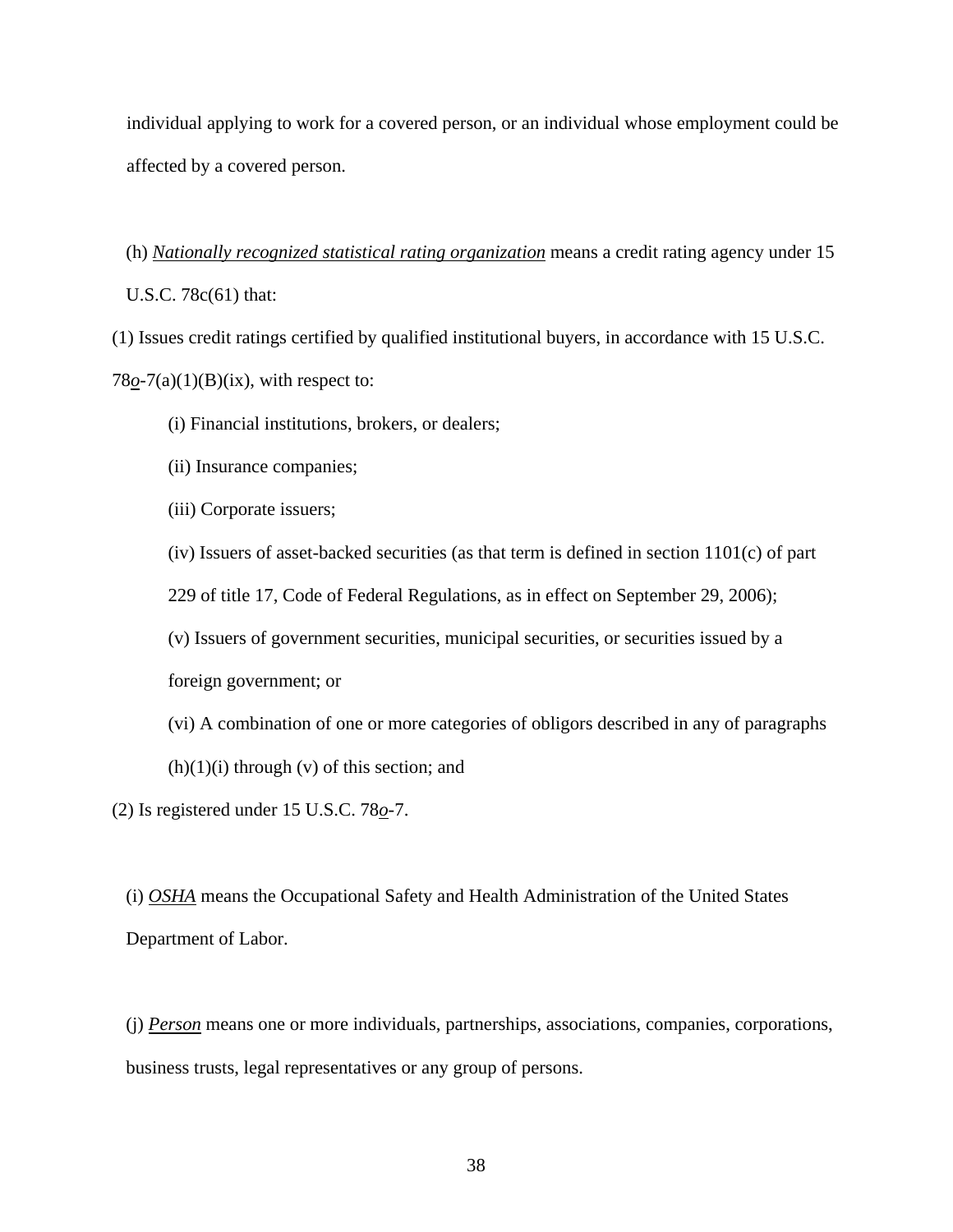individual applying to work for a covered person, or an individual whose employment could be affected by a covered person.

(h) *Nationally recognized statistical rating organization* means a credit rating agency under 15 U.S.C. 78c(61) that:

(1) Issues credit ratings certified by qualified institutional buyers, in accordance with 15 U.S.C. 78*o*-7(a)(1)(B)(ix), with respect to:

(i) Financial institutions, brokers, or dealers;

(ii) Insurance companies;

(iii) Corporate issuers;

(iv) Issuers of asset-backed securities (as that term is defined in section 1101(c) of part 229 of title 17, Code of Federal Regulations, as in effect on September 29, 2006);

(v) Issuers of government securities, municipal securities, or securities issued by a foreign government; or

(vi) A combination of one or more categories of obligors described in any of paragraphs (h)(1)(i) through (v) of this section; and

(2) Is registered under 15 U.S.C. 78*o*-7.

(i) *OSHA* means the Occupational Safety and Health Administration of the United States Department of Labor.

(j) *Person* means one or more individuals, partnerships, associations, companies, corporations, business trusts, legal representatives or any group of persons.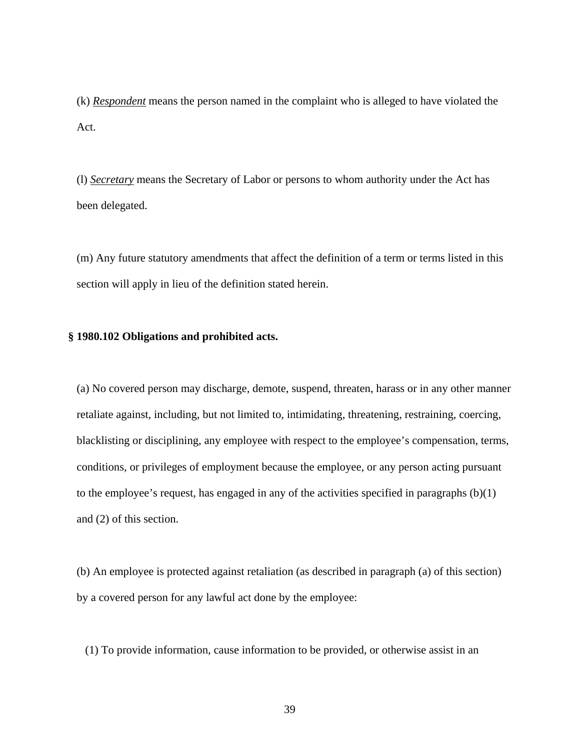(k) *Respondent* means the person named in the complaint who is alleged to have violated the Act.

(l) *Secretary* means the Secretary of Labor or persons to whom authority under the Act has been delegated.

(m) Any future statutory amendments that affect the definition of a term or terms listed in this section will apply in lieu of the definition stated herein.

**§ 1980.102 Obligations and prohibited acts.**

(a) No covered person may discharge, demote, suspend, threaten, harass or in any other manner retaliate against, including, but not limited to, intimidating, threatening, restraining, coercing, blacklisting or disciplining, any employee with respect to the employee's compensation, terms, conditions, or privileges of employment because the employee, or any person acting pursuant to the employee's request, has engaged in any of the activities specified in paragraphs (b)(1) and (2) of this section.

(b) An employee is protected against retaliation (as described in paragraph (a) of this section) by a covered person for any lawful act done by the employee:

(1) To provide information, cause information to be provided, or otherwise assist in an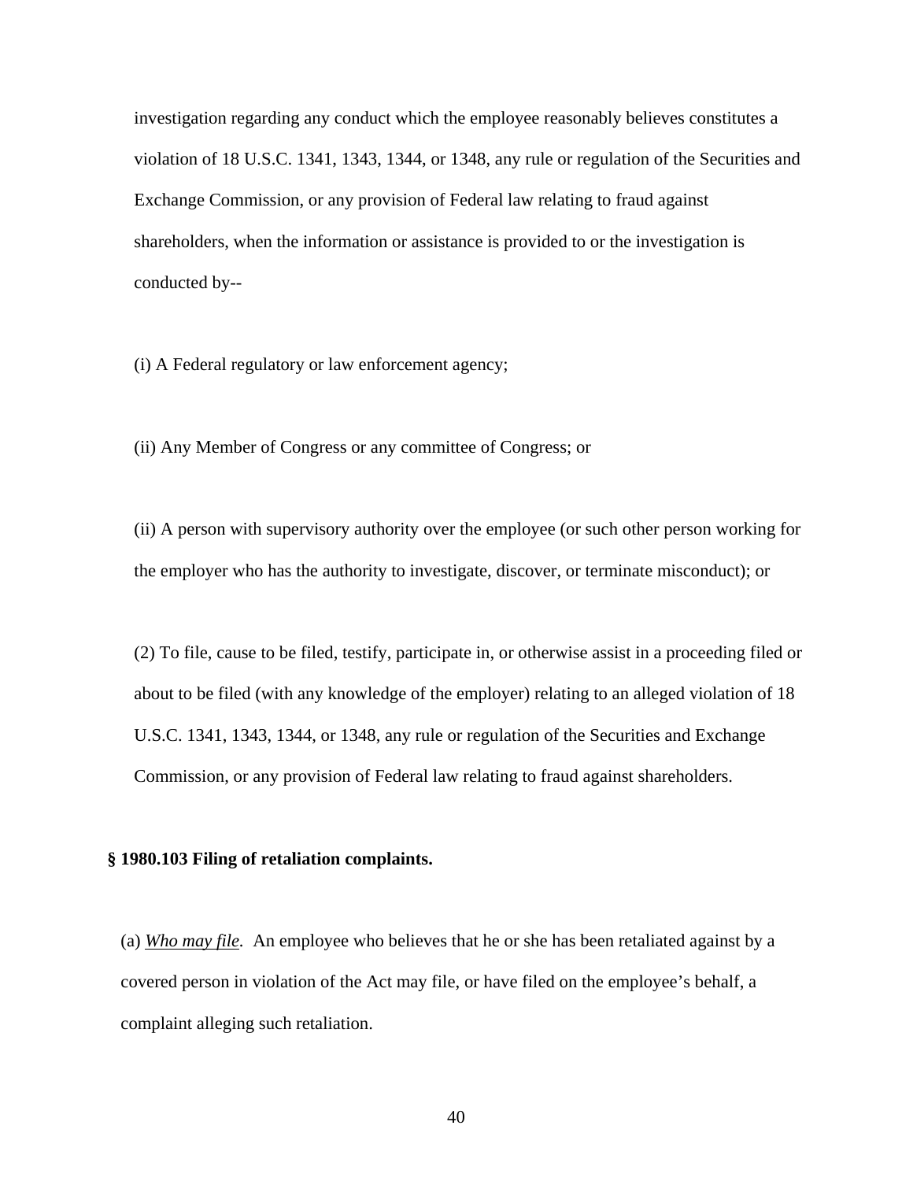investigation regarding any conduct which the employee reasonably believes constitutes a violation of 18 U.S.C. 1341, 1343, 1344, or 1348, any rule or regulation of the Securities and Exchange Commission, or any provision of Federal law relating to fraud against shareholders, when the information or assistance is provided to or the investigation is conducted by--

(i) A Federal regulatory or law enforcement agency;

(ii) Any Member of Congress or any committee of Congress; or

(ii) A person with supervisory authority over the employee (or such other person working for the employer who has the authority to investigate, discover, or terminate misconduct); or

(2) To file, cause to be filed, testify, participate in, or otherwise assist in a proceeding filed or about to be filed (with any knowledge of the employer) relating to an alleged violation of 18 U.S.C. 1341, 1343, 1344, or 1348, any rule or regulation of the Securities and Exchange Commission, or any provision of Federal law relating to fraud against shareholders.

**§ 1980.103 Filing of retaliation complaints.**

(a) *Who may file*. An employee who believes that he or she has been retaliated against by a covered person in violation of the Act may file, or have filed on the employee's behalf, a complaint alleging such retaliation.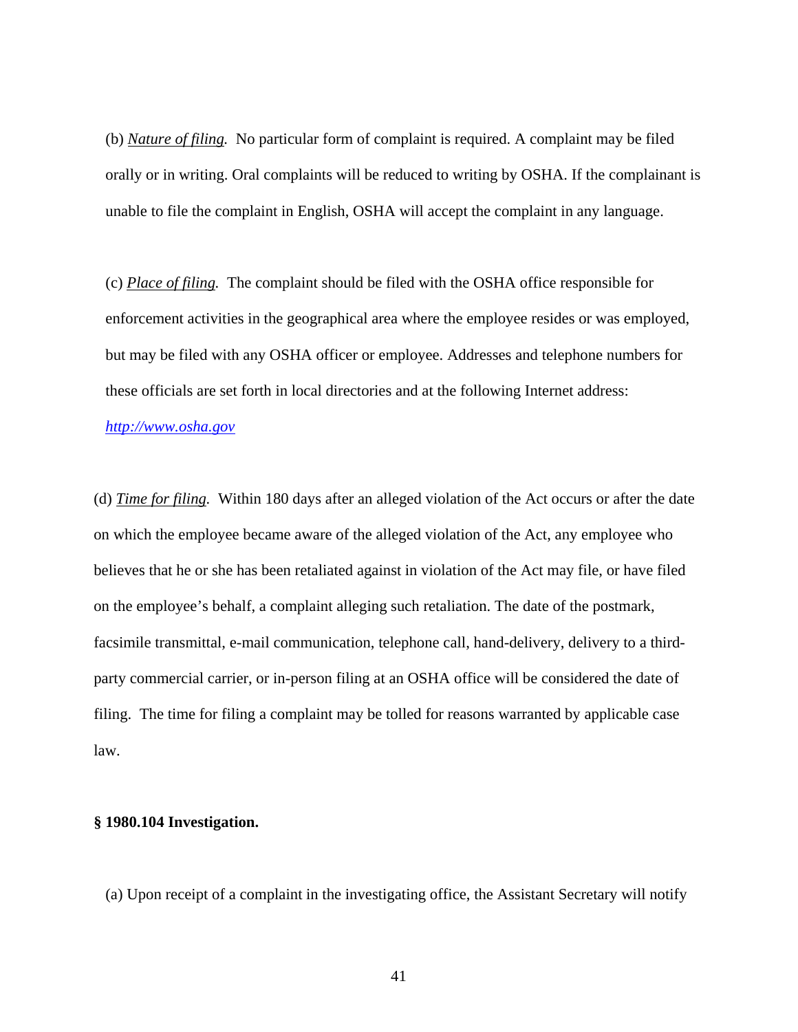(b) *Nature of filing.* No particular form of complaint is required. A complaint may be filed orally or in writing. Oral complaints will be reduced to writing by OSHA. If the complainant is unable to file the complaint in English, OSHA will accept the complaint in any language.

(c) *Place of filing.* The complaint should be filed with the OSHA office responsible for enforcement activities in the geographical area where the employee resides or was employed, but may be filed with any OSHA officer or employee. Addresses and telephone numbers for these officials are set forth in local directories and at the following Internet address: http://www.osha.gov

(d) *Time for filing.* Within 180 days after an alleged violation of the Act occurs or after the date on which the employee became aware of the alleged violation of the Act, any employee who believes that he or she has been retaliated against in violation of the Act may file, or have filed on the employee's behalf, a complaint alleging such retaliation. The date of the postmark, facsimile transmittal, e-mail communication, telephone call, hand-delivery, delivery to a third-party commercial carrier, or in-person filing at an OSHA office will be considered the date of filing. The time for filing a complaint may be tolled for reasons warranted by applicable case law.

**§ 1980.104 Investigation.**

(a) Upon receipt of a complaint in the investigating office, the Assistant Secretary will notify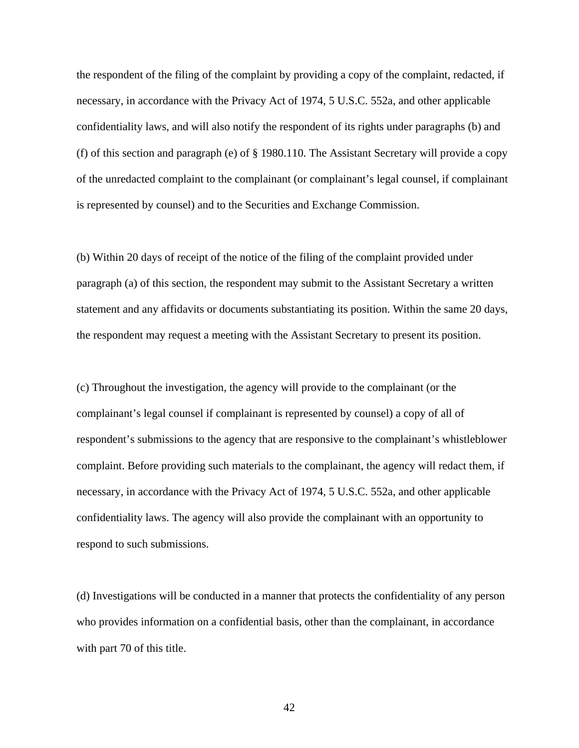the respondent of the filing of the complaint by providing a copy of the complaint, redacted, if necessary, in accordance with the Privacy Act of 1974, 5 U.S.C. 552a, and other applicable confidentiality laws, and will also notify the respondent of its rights under paragraphs (b) and (f) of this section and paragraph (e) of § 1980.110. The Assistant Secretary will provide a copy of the unredacted complaint to the complainant (or complainant's legal counsel, if complainant is represented by counsel) and to the Securities and Exchange Commission.

(b) Within 20 days of receipt of the notice of the filing of the complaint provided under paragraph (a) of this section, the respondent may submit to the Assistant Secretary a written statement and any affidavits or documents substantiating its position. Within the same 20 days, the respondent may request a meeting with the Assistant Secretary to present its position.

(c) Throughout the investigation, the agency will provide to the complainant (or the complainant's legal counsel if complainant is represented by counsel) a copy of all of respondent's submissions to the agency that are responsive to the complainant's whistleblower complaint. Before providing such materials to the complainant, the agency will redact them, if necessary, in accordance with the Privacy Act of 1974, 5 U.S.C. 552a, and other applicable confidentiality laws. The agency will also provide the complainant with an opportunity to respond to such submissions.

(d) Investigations will be conducted in a manner that protects the confidentiality of any person who provides information on a confidential basis, other than the complainant, in accordance with part 70 of this title.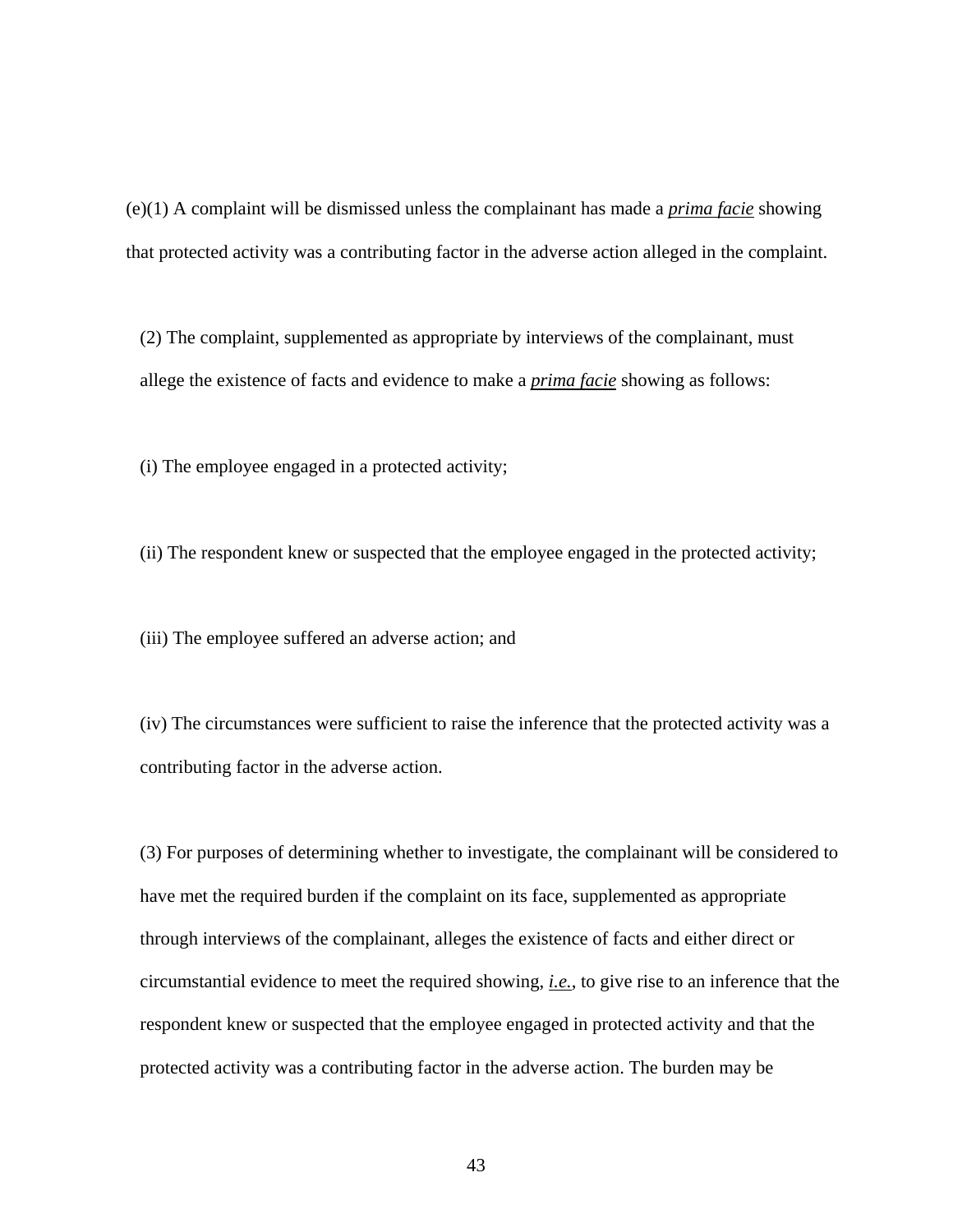(e)(1) A complaint will be dismissed unless the complainant has made a <u>*prima facie*</u> showing that protected activity was a contributing factor in the adverse action alleged in the complaint.

(2) The complaint, supplemented as appropriate by interviews of the complainant, must allege the existence of facts and evidence to make a <u>*prima facie*</u> showing as follows:

(i) The employee engaged in a protected activity;

(ii) The respondent knew or suspected that the employee engaged in the protected activity;

(iii) The employee suffered an adverse action; and

(iv) The circumstances were sufficient to raise the inference that the protected activity was a contributing factor in the adverse action.

(3) For purposes of determining whether to investigate, the complainant will be considered to have met the required burden if the complaint on its face, supplemented as appropriate through interviews of the complainant, alleges the existence of facts and either direct or circumstantial evidence to meet the required showing, <u>*i.e.*</u>, to give rise to an inference that the respondent knew or suspected that the employee engaged in protected activity and that the protected activity was a contributing factor in the adverse action. The burden may be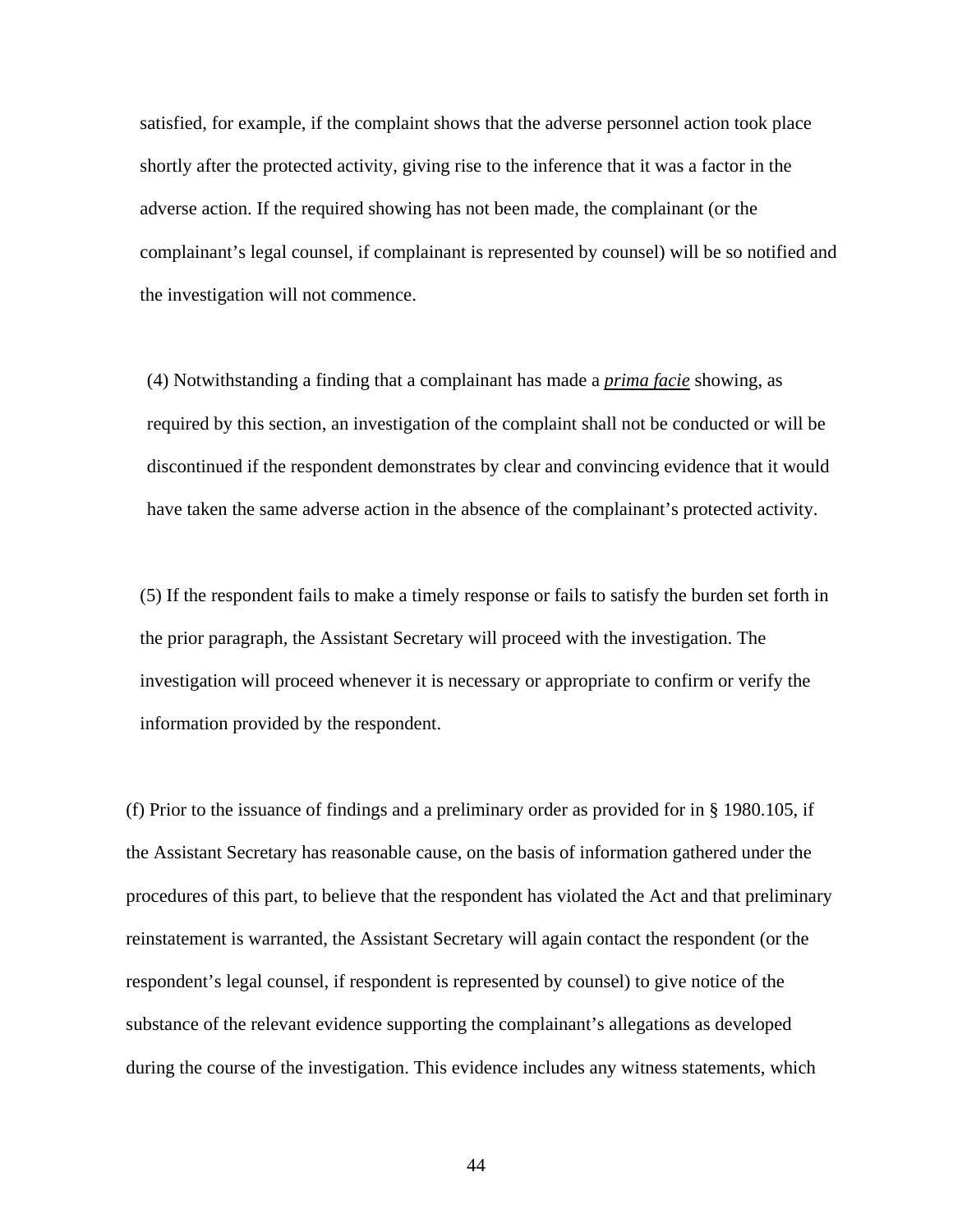satisfied, for example, if the complaint shows that the adverse personnel action took place shortly after the protected activity, giving rise to the inference that it was a factor in the adverse action. If the required showing has not been made, the complainant (or the complainant's legal counsel, if complainant is represented by counsel) will be so notified and the investigation will not commence.

(4) Notwithstanding a finding that a complainant has made a ***prima facie*** showing, as required by this section, an investigation of the complaint shall not be conducted or will be discontinued if the respondent demonstrates by clear and convincing evidence that it would have taken the same adverse action in the absence of the complainant's protected activity.

(5) If the respondent fails to make a timely response or fails to satisfy the burden set forth in the prior paragraph, the Assistant Secretary will proceed with the investigation. The investigation will proceed whenever it is necessary or appropriate to confirm or verify the information provided by the respondent.

(f) Prior to the issuance of findings and a preliminary order as provided for in § 1980.105, if the Assistant Secretary has reasonable cause, on the basis of information gathered under the procedures of this part, to believe that the respondent has violated the Act and that preliminary reinstatement is warranted, the Assistant Secretary will again contact the respondent (or the respondent's legal counsel, if respondent is represented by counsel) to give notice of the substance of the relevant evidence supporting the complainant's allegations as developed during the course of the investigation. This evidence includes any witness statements, which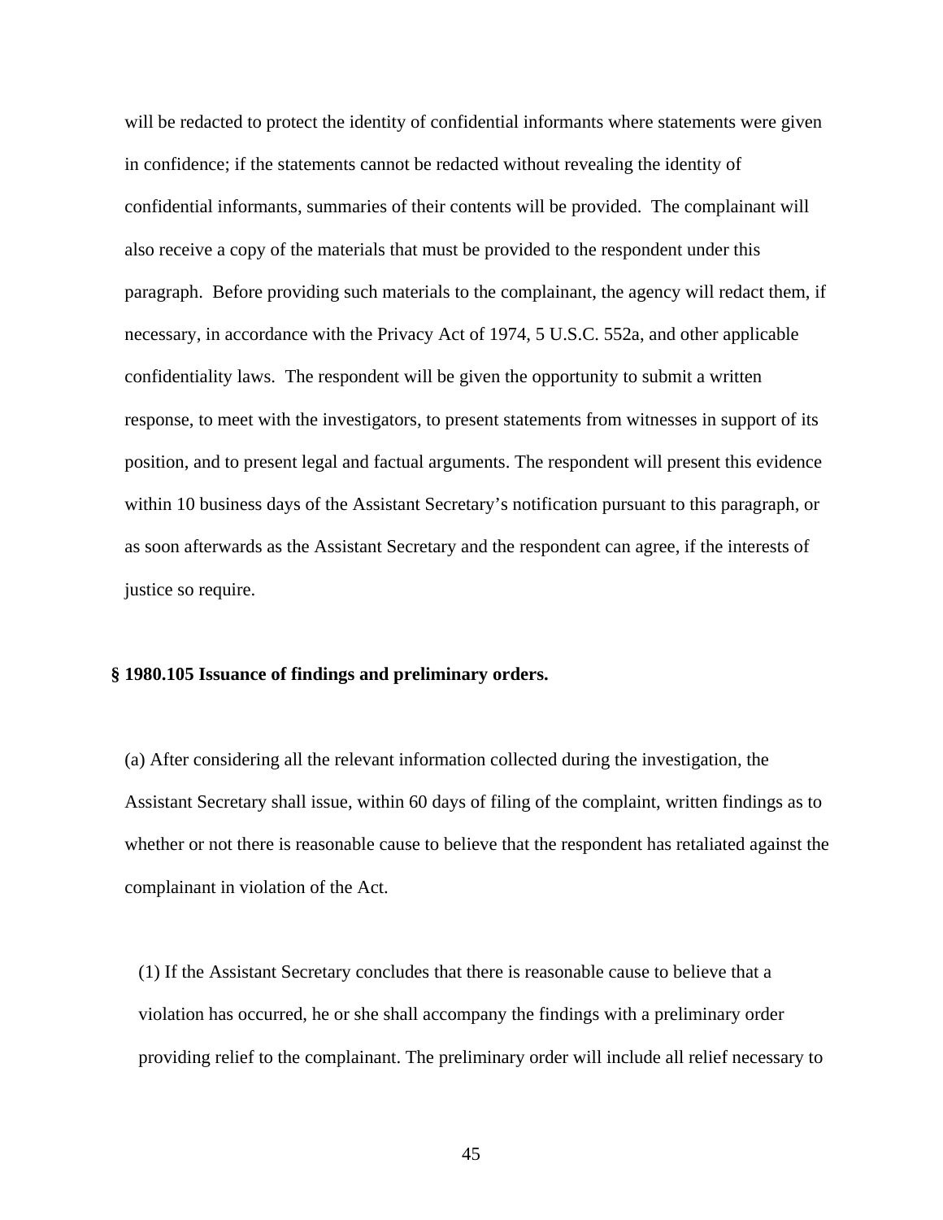will be redacted to protect the identity of confidential informants where statements were given in confidence; if the statements cannot be redacted without revealing the identity of confidential informants, summaries of their contents will be provided. The complainant will also receive a copy of the materials that must be provided to the respondent under this paragraph. Before providing such materials to the complainant, the agency will redact them, if necessary, in accordance with the Privacy Act of 1974, 5 U.S.C. 552a, and other applicable confidentiality laws. The respondent will be given the opportunity to submit a written response, to meet with the investigators, to present statements from witnesses in support of its position, and to present legal and factual arguments. The respondent will present this evidence within 10 business days of the Assistant Secretary's notification pursuant to this paragraph, or as soon afterwards as the Assistant Secretary and the respondent can agree, if the interests of justice so require.

**§ 1980.105 Issuance of findings and preliminary orders.**

(a) After considering all the relevant information collected during the investigation, the Assistant Secretary shall issue, within 60 days of filing of the complaint, written findings as to whether or not there is reasonable cause to believe that the respondent has retaliated against the complainant in violation of the Act.

(1) If the Assistant Secretary concludes that there is reasonable cause to believe that a violation has occurred, he or she shall accompany the findings with a preliminary order providing relief to the complainant. The preliminary order will include all relief necessary to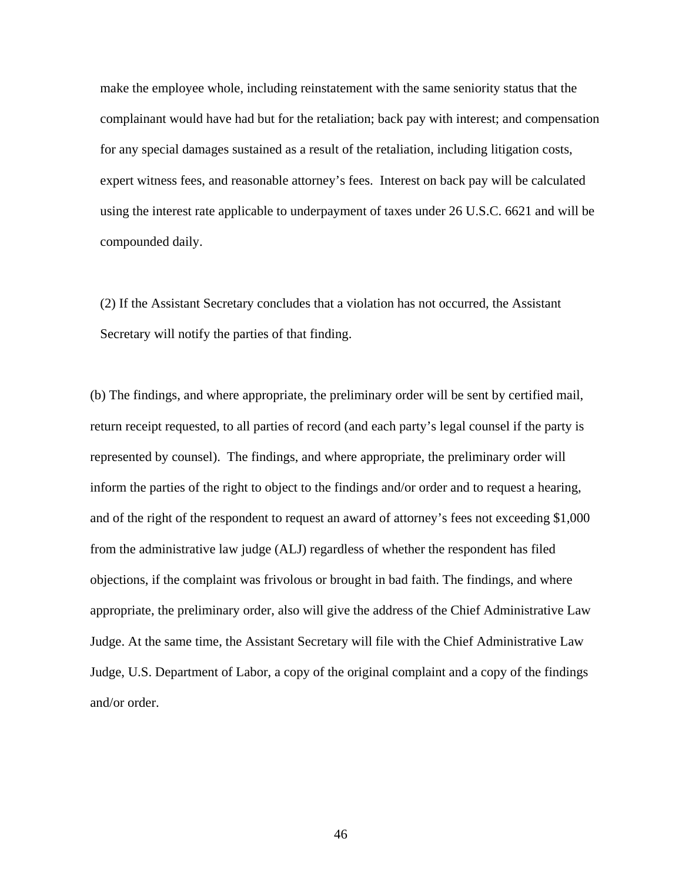make the employee whole, including reinstatement with the same seniority status that the complainant would have had but for the retaliation; back pay with interest; and compensation for any special damages sustained as a result of the retaliation, including litigation costs, expert witness fees, and reasonable attorney's fees. Interest on back pay will be calculated using the interest rate applicable to underpayment of taxes under 26 U.S.C. 6621 and will be compounded daily.

(2) If the Assistant Secretary concludes that a violation has not occurred, the Assistant Secretary will notify the parties of that finding.

(b) The findings, and where appropriate, the preliminary order will be sent by certified mail, return receipt requested, to all parties of record (and each party's legal counsel if the party is represented by counsel). The findings, and where appropriate, the preliminary order will inform the parties of the right to object to the findings and/or order and to request a hearing, and of the right of the respondent to request an award of attorney's fees not exceeding $1,000 from the administrative law judge (ALJ) regardless of whether the respondent has filed objections, if the complaint was frivolous or brought in bad faith. The findings, and where appropriate, the preliminary order, also will give the address of the Chief Administrative Law Judge. At the same time, the Assistant Secretary will file with the Chief Administrative Law Judge, U.S. Department of Labor, a copy of the original complaint and a copy of the findings and/or order.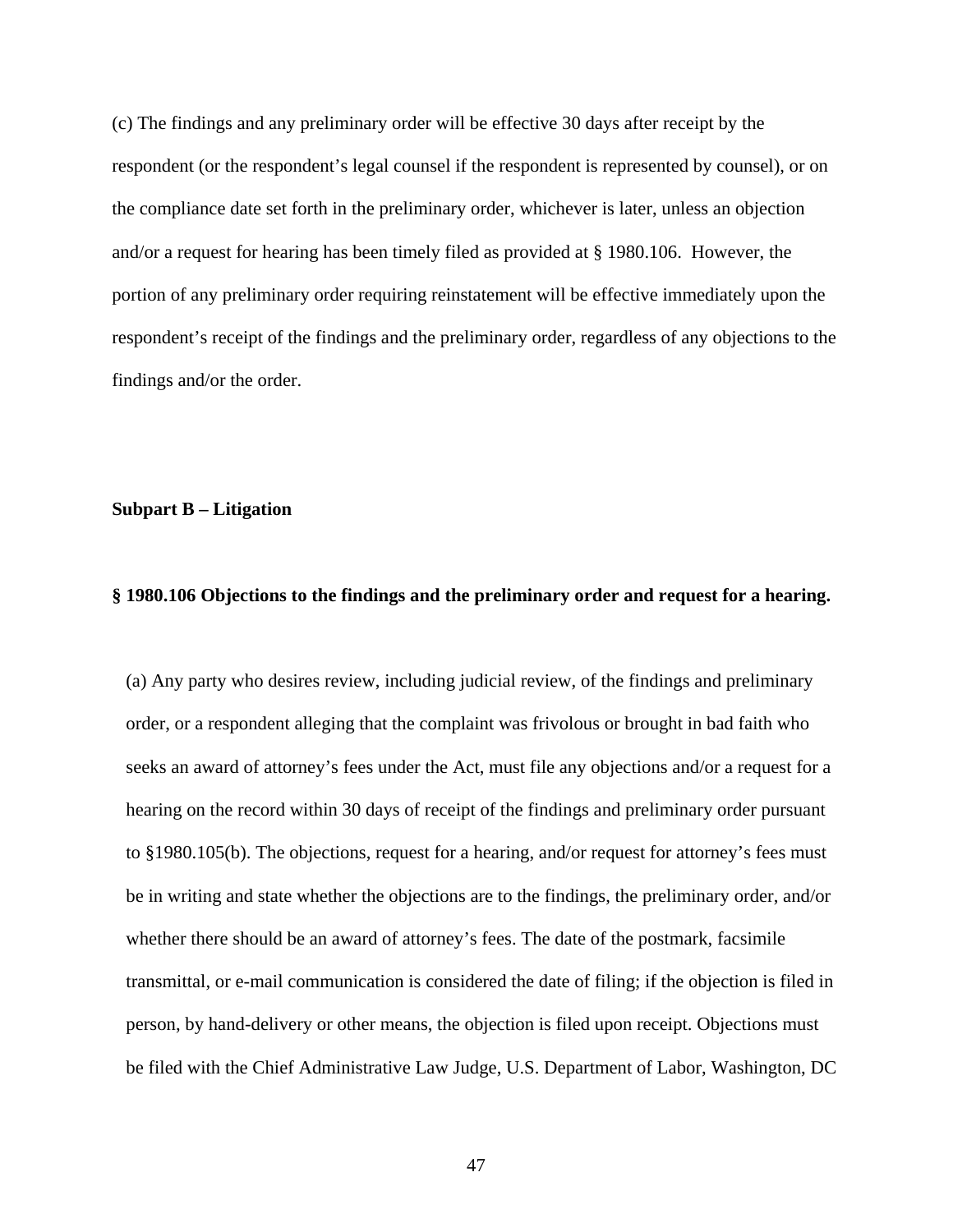(c) The findings and any preliminary order will be effective 30 days after receipt by the respondent (or the respondent’s legal counsel if the respondent is represented by counsel), or on the compliance date set forth in the preliminary order, whichever is later, unless an objection and/or a request for hearing has been timely filed as provided at § 1980.106. However, the portion of any preliminary order requiring reinstatement will be effective immediately upon the respondent’s receipt of the findings and the preliminary order, regardless of any objections to the findings and/or the order.

**Subpart B – Litigation**

**§ 1980.106 Objections to the findings and the preliminary order and request for a hearing.**

(a) Any party who desires review, including judicial review, of the findings and preliminary order, or a respondent alleging that the complaint was frivolous or brought in bad faith who seeks an award of attorney’s fees under the Act, must file any objections and/or a request for a hearing on the record within 30 days of receipt of the findings and preliminary order pursuant to §1980.105(b). The objections, request for a hearing, and/or request for attorney’s fees must be in writing and state whether the objections are to the findings, the preliminary order, and/or whether there should be an award of attorney’s fees. The date of the postmark, facsimile transmittal, or e-mail communication is considered the date of filing; if the objection is filed in person, by hand-delivery or other means, the objection is filed upon receipt. Objections must be filed with the Chief Administrative Law Judge, U.S. Department of Labor, Washington, DC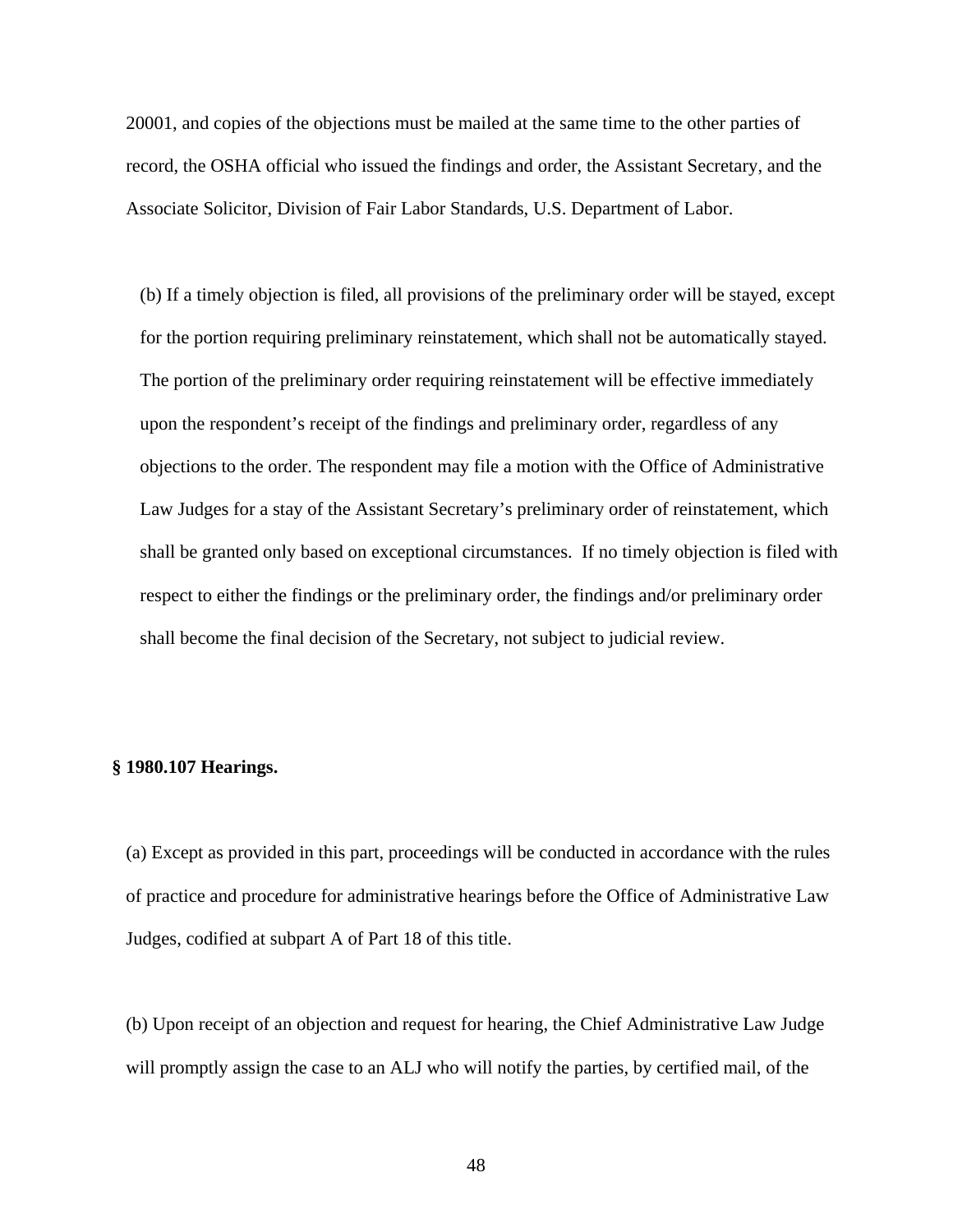20001, and copies of the objections must be mailed at the same time to the other parties of record, the OSHA official who issued the findings and order, the Assistant Secretary, and the Associate Solicitor, Division of Fair Labor Standards, U.S. Department of Labor.

(b) If a timely objection is filed, all provisions of the preliminary order will be stayed, except for the portion requiring preliminary reinstatement, which shall not be automatically stayed. The portion of the preliminary order requiring reinstatement will be effective immediately upon the respondent's receipt of the findings and preliminary order, regardless of any objections to the order. The respondent may file a motion with the Office of Administrative Law Judges for a stay of the Assistant Secretary's preliminary order of reinstatement, which shall be granted only based on exceptional circumstances. If no timely objection is filed with respect to either the findings or the preliminary order, the findings and/or preliminary order shall become the final decision of the Secretary, not subject to judicial review.

**§ 1980.107 Hearings.**

(a) Except as provided in this part, proceedings will be conducted in accordance with the rules of practice and procedure for administrative hearings before the Office of Administrative Law Judges, codified at subpart A of Part 18 of this title.

(b) Upon receipt of an objection and request for hearing, the Chief Administrative Law Judge will promptly assign the case to an ALJ who will notify the parties, by certified mail, of the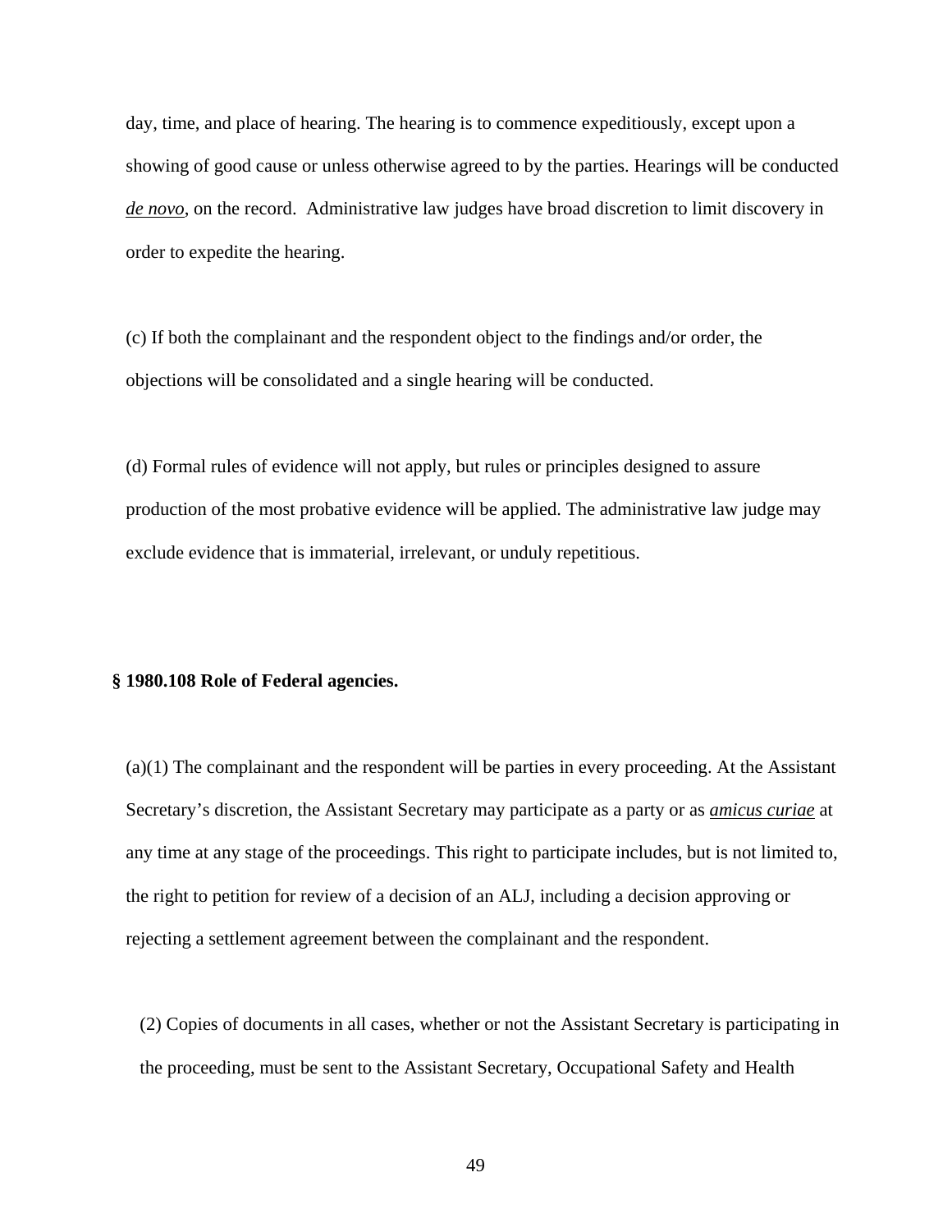day, time, and place of hearing. The hearing is to commence expeditiously, except upon a showing of good cause or unless otherwise agreed to by the parties. Hearings will be conducted *de novo*, on the record. Administrative law judges have broad discretion to limit discovery in order to expedite the hearing.

(c) If both the complainant and the respondent object to the findings and/or order, the objections will be consolidated and a single hearing will be conducted.

(d) Formal rules of evidence will not apply, but rules or principles designed to assure production of the most probative evidence will be applied. The administrative law judge may exclude evidence that is immaterial, irrelevant, or unduly repetitious.

**§ 1980.108 Role of Federal agencies.**

(a)(1) The complainant and the respondent will be parties in every proceeding. At the Assistant Secretary's discretion, the Assistant Secretary may participate as a party or as *amicus curiae* at any time at any stage of the proceedings. This right to participate includes, but is not limited to, the right to petition for review of a decision of an ALJ, including a decision approving or rejecting a settlement agreement between the complainant and the respondent.

(2) Copies of documents in all cases, whether or not the Assistant Secretary is participating in the proceeding, must be sent to the Assistant Secretary, Occupational Safety and Health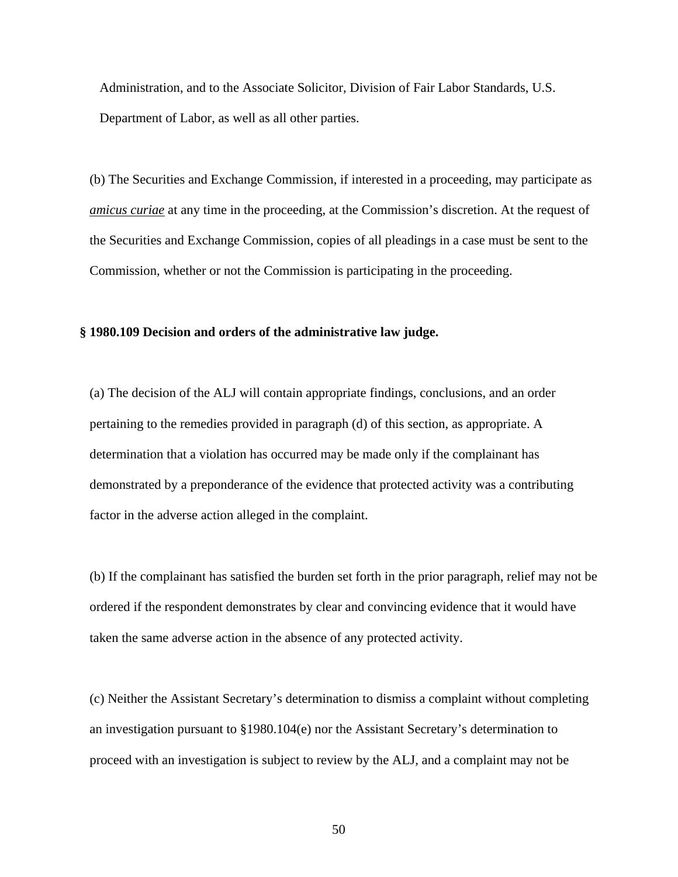Administration, and to the Associate Solicitor, Division of Fair Labor Standards, U.S. Department of Labor, as well as all other parties.

(b) The Securities and Exchange Commission, if interested in a proceeding, may participate as *amicus curiae* at any time in the proceeding, at the Commission's discretion. At the request of the Securities and Exchange Commission, copies of all pleadings in a case must be sent to the Commission, whether or not the Commission is participating in the proceeding.

**§ 1980.109 Decision and orders of the administrative law judge.**

(a) The decision of the ALJ will contain appropriate findings, conclusions, and an order pertaining to the remedies provided in paragraph (d) of this section, as appropriate. A determination that a violation has occurred may be made only if the complainant has demonstrated by a preponderance of the evidence that protected activity was a contributing factor in the adverse action alleged in the complaint.

(b) If the complainant has satisfied the burden set forth in the prior paragraph, relief may not be ordered if the respondent demonstrates by clear and convincing evidence that it would have taken the same adverse action in the absence of any protected activity.

(c) Neither the Assistant Secretary's determination to dismiss a complaint without completing an investigation pursuant to §1980.104(e) nor the Assistant Secretary's determination to proceed with an investigation is subject to review by the ALJ, and a complaint may not be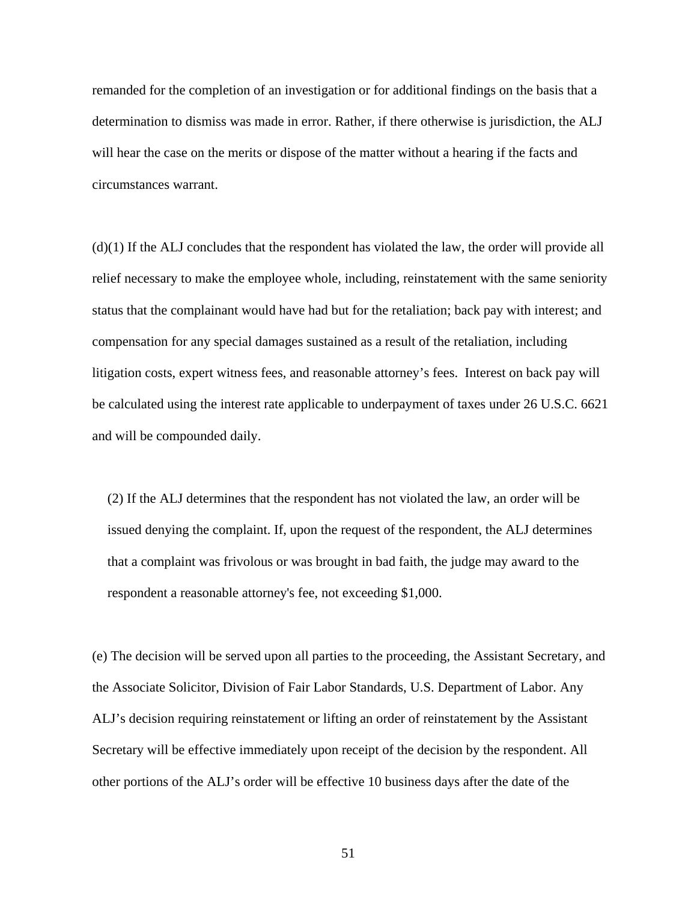remanded for the completion of an investigation or for additional findings on the basis that a determination to dismiss was made in error. Rather, if there otherwise is jurisdiction, the ALJ will hear the case on the merits or dispose of the matter without a hearing if the facts and circumstances warrant.

(d)(1) If the ALJ concludes that the respondent has violated the law, the order will provide all relief necessary to make the employee whole, including, reinstatement with the same seniority status that the complainant would have had but for the retaliation; back pay with interest; and compensation for any special damages sustained as a result of the retaliation, including litigation costs, expert witness fees, and reasonable attorney's fees. Interest on back pay will be calculated using the interest rate applicable to underpayment of taxes under 26 U.S.C. 6621 and will be compounded daily.

(2) If the ALJ determines that the respondent has not violated the law, an order will be issued denying the complaint. If, upon the request of the respondent, the ALJ determines that a complaint was frivolous or was brought in bad faith, the judge may award to the respondent a reasonable attorney's fee, not exceeding $1,000.

(e) The decision will be served upon all parties to the proceeding, the Assistant Secretary, and the Associate Solicitor, Division of Fair Labor Standards, U.S. Department of Labor. Any ALJ's decision requiring reinstatement or lifting an order of reinstatement by the Assistant Secretary will be effective immediately upon receipt of the decision by the respondent. All other portions of the ALJ's order will be effective 10 business days after the date of the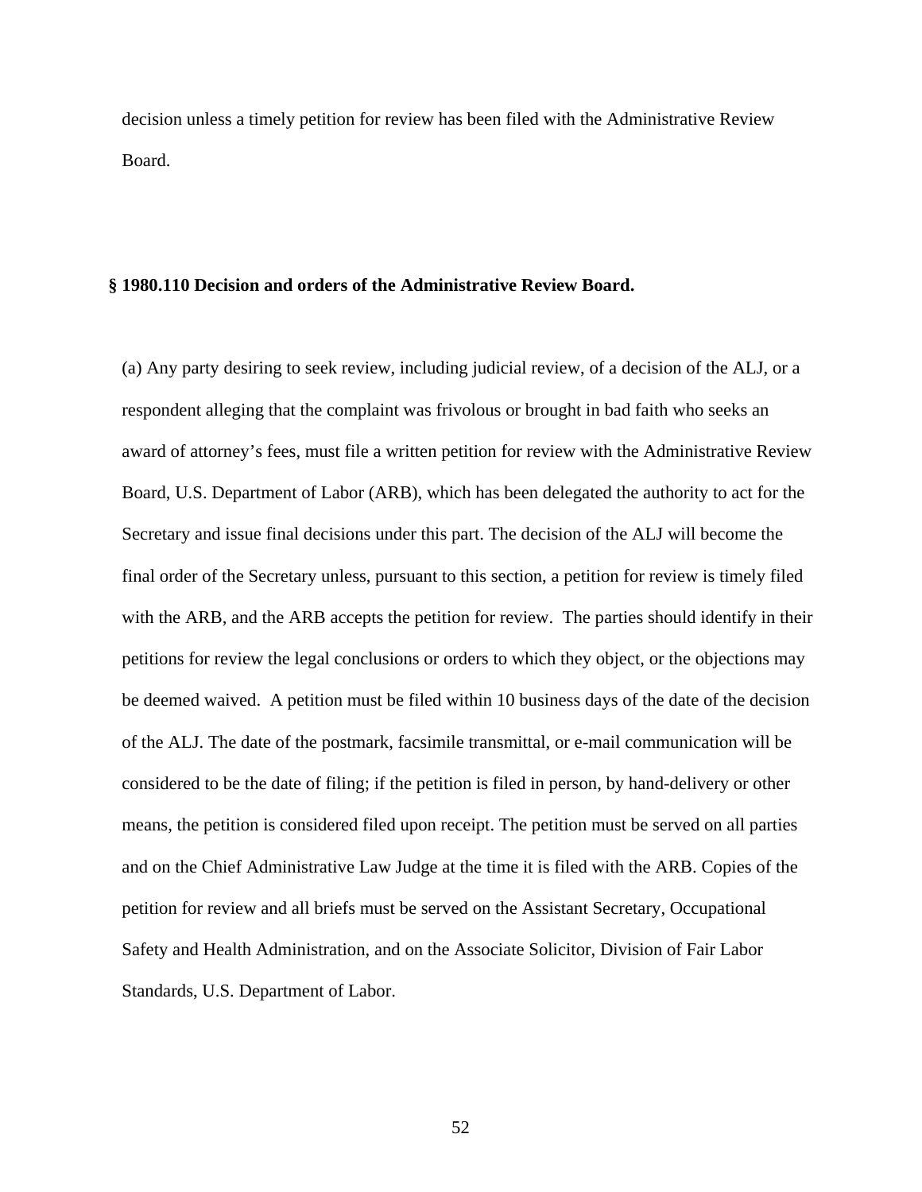decision unless a timely petition for review has been filed with the Administrative Review Board.

**§ 1980.110 Decision and orders of the Administrative Review Board.**

(a) Any party desiring to seek review, including judicial review, of a decision of the ALJ, or a respondent alleging that the complaint was frivolous or brought in bad faith who seeks an award of attorney's fees, must file a written petition for review with the Administrative Review Board, U.S. Department of Labor (ARB), which has been delegated the authority to act for the Secretary and issue final decisions under this part. The decision of the ALJ will become the final order of the Secretary unless, pursuant to this section, a petition for review is timely filed with the ARB, and the ARB accepts the petition for review. The parties should identify in their petitions for review the legal conclusions or orders to which they object, or the objections may be deemed waived. A petition must be filed within 10 business days of the date of the decision of the ALJ. The date of the postmark, facsimile transmittal, or e-mail communication will be considered to be the date of filing; if the petition is filed in person, by hand-delivery or other means, the petition is considered filed upon receipt. The petition must be served on all parties and on the Chief Administrative Law Judge at the time it is filed with the ARB. Copies of the petition for review and all briefs must be served on the Assistant Secretary, Occupational Safety and Health Administration, and on the Associate Solicitor, Division of Fair Labor Standards, U.S. Department of Labor.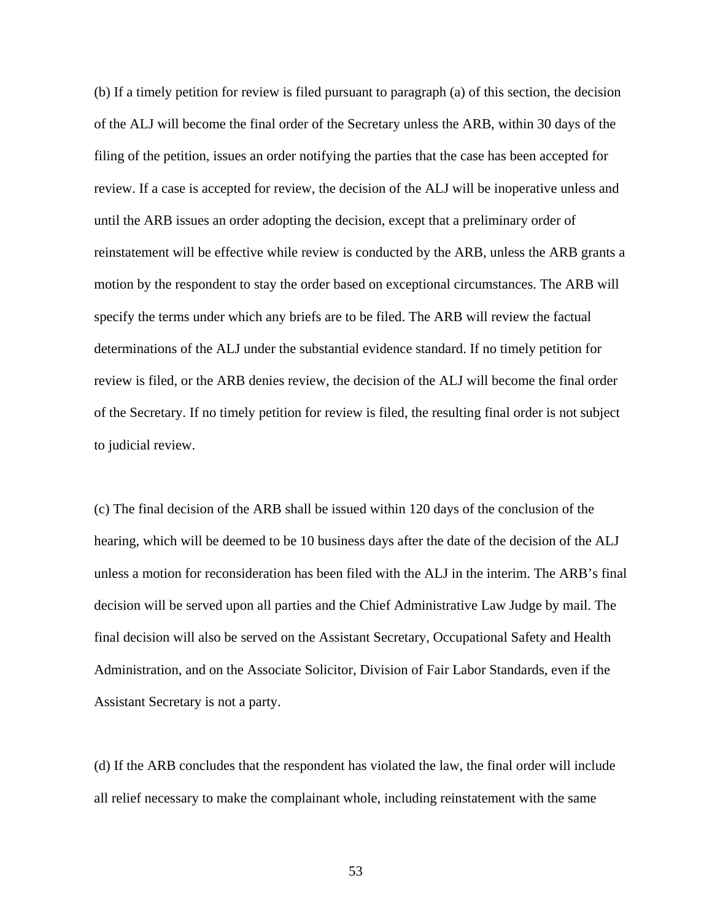(b) If a timely petition for review is filed pursuant to paragraph (a) of this section, the decision of the ALJ will become the final order of the Secretary unless the ARB, within 30 days of the filing of the petition, issues an order notifying the parties that the case has been accepted for review. If a case is accepted for review, the decision of the ALJ will be inoperative unless and until the ARB issues an order adopting the decision, except that a preliminary order of reinstatement will be effective while review is conducted by the ARB, unless the ARB grants a motion by the respondent to stay the order based on exceptional circumstances. The ARB will specify the terms under which any briefs are to be filed. The ARB will review the factual determinations of the ALJ under the substantial evidence standard. If no timely petition for review is filed, or the ARB denies review, the decision of the ALJ will become the final order of the Secretary. If no timely petition for review is filed, the resulting final order is not subject to judicial review.

(c) The final decision of the ARB shall be issued within 120 days of the conclusion of the hearing, which will be deemed to be 10 business days after the date of the decision of the ALJ unless a motion for reconsideration has been filed with the ALJ in the interim. The ARB's final decision will be served upon all parties and the Chief Administrative Law Judge by mail. The final decision will also be served on the Assistant Secretary, Occupational Safety and Health Administration, and on the Associate Solicitor, Division of Fair Labor Standards, even if the Assistant Secretary is not a party.

(d) If the ARB concludes that the respondent has violated the law, the final order will include all relief necessary to make the complainant whole, including reinstatement with the same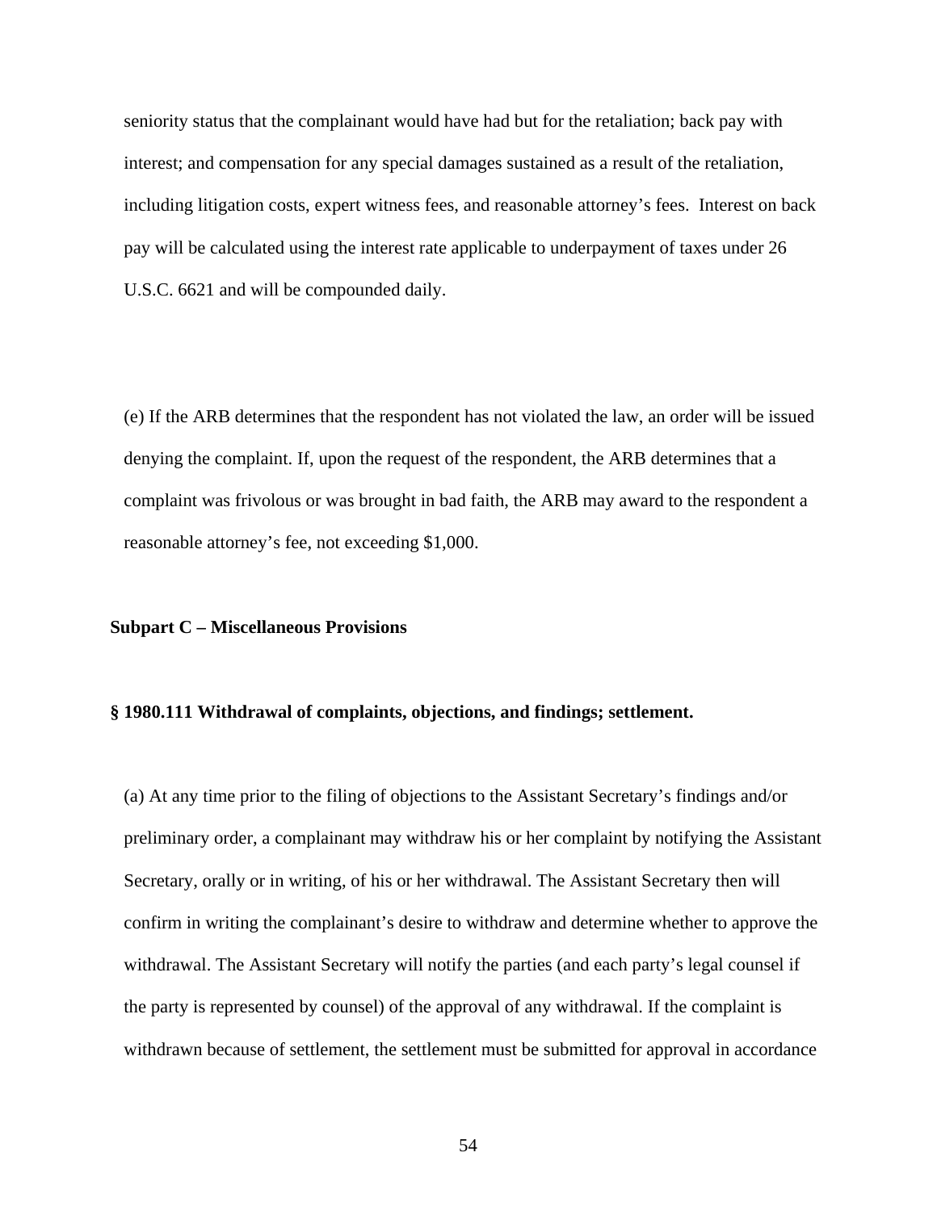seniority status that the complainant would have had but for the retaliation; back pay with interest; and compensation for any special damages sustained as a result of the retaliation, including litigation costs, expert witness fees, and reasonable attorney's fees. Interest on back pay will be calculated using the interest rate applicable to underpayment of taxes under 26 U.S.C. 6621 and will be compounded daily.

(e) If the ARB determines that the respondent has not violated the law, an order will be issued denying the complaint. If, upon the request of the respondent, the ARB determines that a complaint was frivolous or was brought in bad faith, the ARB may award to the respondent a reasonable attorney's fee, not exceeding $1,000.

## Subpart C – Miscellaneous Provisions

### § 1980.111 Withdrawal of complaints, objections, and findings; settlement.

(a) At any time prior to the filing of objections to the Assistant Secretary's findings and/or preliminary order, a complainant may withdraw his or her complaint by notifying the Assistant Secretary, orally or in writing, of his or her withdrawal. The Assistant Secretary then will confirm in writing the complainant's desire to withdraw and determine whether to approve the withdrawal. The Assistant Secretary will notify the parties (and each party's legal counsel if the party is represented by counsel) of the approval of any withdrawal. If the complaint is withdrawn because of settlement, the settlement must be submitted for approval in accordance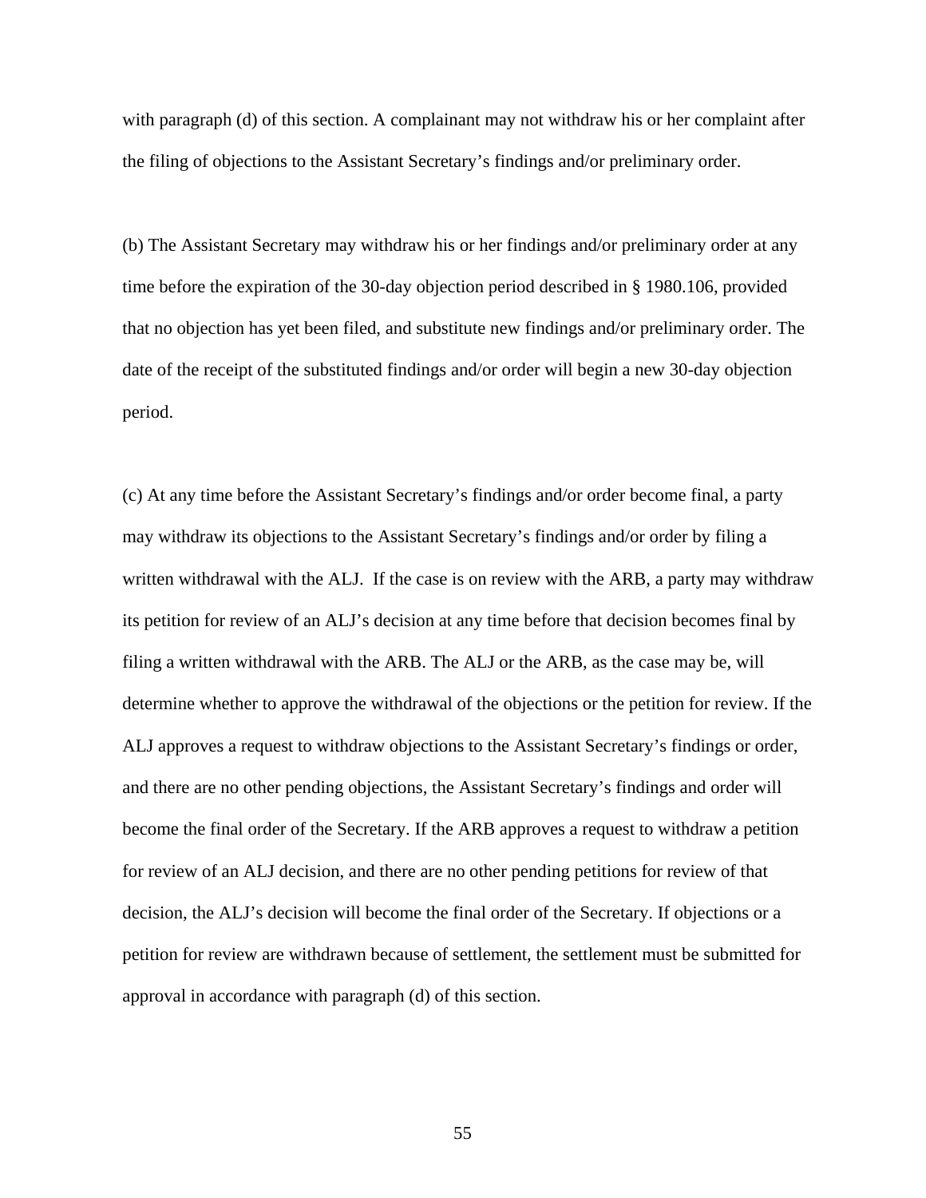with paragraph (d) of this section. A complainant may not withdraw his or her complaint after the filing of objections to the Assistant Secretary's findings and/or preliminary order.

(b) The Assistant Secretary may withdraw his or her findings and/or preliminary order at any time before the expiration of the 30-day objection period described in § 1980.106, provided that no objection has yet been filed, and substitute new findings and/or preliminary order. The date of the receipt of the substituted findings and/or order will begin a new 30-day objection period.

(c) At any time before the Assistant Secretary's findings and/or order become final, a party may withdraw its objections to the Assistant Secretary's findings and/or order by filing a written withdrawal with the ALJ. If the case is on review with the ARB, a party may withdraw its petition for review of an ALJ's decision at any time before that decision becomes final by filing a written withdrawal with the ARB. The ALJ or the ARB, as the case may be, will determine whether to approve the withdrawal of the objections or the petition for review. If the ALJ approves a request to withdraw objections to the Assistant Secretary's findings or order, and there are no other pending objections, the Assistant Secretary's findings and order will become the final order of the Secretary. If the ARB approves a request to withdraw a petition for review of an ALJ decision, and there are no other pending petitions for review of that decision, the ALJ's decision will become the final order of the Secretary. If objections or a petition for review are withdrawn because of settlement, the settlement must be submitted for approval in accordance with paragraph (d) of this section.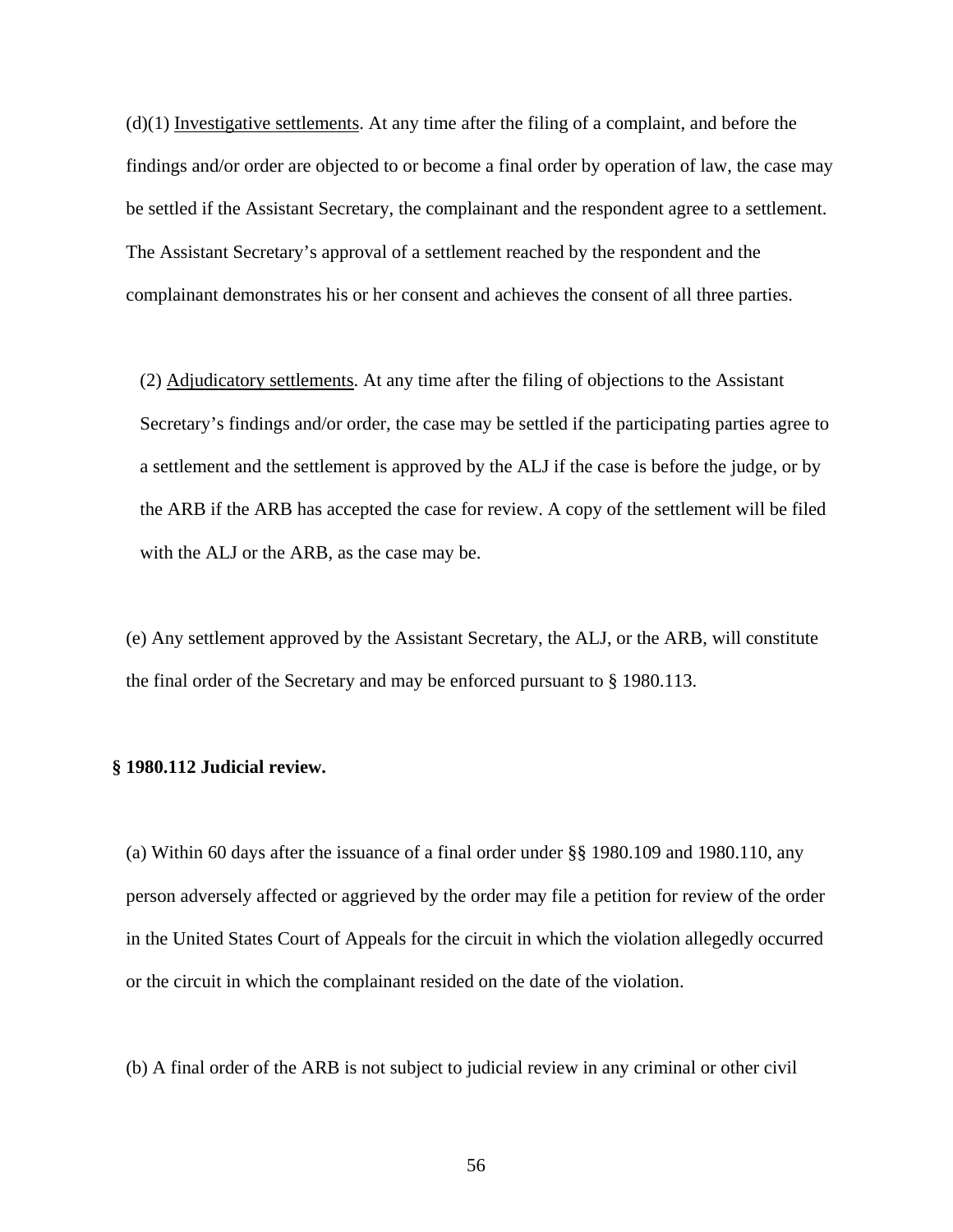(d)(1) Investigative settlements. At any time after the filing of a complaint, and before the findings and/or order are objected to or become a final order by operation of law, the case may be settled if the Assistant Secretary, the complainant and the respondent agree to a settlement. The Assistant Secretary's approval of a settlement reached by the respondent and the complainant demonstrates his or her consent and achieves the consent of all three parties.

(2) Adjudicatory settlements. At any time after the filing of objections to the Assistant Secretary's findings and/or order, the case may be settled if the participating parties agree to a settlement and the settlement is approved by the ALJ if the case is before the judge, or by the ARB if the ARB has accepted the case for review. A copy of the settlement will be filed with the ALJ or the ARB, as the case may be.

(e) Any settlement approved by the Assistant Secretary, the ALJ, or the ARB, will constitute the final order of the Secretary and may be enforced pursuant to § 1980.113.

**§ 1980.112 Judicial review.**

(a) Within 60 days after the issuance of a final order under §§ 1980.109 and 1980.110, any person adversely affected or aggrieved by the order may file a petition for review of the order in the United States Court of Appeals for the circuit in which the violation allegedly occurred or the circuit in which the complainant resided on the date of the violation.

(b) A final order of the ARB is not subject to judicial review in any criminal or other civil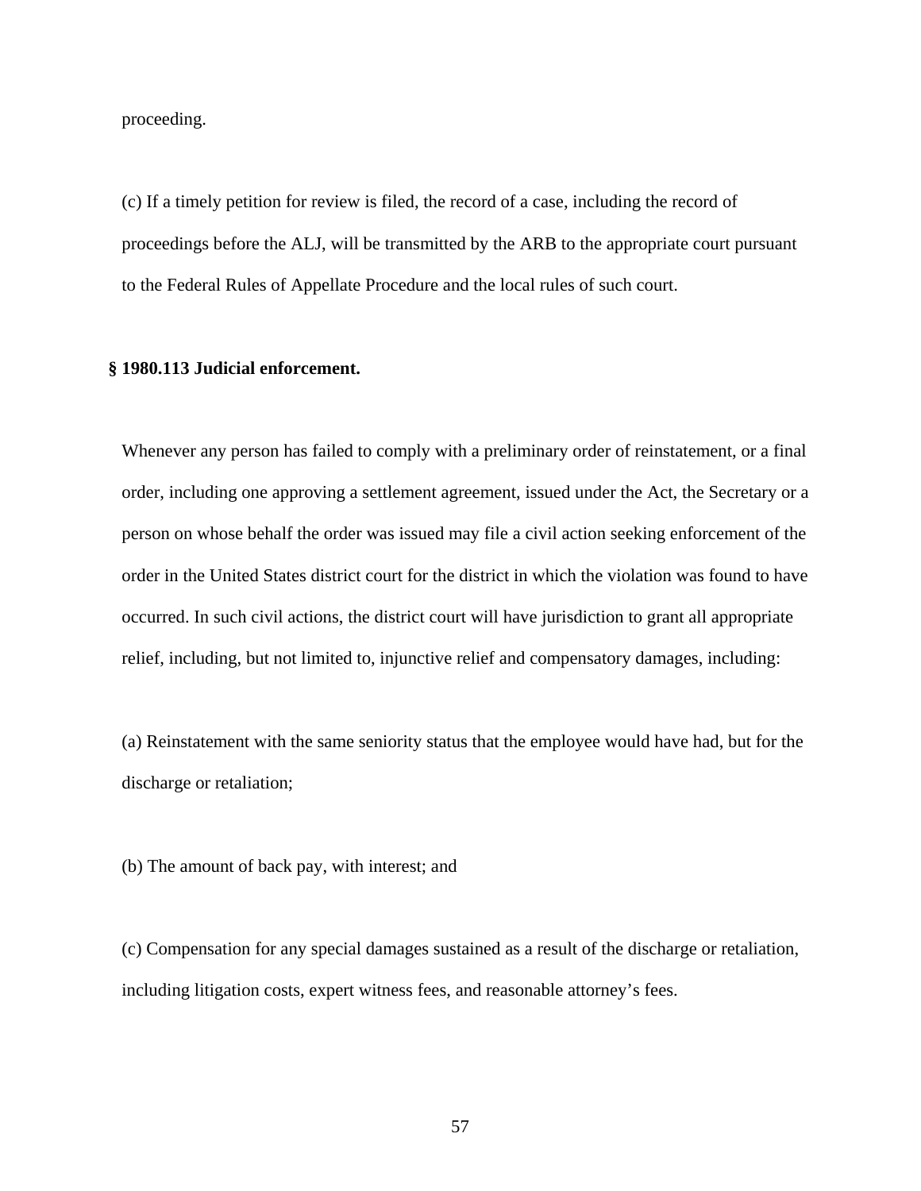proceeding.

(c) If a timely petition for review is filed, the record of a case, including the record of proceedings before the ALJ, will be transmitted by the ARB to the appropriate court pursuant to the Federal Rules of Appellate Procedure and the local rules of such court.

**§ 1980.113 Judicial enforcement.**

Whenever any person has failed to comply with a preliminary order of reinstatement, or a final order, including one approving a settlement agreement, issued under the Act, the Secretary or a person on whose behalf the order was issued may file a civil action seeking enforcement of the order in the United States district court for the district in which the violation was found to have occurred. In such civil actions, the district court will have jurisdiction to grant all appropriate relief, including, but not limited to, injunctive relief and compensatory damages, including:

(a) Reinstatement with the same seniority status that the employee would have had, but for the discharge or retaliation;

(b) The amount of back pay, with interest; and

(c) Compensation for any special damages sustained as a result of the discharge or retaliation, including litigation costs, expert witness fees, and reasonable attorney's fees.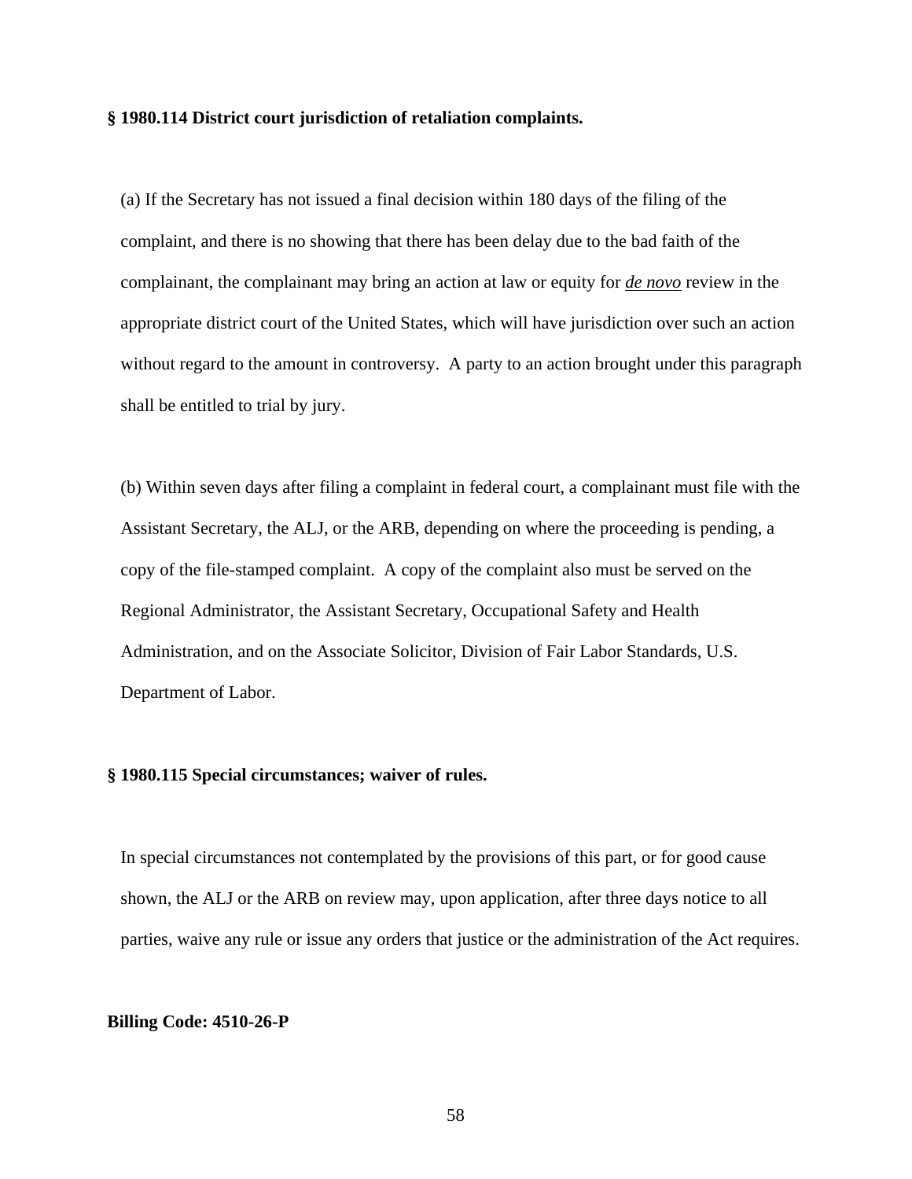**§ 1980.114 District court jurisdiction of retaliation complaints.**

(a) If the Secretary has not issued a final decision within 180 days of the filing of the complaint, and there is no showing that there has been delay due to the bad faith of the complainant, the complainant may bring an action at law or equity for ***de novo*** review in the appropriate district court of the United States, which will have jurisdiction over such an action without regard to the amount in controversy. A party to an action brought under this paragraph shall be entitled to trial by jury.

(b) Within seven days after filing a complaint in federal court, a complainant must file with the Assistant Secretary, the ALJ, or the ARB, depending on where the proceeding is pending, a copy of the file-stamped complaint. A copy of the complaint also must be served on the Regional Administrator, the Assistant Secretary, Occupational Safety and Health Administration, and on the Associate Solicitor, Division of Fair Labor Standards, U.S. Department of Labor.

**§ 1980.115 Special circumstances; waiver of rules.**

In special circumstances not contemplated by the provisions of this part, or for good cause shown, the ALJ or the ARB on review may, upon application, after three days notice to all parties, waive any rule or issue any orders that justice or the administration of the Act requires.

**Billing Code: 4510-26-P**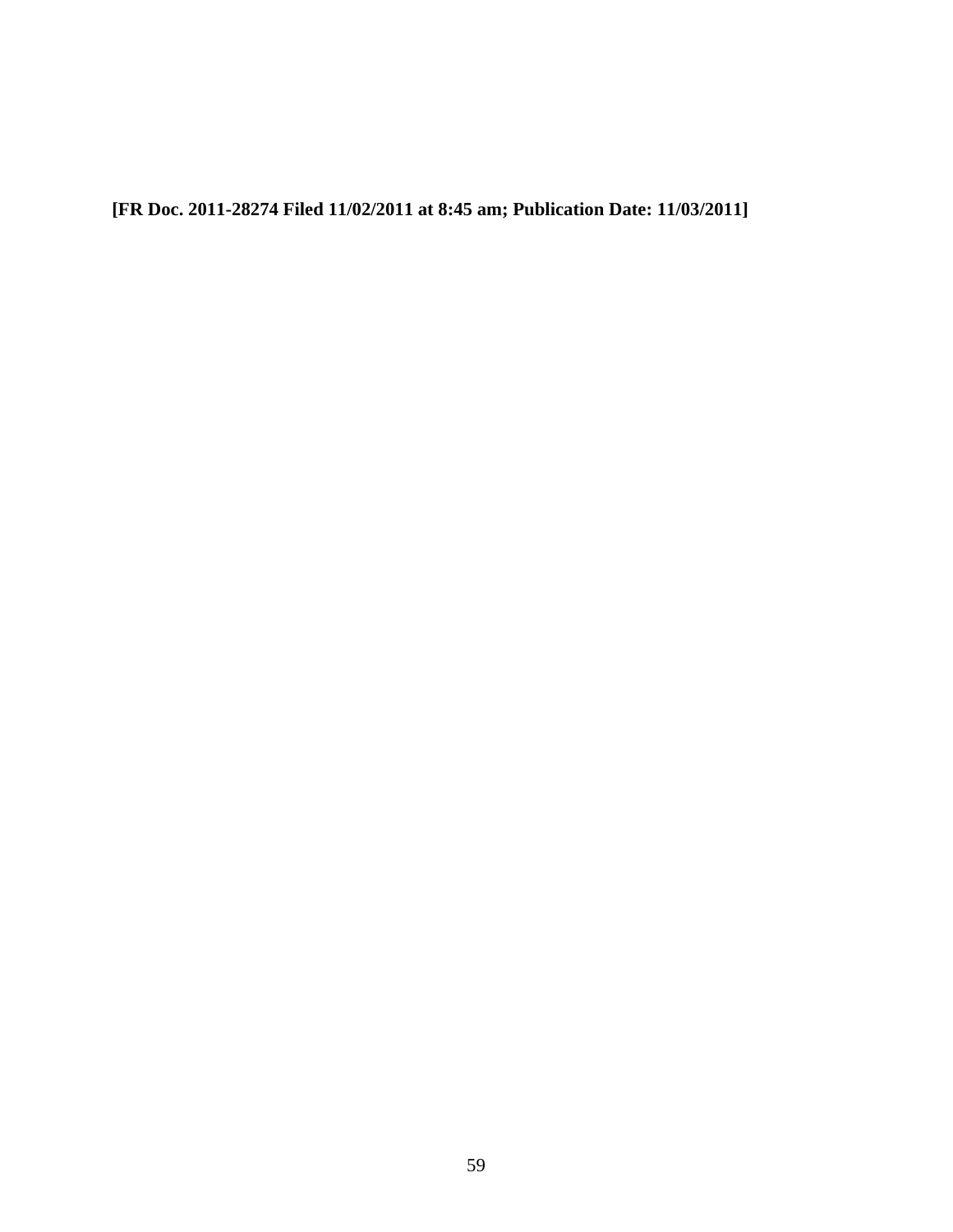**[FR Doc. 2011-28274 Filed 11/02/2011 at 8:45 am; Publication Date: 11/03/2011]**